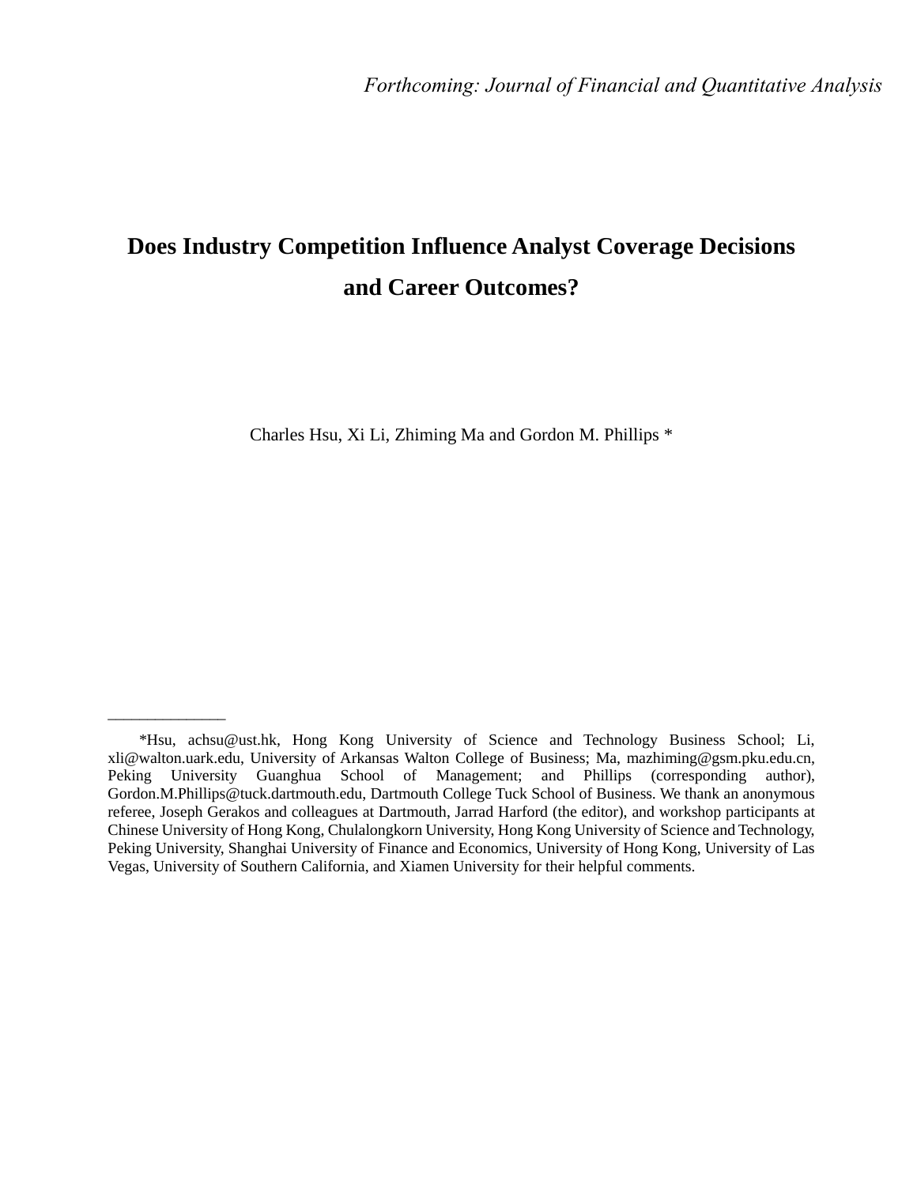*Forthcoming: Journal of Financial and Quantitative Analysis*

# Does Industry Competition Influence Analyst Coverage Decisions and Career Outcomes?

Charles Hsu, Xi Li, Zhiming Ma and Gordon M. Phillips *

---

*Hsu, achsu@ust.hk, Hong Kong University of Science and Technology Business School; Li, xli@walton.uark.edu, University of Arkansas Walton College of Business; Ma, mazhiming@gsm.pku.edu.cn, Peking University Guanghua School of Management; and Phillips (corresponding author), Gordon.M.Phillips@tuck.dartmouth.edu, Dartmouth College Tuck School of Business. We thank an anonymous referee, Joseph Gerakos and colleagues at Dartmouth, Jarrad Harford (the editor), and workshop participants at Chinese University of Hong Kong, Chulalongkorn University, Hong Kong University of Science and Technology, Peking University, Shanghai University of Finance and Economics, University of Hong Kong, University of Las Vegas, University of Southern California, and Xiamen University for their helpful comments.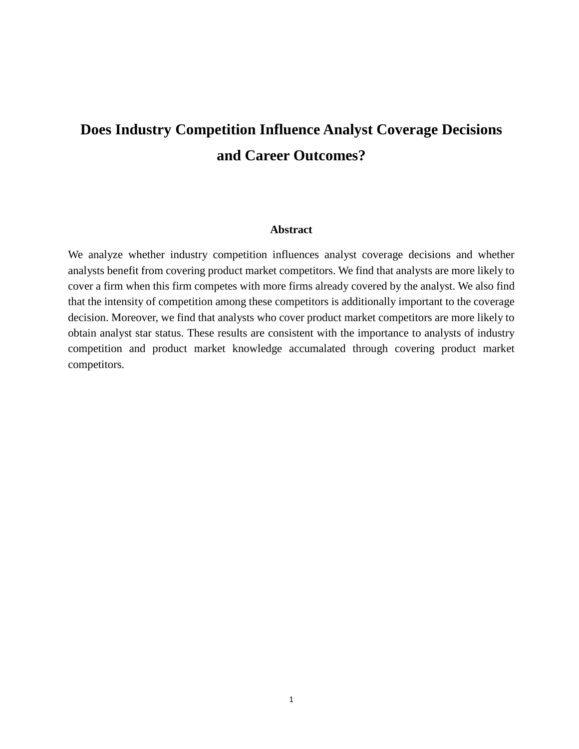# Does Industry Competition Influence Analyst Coverage Decisions and Career Outcomes?

**Abstract**

We analyze whether industry competition influences analyst coverage decisions and whether analysts benefit from covering product market competitors. We find that analysts are more likely to cover a firm when this firm competes with more firms already covered by the analyst. We also find that the intensity of competition among these competitors is additionally important to the coverage decision. Moreover, we find that analysts who cover product market competitors are more likely to obtain analyst star status. These results are consistent with the importance to analysts of industry competition and product market knowledge accumalated through covering product market competitors.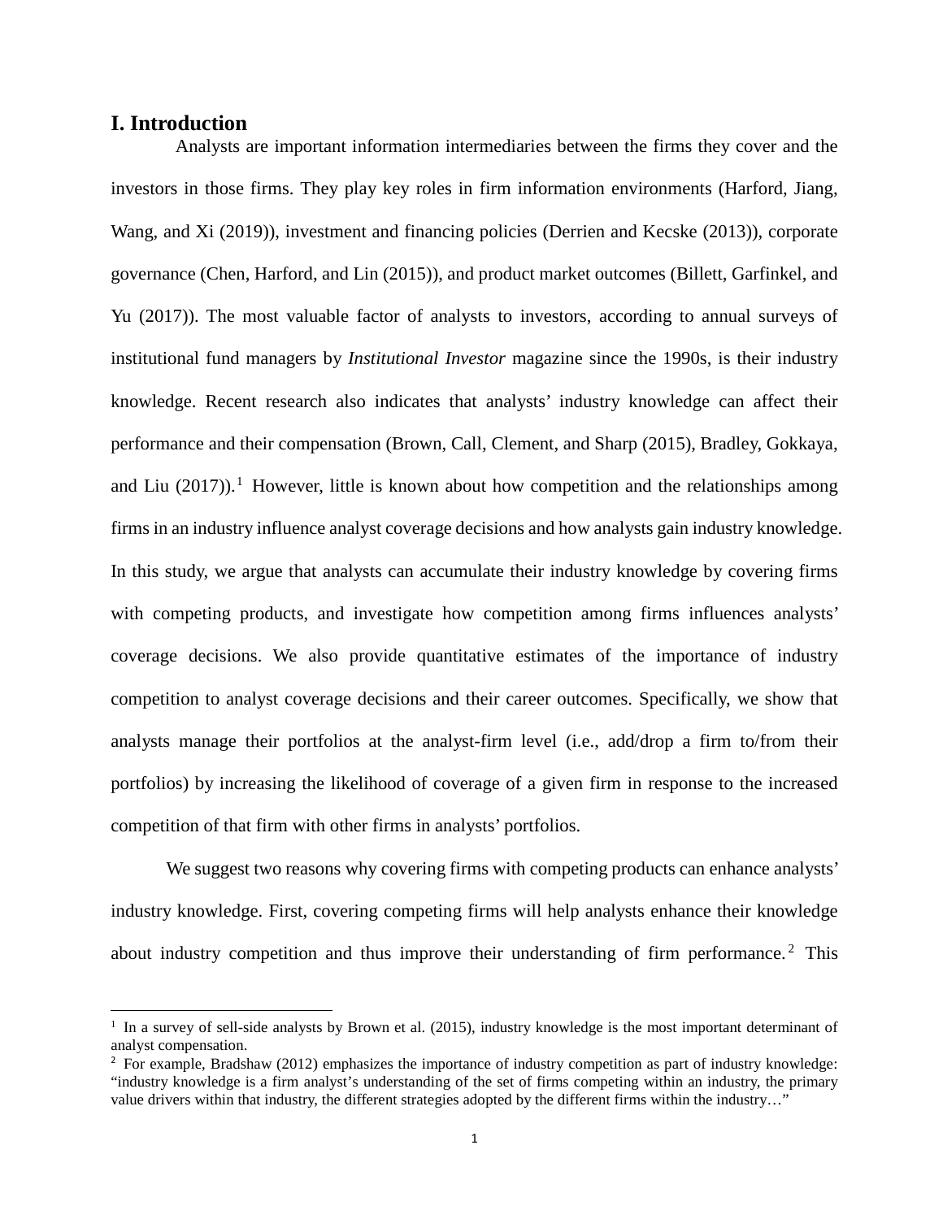# I. Introduction

Analysts are important information intermediaries between the firms they cover and the investors in those firms. They play key roles in firm information environments (Harford, Jiang, Wang, and Xi (2019)), investment and financing policies (Derrien and Kecske (2013)), corporate governance (Chen, Harford, and Lin (2015)), and product market outcomes (Billett, Garfinkel, and Yu (2017)). The most valuable factor of analysts to investors, according to annual surveys of institutional fund managers by *Institutional Investor* magazine since the 1990s, is their industry knowledge. Recent research also indicates that analysts' industry knowledge can affect their performance and their compensation (Brown, Call, Clement, and Sharp (2015), Bradley, Gokkaya, and Liu (2017)).[1] However, little is known about how competition and the relationships among firms in an industry influence analyst coverage decisions and how analysts gain industry knowledge. In this study, we argue that analysts can accumulate their industry knowledge by covering firms with competing products, and investigate how competition among firms influences analysts' coverage decisions. We also provide quantitative estimates of the importance of industry competition to analyst coverage decisions and their career outcomes. Specifically, we show that analysts manage their portfolios at the analyst-firm level (i.e., add/drop a firm to/from their portfolios) by increasing the likelihood of coverage of a given firm in response to the increased competition of that firm with other firms in analysts' portfolios.

We suggest two reasons why covering firms with competing products can enhance analysts' industry knowledge. First, covering competing firms will help analysts enhance their knowledge about industry competition and thus improve their understanding of firm performance.[2] This

---

[1] In a survey of sell-side analysts by Brown et al. (2015), industry knowledge is the most important determinant of analyst compensation.

[2] For example, Bradshaw (2012) emphasizes the importance of industry competition as part of industry knowledge: "industry knowledge is a firm analyst's understanding of the set of firms competing within an industry, the primary value drivers within that industry, the different strategies adopted by the different firms within the industry…"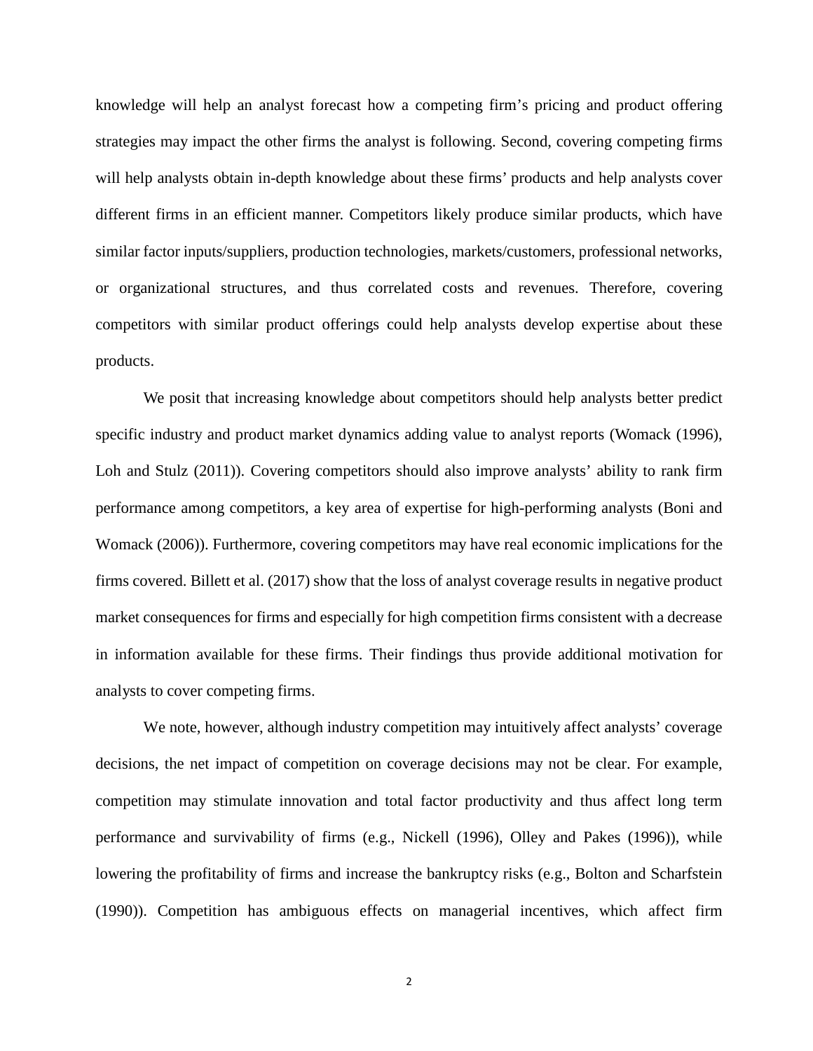knowledge will help an analyst forecast how a competing firm's pricing and product offering strategies may impact the other firms the analyst is following. Second, covering competing firms will help analysts obtain in-depth knowledge about these firms' products and help analysts cover different firms in an efficient manner. Competitors likely produce similar products, which have similar factor inputs/suppliers, production technologies, markets/customers, professional networks, or organizational structures, and thus correlated costs and revenues. Therefore, covering competitors with similar product offerings could help analysts develop expertise about these products.

We posit that increasing knowledge about competitors should help analysts better predict specific industry and product market dynamics adding value to analyst reports (Womack (1996), Loh and Stulz (2011)). Covering competitors should also improve analysts' ability to rank firm performance among competitors, a key area of expertise for high-performing analysts (Boni and Womack (2006)). Furthermore, covering competitors may have real economic implications for the firms covered. Billett et al. (2017) show that the loss of analyst coverage results in negative product market consequences for firms and especially for high competition firms consistent with a decrease in information available for these firms. Their findings thus provide additional motivation for analysts to cover competing firms.

We note, however, although industry competition may intuitively affect analysts' coverage decisions, the net impact of competition on coverage decisions may not be clear. For example, competition may stimulate innovation and total factor productivity and thus affect long term performance and survivability of firms (e.g., Nickell (1996), Olley and Pakes (1996)), while lowering the profitability of firms and increase the bankruptcy risks (e.g., Bolton and Scharfstein (1990)). Competition has ambiguous effects on managerial incentives, which affect firm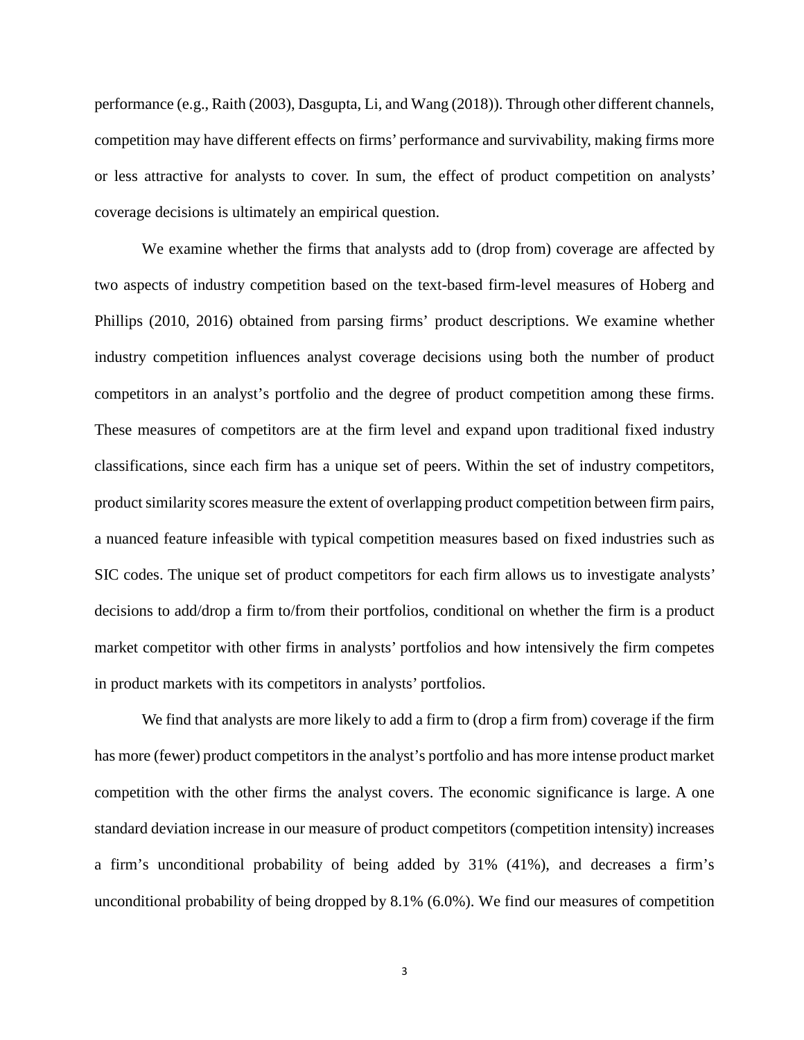performance (e.g., Raith (2003), Dasgupta, Li, and Wang (2018)). Through other different channels, competition may have different effects on firms' performance and survivability, making firms more or less attractive for analysts to cover. In sum, the effect of product competition on analysts' coverage decisions is ultimately an empirical question.

We examine whether the firms that analysts add to (drop from) coverage are affected by two aspects of industry competition based on the text-based firm-level measures of Hoberg and Phillips (2010, 2016) obtained from parsing firms' product descriptions. We examine whether industry competition influences analyst coverage decisions using both the number of product competitors in an analyst's portfolio and the degree of product competition among these firms. These measures of competitors are at the firm level and expand upon traditional fixed industry classifications, since each firm has a unique set of peers. Within the set of industry competitors, product similarity scores measure the extent of overlapping product competition between firm pairs, a nuanced feature infeasible with typical competition measures based on fixed industries such as SIC codes. The unique set of product competitors for each firm allows us to investigate analysts' decisions to add/drop a firm to/from their portfolios, conditional on whether the firm is a product market competitor with other firms in analysts' portfolios and how intensively the firm competes in product markets with its competitors in analysts' portfolios.

We find that analysts are more likely to add a firm to (drop a firm from) coverage if the firm has more (fewer) product competitors in the analyst's portfolio and has more intense product market competition with the other firms the analyst covers. The economic significance is large. A one standard deviation increase in our measure of product competitors (competition intensity) increases a firm's unconditional probability of being added by 31% (41%), and decreases a firm's unconditional probability of being dropped by 8.1% (6.0%). We find our measures of competition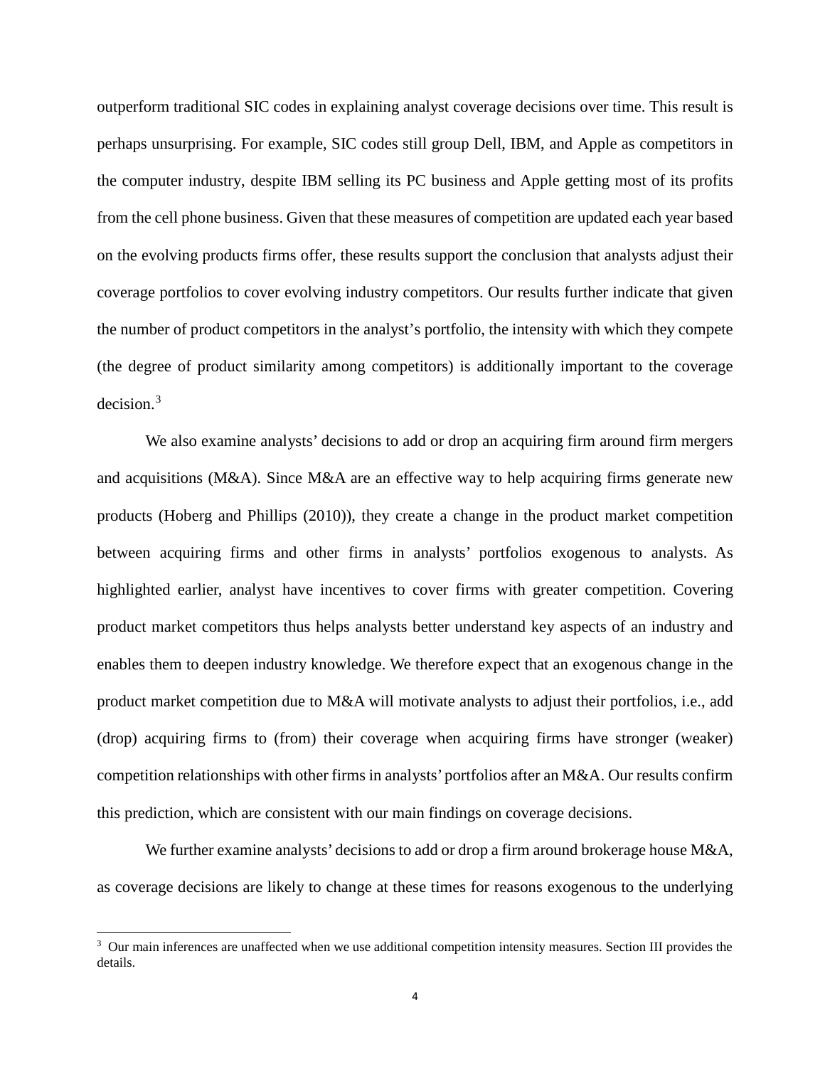outperform traditional SIC codes in explaining analyst coverage decisions over time. This result is perhaps unsurprising. For example, SIC codes still group Dell, IBM, and Apple as competitors in the computer industry, despite IBM selling its PC business and Apple getting most of its profits from the cell phone business. Given that these measures of competition are updated each year based on the evolving products firms offer, these results support the conclusion that analysts adjust their coverage portfolios to cover evolving industry competitors. Our results further indicate that given the number of product competitors in the analyst's portfolio, the intensity with which they compete (the degree of product similarity among competitors) is additionally important to the coverage decision.[3]

We also examine analysts' decisions to add or drop an acquiring firm around firm mergers and acquisitions (M&A). Since M&A are an effective way to help acquiring firms generate new products (Hoberg and Phillips (2010)), they create a change in the product market competition between acquiring firms and other firms in analysts' portfolios exogenous to analysts. As highlighted earlier, analyst have incentives to cover firms with greater competition. Covering product market competitors thus helps analysts better understand key aspects of an industry and enables them to deepen industry knowledge. We therefore expect that an exogenous change in the product market competition due to M&A will motivate analysts to adjust their portfolios, i.e., add (drop) acquiring firms to (from) their coverage when acquiring firms have stronger (weaker) competition relationships with other firms in analysts' portfolios after an M&A. Our results confirm this prediction, which are consistent with our main findings on coverage decisions.

We further examine analysts' decisions to add or drop a firm around brokerage house M&A, as coverage decisions are likely to change at these times for reasons exogenous to the underlying

[3] Our main inferences are unaffected when we use additional competition intensity measures. Section III provides the details.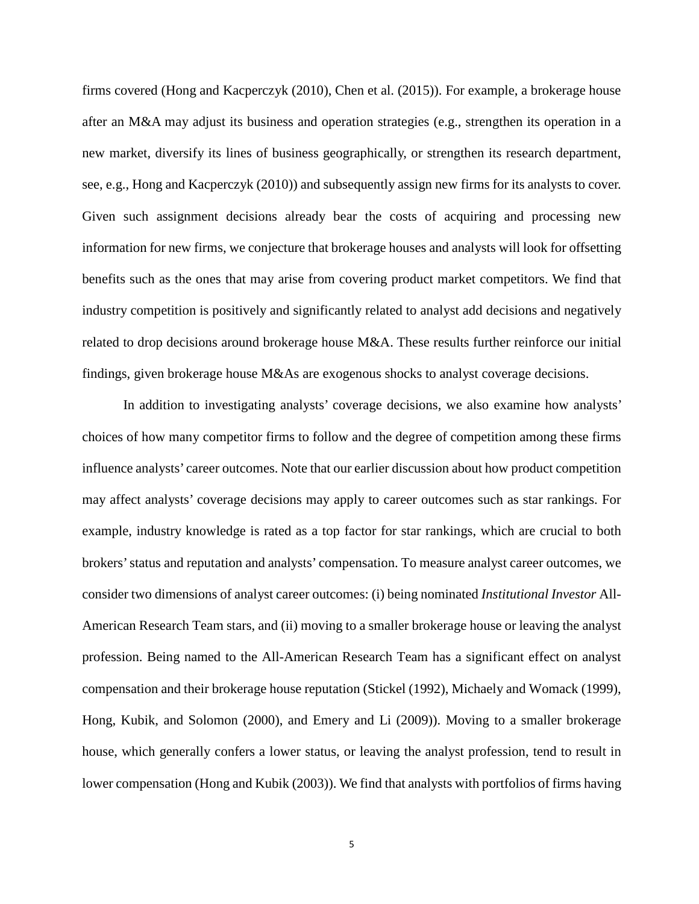firms covered (Hong and Kacperczyk (2010), Chen et al. (2015)). For example, a brokerage house after an M&A may adjust its business and operation strategies (e.g., strengthen its operation in a new market, diversify its lines of business geographically, or strengthen its research department, see, e.g., Hong and Kacperczyk (2010)) and subsequently assign new firms for its analysts to cover. Given such assignment decisions already bear the costs of acquiring and processing new information for new firms, we conjecture that brokerage houses and analysts will look for offsetting benefits such as the ones that may arise from covering product market competitors. We find that industry competition is positively and significantly related to analyst add decisions and negatively related to drop decisions around brokerage house M&A. These results further reinforce our initial findings, given brokerage house M&As are exogenous shocks to analyst coverage decisions.

In addition to investigating analysts' coverage decisions, we also examine how analysts' choices of how many competitor firms to follow and the degree of competition among these firms influence analysts' career outcomes. Note that our earlier discussion about how product competition may affect analysts' coverage decisions may apply to career outcomes such as star rankings. For example, industry knowledge is rated as a top factor for star rankings, which are crucial to both brokers' status and reputation and analysts' compensation. To measure analyst career outcomes, we consider two dimensions of analyst career outcomes: (i) being nominated *Institutional Investor* All-American Research Team stars, and (ii) moving to a smaller brokerage house or leaving the analyst profession. Being named to the All-American Research Team has a significant effect on analyst compensation and their brokerage house reputation (Stickel (1992), Michaely and Womack (1999), Hong, Kubik, and Solomon (2000), and Emery and Li (2009)). Moving to a smaller brokerage house, which generally confers a lower status, or leaving the analyst profession, tend to result in lower compensation (Hong and Kubik (2003)). We find that analysts with portfolios of firms having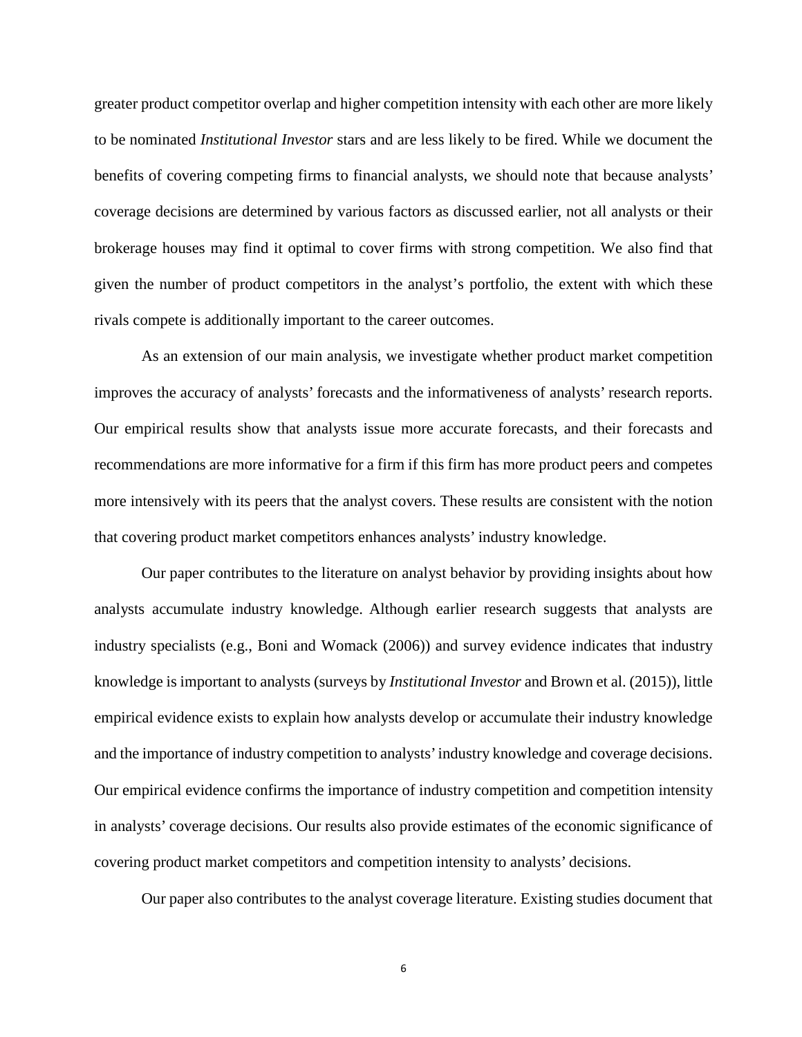greater product competitor overlap and higher competition intensity with each other are more likely to be nominated *Institutional Investor* stars and are less likely to be fired. While we document the benefits of covering competing firms to financial analysts, we should note that because analysts' coverage decisions are determined by various factors as discussed earlier, not all analysts or their brokerage houses may find it optimal to cover firms with strong competition. We also find that given the number of product competitors in the analyst's portfolio, the extent with which these rivals compete is additionally important to the career outcomes.

As an extension of our main analysis, we investigate whether product market competition improves the accuracy of analysts' forecasts and the informativeness of analysts' research reports. Our empirical results show that analysts issue more accurate forecasts, and their forecasts and recommendations are more informative for a firm if this firm has more product peers and competes more intensively with its peers that the analyst covers. These results are consistent with the notion that covering product market competitors enhances analysts' industry knowledge.

Our paper contributes to the literature on analyst behavior by providing insights about how analysts accumulate industry knowledge. Although earlier research suggests that analysts are industry specialists (e.g., Boni and Womack (2006)) and survey evidence indicates that industry knowledge is important to analysts (surveys by *Institutional Investor* and Brown et al. (2015)), little empirical evidence exists to explain how analysts develop or accumulate their industry knowledge and the importance of industry competition to analysts' industry knowledge and coverage decisions. Our empirical evidence confirms the importance of industry competition and competition intensity in analysts' coverage decisions. Our results also provide estimates of the economic significance of covering product market competitors and competition intensity to analysts' decisions.

Our paper also contributes to the analyst coverage literature. Existing studies document that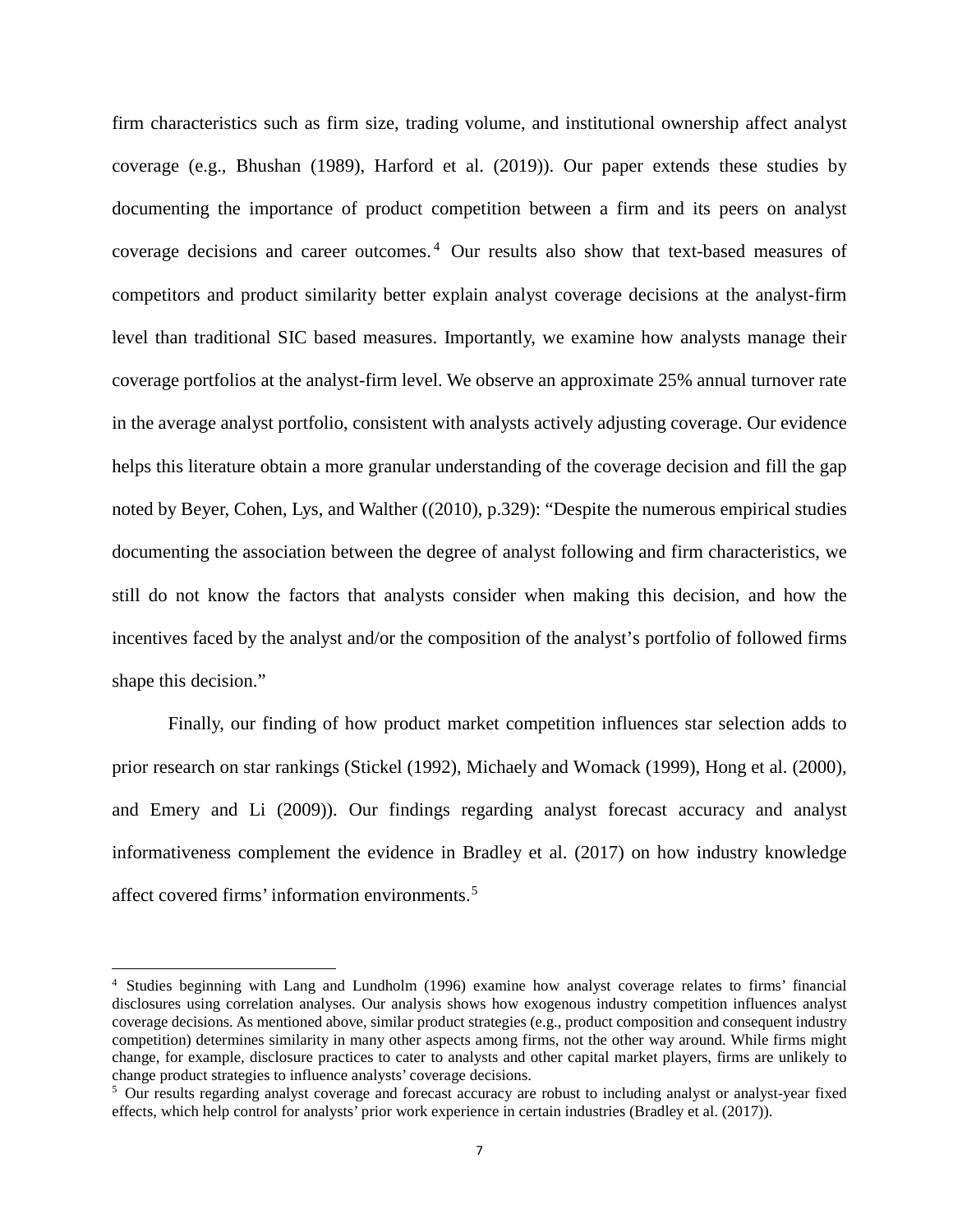firm characteristics such as firm size, trading volume, and institutional ownership affect analyst coverage (e.g., Bhushan (1989), Harford et al. (2019)). Our paper extends these studies by documenting the importance of product competition between a firm and its peers on analyst coverage decisions and career outcomes.[4] Our results also show that text-based measures of competitors and product similarity better explain analyst coverage decisions at the analyst-firm level than traditional SIC based measures. Importantly, we examine how analysts manage their coverage portfolios at the analyst-firm level. We observe an approximate 25% annual turnover rate in the average analyst portfolio, consistent with analysts actively adjusting coverage. Our evidence helps this literature obtain a more granular understanding of the coverage decision and fill the gap noted by Beyer, Cohen, Lys, and Walther ((2010), p.329): "Despite the numerous empirical studies documenting the association between the degree of analyst following and firm characteristics, we still do not know the factors that analysts consider when making this decision, and how the incentives faced by the analyst and/or the composition of the analyst's portfolio of followed firms shape this decision."

Finally, our finding of how product market competition influences star selection adds to prior research on star rankings (Stickel (1992), Michaely and Womack (1999), Hong et al. (2000), and Emery and Li (2009)). Our findings regarding analyst forecast accuracy and analyst informativeness complement the evidence in Bradley et al. (2017) on how industry knowledge affect covered firms' information environments.[5]

---

[4] Studies beginning with Lang and Lundholm (1996) examine how analyst coverage relates to firms' financial disclosures using correlation analyses. Our analysis shows how exogenous industry competition influences analyst coverage decisions. As mentioned above, similar product strategies (e.g., product composition and consequent industry competition) determines similarity in many other aspects among firms, not the other way around. While firms might change, for example, disclosure practices to cater to analysts and other capital market players, firms are unlikely to change product strategies to influence analysts' coverage decisions.

[5] Our results regarding analyst coverage and forecast accuracy are robust to including analyst or analyst-year fixed effects, which help control for analysts' prior work experience in certain industries (Bradley et al. (2017)).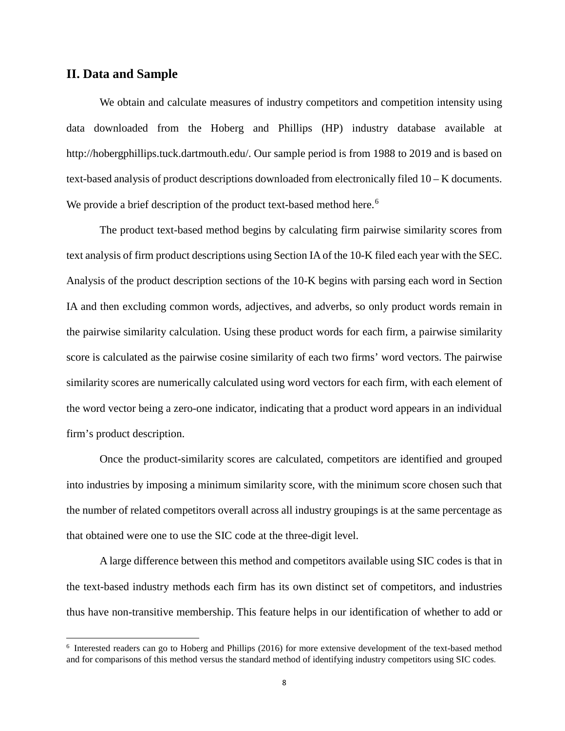## II. Data and Sample

We obtain and calculate measures of industry competitors and competition intensity using data downloaded from the Hoberg and Phillips (HP) industry database available at http://hobergphillips.tuck.dartmouth.edu/. Our sample period is from 1988 to 2019 and is based on text-based analysis of product descriptions downloaded from electronically filed 10 – K documents. We provide a brief description of the product text-based method here.[6]

The product text-based method begins by calculating firm pairwise similarity scores from text analysis of firm product descriptions using Section IA of the 10-K filed each year with the SEC. Analysis of the product description sections of the 10-K begins with parsing each word in Section IA and then excluding common words, adjectives, and adverbs, so only product words remain in the pairwise similarity calculation. Using these product words for each firm, a pairwise similarity score is calculated as the pairwise cosine similarity of each two firms' word vectors. The pairwise similarity scores are numerically calculated using word vectors for each firm, with each element of the word vector being a zero-one indicator, indicating that a product word appears in an individual firm's product description.

Once the product-similarity scores are calculated, competitors are identified and grouped into industries by imposing a minimum similarity score, with the minimum score chosen such that the number of related competitors overall across all industry groupings is at the same percentage as that obtained were one to use the SIC code at the three-digit level.

A large difference between this method and competitors available using SIC codes is that in the text-based industry methods each firm has its own distinct set of competitors, and industries thus have non-transitive membership. This feature helps in our identification of whether to add or

---

[6] Interested readers can go to Hoberg and Phillips (2016) for more extensive development of the text-based method and for comparisons of this method versus the standard method of identifying industry competitors using SIC codes.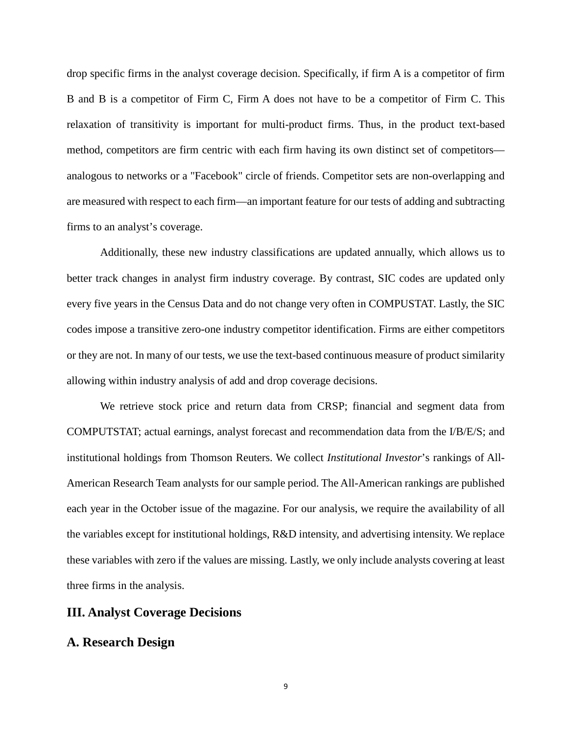drop specific firms in the analyst coverage decision. Specifically, if firm A is a competitor of firm B and B is a competitor of Firm C, Firm A does not have to be a competitor of Firm C. This relaxation of transitivity is important for multi-product firms. Thus, in the product text-based method, competitors are firm centric with each firm having its own distinct set of competitors—analogous to networks or a "Facebook" circle of friends. Competitor sets are non-overlapping and are measured with respect to each firm—an important feature for our tests of adding and subtracting firms to an analyst's coverage.

Additionally, these new industry classifications are updated annually, which allows us to better track changes in analyst firm industry coverage. By contrast, SIC codes are updated only every five years in the Census Data and do not change very often in COMPUSTAT. Lastly, the SIC codes impose a transitive zero-one industry competitor identification. Firms are either competitors or they are not. In many of our tests, we use the text-based continuous measure of product similarity allowing within industry analysis of add and drop coverage decisions.

We retrieve stock price and return data from CRSP; financial and segment data from COMPUTSTAT; actual earnings, analyst forecast and recommendation data from the I/B/E/S; and institutional holdings from Thomson Reuters. We collect *Institutional Investor*'s rankings of All-American Research Team analysts for our sample period. The All-American rankings are published each year in the October issue of the magazine. For our analysis, we require the availability of all the variables except for institutional holdings, R&D intensity, and advertising intensity. We replace these variables with zero if the values are missing. Lastly, we only include analysts covering at least three firms in the analysis.

## III. Analyst Coverage Decisions

### A. Research Design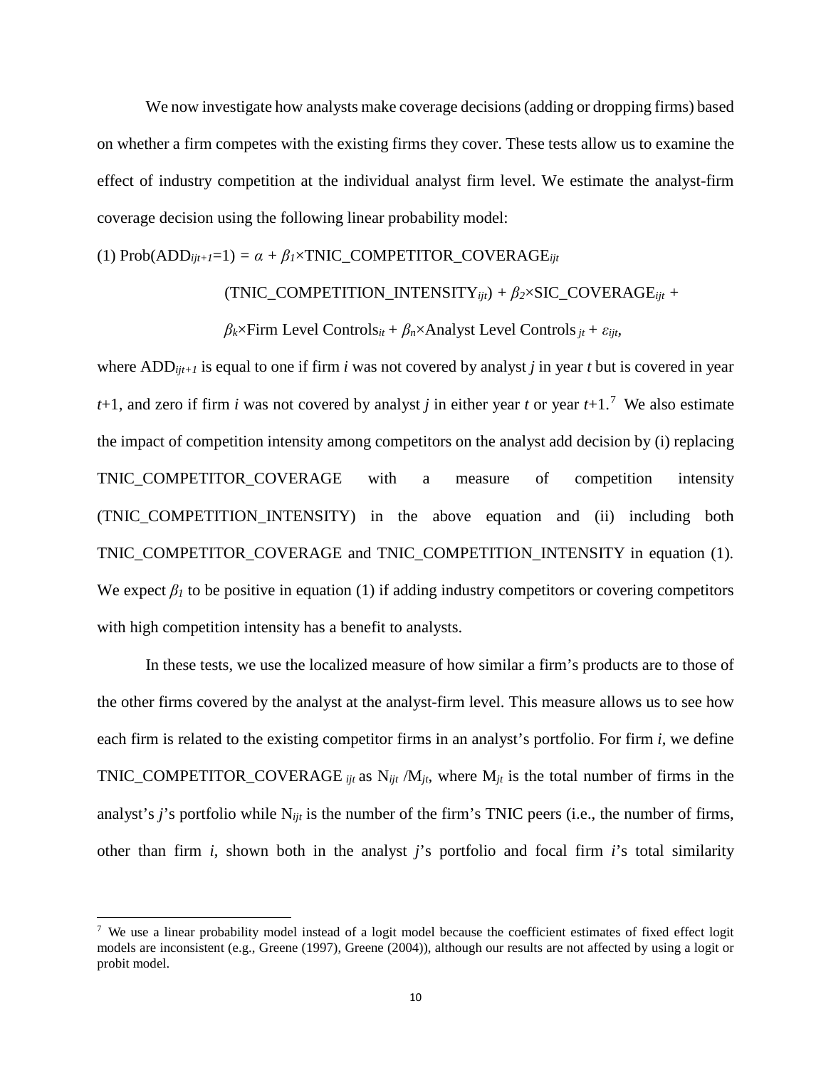We now investigate how analysts make coverage decisions (adding or dropping firms) based on whether a firm competes with the existing firms they cover. These tests allow us to examine the effect of industry competition at the individual analyst firm level. We estimate the analyst-firm coverage decision using the following linear probability model:

$$\text{(1) Prob}(\text{ADD}_{ijt+1}=1) = \alpha + \beta_1 \times \text{TNIC\_COMPETITOR\_COVERAGE}_{ijt}$$

$$(\text{TNIC\_COMPETITION\_INTENSITY}_{ijt}) + \beta_2 \times \text{SIC\_COVERAGE}_{ijt} +$$

$$\beta_k \times \text{Firm Level Controls}_{it} + \beta_n \times \text{Analyst Level Controls}_{jt} + \varepsilon_{ijt},$$

where $\text{ADD}_{ijt+1}$ is equal to one if firm *i* was not covered by analyst *j* in year *t* but is covered in year *t*+1, and zero if firm *i* was not covered by analyst *j* in either year *t* or year *t*+1.[7] We also estimate the impact of competition intensity among competitors on the analyst add decision by (i) replacing TNIC_COMPETITOR_COVERAGE with a measure of competition intensity (TNIC_COMPETITION_INTENSITY) in the above equation and (ii) including both TNIC_COMPETITOR_COVERAGE and TNIC_COMPETITION_INTENSITY in equation (1). We expect $\beta_1$ to be positive in equation (1) if adding industry competitors or covering competitors with high competition intensity has a benefit to analysts.

In these tests, we use the localized measure of how similar a firm's products are to those of the other firms covered by the analyst at the analyst-firm level. This measure allows us to see how each firm is related to the existing competitor firms in an analyst's portfolio. For firm *i*, we define TNIC_COMPETITOR_COVERAGE $_{ijt}$ as $N_{ijt}/M_{jt}$, where $M_{jt}$ is the total number of firms in the analyst's *j*'s portfolio while $N_{ijt}$ is the number of the firm's TNIC peers (i.e., the number of firms, other than firm *i*, shown both in the analyst *j*'s portfolio and focal firm *i*'s total similarity

[7] We use a linear probability model instead of a logit model because the coefficient estimates of fixed effect logit models are inconsistent (e.g., Greene (1997), Greene (2004)), although our results are not affected by using a logit or probit model.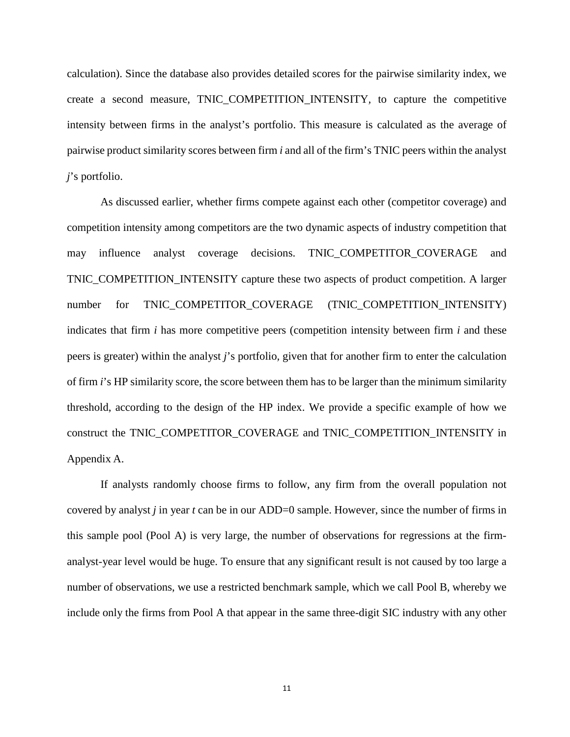calculation). Since the database also provides detailed scores for the pairwise similarity index, we create a second measure, TNIC_COMPETITION_INTENSITY, to capture the competitive intensity between firms in the analyst's portfolio. This measure is calculated as the average of pairwise product similarity scores between firm *i* and all of the firm's TNIC peers within the analyst *j*'s portfolio.

As discussed earlier, whether firms compete against each other (competitor coverage) and competition intensity among competitors are the two dynamic aspects of industry competition that may influence analyst coverage decisions. TNIC_COMPETITOR_COVERAGE and TNIC_COMPETITION_INTENSITY capture these two aspects of product competition. A larger number for TNIC_COMPETITOR_COVERAGE (TNIC_COMPETITION_INTENSITY) indicates that firm *i* has more competitive peers (competition intensity between firm *i* and these peers is greater) within the analyst *j*'s portfolio, given that for another firm to enter the calculation of firm *i*'s HP similarity score, the score between them has to be larger than the minimum similarity threshold, according to the design of the HP index. We provide a specific example of how we construct the TNIC_COMPETITOR_COVERAGE and TNIC_COMPETITION_INTENSITY in Appendix A.

If analysts randomly choose firms to follow, any firm from the overall population not covered by analyst *j* in year *t* can be in our ADD=0 sample. However, since the number of firms in this sample pool (Pool A) is very large, the number of observations for regressions at the firm-analyst-year level would be huge. To ensure that any significant result is not caused by too large a number of observations, we use a restricted benchmark sample, which we call Pool B, whereby we include only the firms from Pool A that appear in the same three-digit SIC industry with any other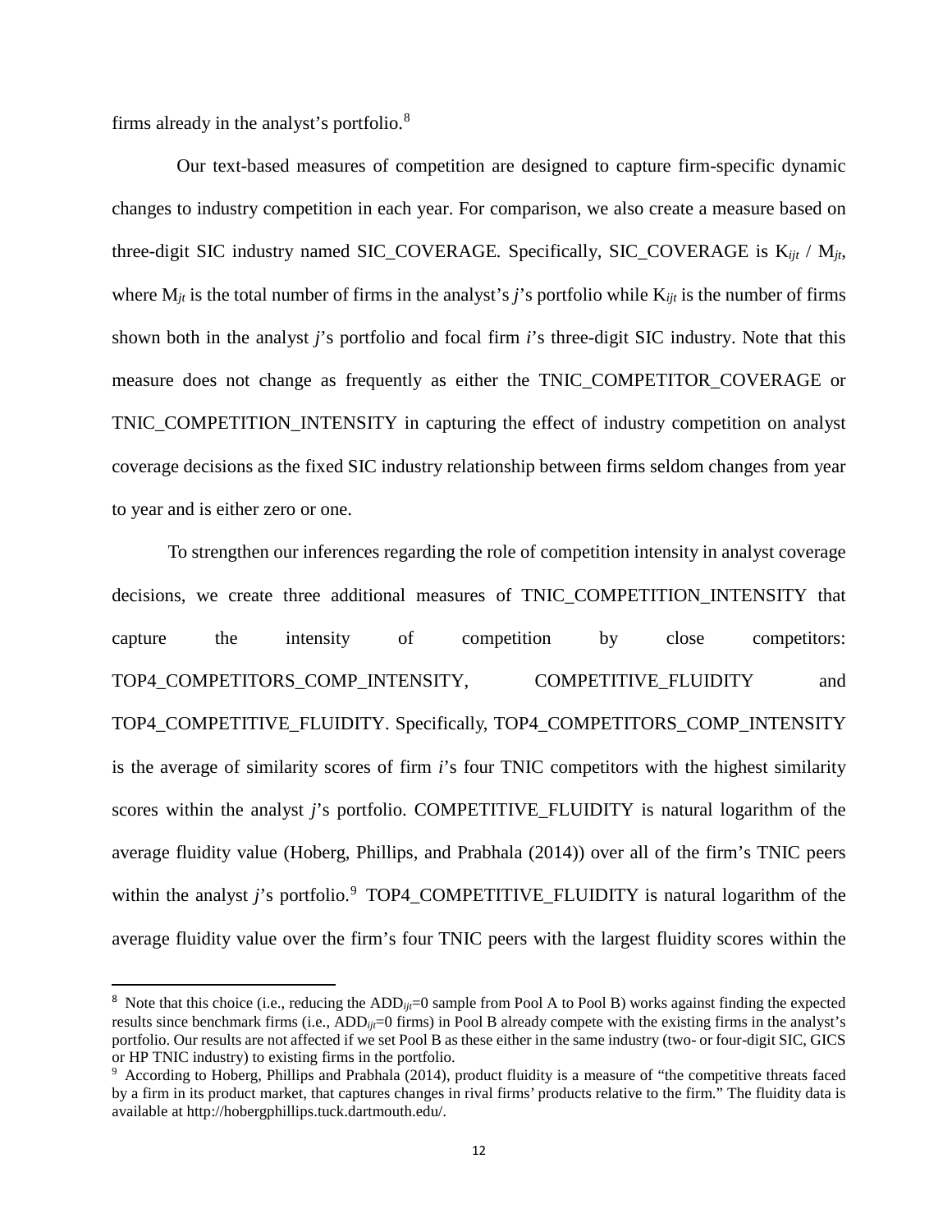firms already in the analyst's portfolio.[8]

Our text-based measures of competition are designed to capture firm-specific dynamic changes to industry competition in each year. For comparison, we also create a measure based on three-digit SIC industry named SIC_COVERAGE. Specifically, SIC_COVERAGE is $K_{ijt}$ / $M_{jt}$, where $M_{jt}$ is the total number of firms in the analyst's *j*'s portfolio while $K_{ijt}$ is the number of firms shown both in the analyst *j*'s portfolio and focal firm *i*'s three-digit SIC industry. Note that this measure does not change as frequently as either the TNIC_COMPETITOR_COVERAGE or TNIC_COMPETITION_INTENSITY in capturing the effect of industry competition on analyst coverage decisions as the fixed SIC industry relationship between firms seldom changes from year to year and is either zero or one.

To strengthen our inferences regarding the role of competition intensity in analyst coverage decisions, we create three additional measures of TNIC_COMPETITION_INTENSITY that capture the intensity of competition by close competitors: TOP4_COMPETITORS_COMP_INTENSITY, COMPETITIVE_FLUIDITY and TOP4_COMPETITIVE_FLUIDITY. Specifically, TOP4_COMPETITORS_COMP_INTENSITY is the average of similarity scores of firm *i*'s four TNIC competitors with the highest similarity scores within the analyst *j*'s portfolio. COMPETITIVE_FLUIDITY is natural logarithm of the average fluidity value (Hoberg, Phillips, and Prabhala (2014)) over all of the firm's TNIC peers within the analyst *j*'s portfolio.[9] TOP4_COMPETITIVE_FLUIDITY is natural logarithm of the average fluidity value over the firm's four TNIC peers with the largest fluidity scores within the

---

[8] Note that this choice (i.e., reducing the $ADD_{ijt}$=0 sample from Pool A to Pool B) works against finding the expected results since benchmark firms (i.e., $ADD_{ijt}$=0 firms) in Pool B already compete with the existing firms in the analyst's portfolio. Our results are not affected if we set Pool B as these either in the same industry (two- or four-digit SIC, GICS or HP TNIC industry) to existing firms in the portfolio.

[9] According to Hoberg, Phillips and Prabhala (2014), product fluidity is a measure of "the competitive threats faced by a firm in its product market, that captures changes in rival firms' products relative to the firm." The fluidity data is available at http://hobergphillips.tuck.dartmouth.edu/.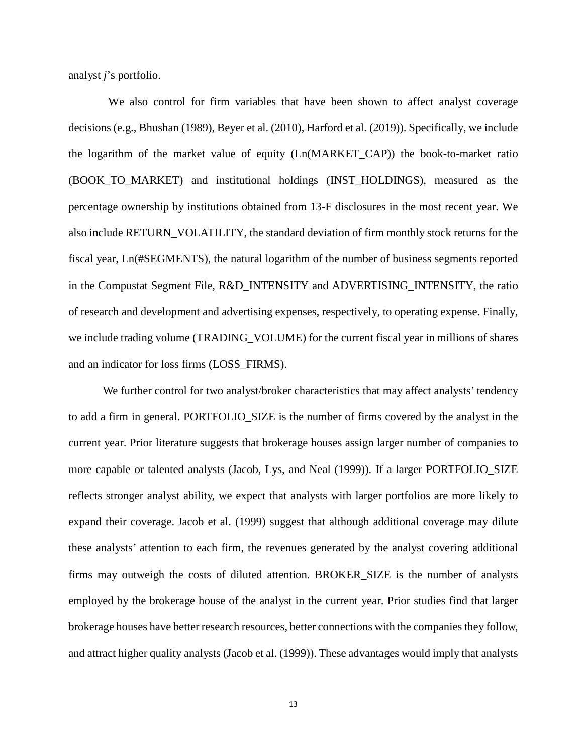analyst *j*'s portfolio.

We also control for firm variables that have been shown to affect analyst coverage decisions (e.g., Bhushan (1989), Beyer et al. (2010), Harford et al. (2019)). Specifically, we include the logarithm of the market value of equity (Ln(MARKET_CAP)) the book-to-market ratio (BOOK_TO_MARKET) and institutional holdings (INST_HOLDINGS), measured as the percentage ownership by institutions obtained from 13-F disclosures in the most recent year. We also include RETURN_VOLATILITY, the standard deviation of firm monthly stock returns for the fiscal year, Ln(#SEGMENTS), the natural logarithm of the number of business segments reported in the Compustat Segment File, R&D_INTENSITY and ADVERTISING_INTENSITY, the ratio of research and development and advertising expenses, respectively, to operating expense. Finally, we include trading volume (TRADING_VOLUME) for the current fiscal year in millions of shares and an indicator for loss firms (LOSS_FIRMS).

We further control for two analyst/broker characteristics that may affect analysts' tendency to add a firm in general. PORTFOLIO_SIZE is the number of firms covered by the analyst in the current year. Prior literature suggests that brokerage houses assign larger number of companies to more capable or talented analysts (Jacob, Lys, and Neal (1999)). If a larger PORTFOLIO_SIZE reflects stronger analyst ability, we expect that analysts with larger portfolios are more likely to expand their coverage. Jacob et al. (1999) suggest that although additional coverage may dilute these analysts' attention to each firm, the revenues generated by the analyst covering additional firms may outweigh the costs of diluted attention. BROKER_SIZE is the number of analysts employed by the brokerage house of the analyst in the current year. Prior studies find that larger brokerage houses have better research resources, better connections with the companies they follow, and attract higher quality analysts (Jacob et al. (1999)). These advantages would imply that analysts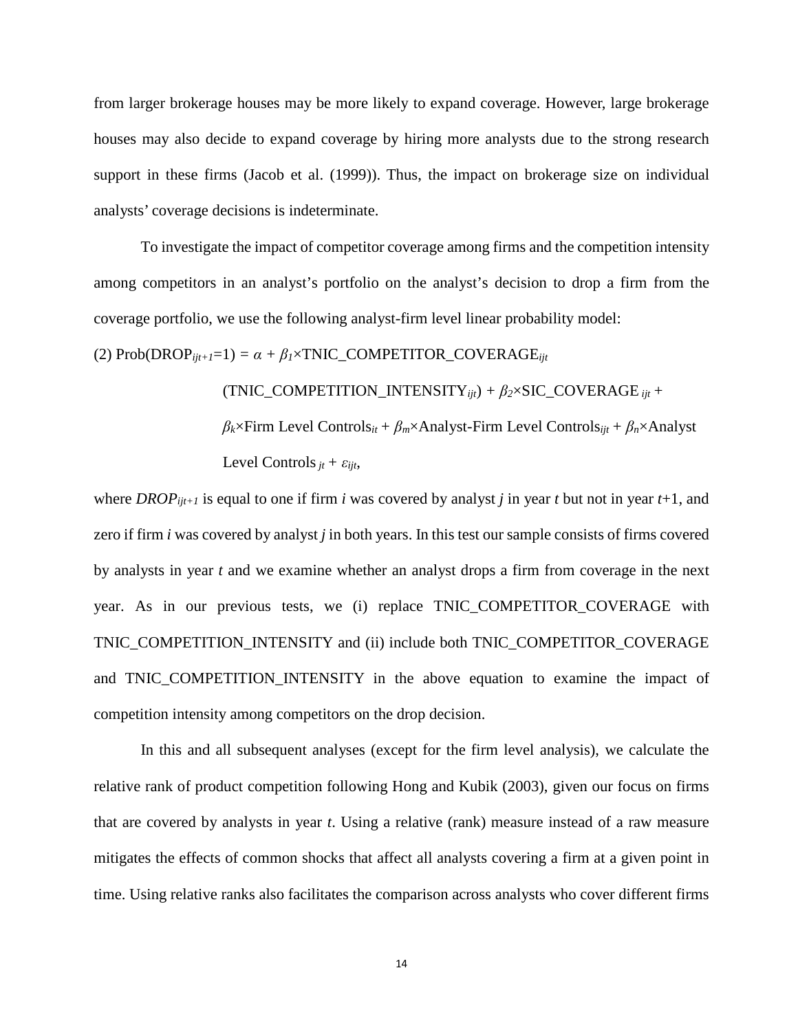from larger brokerage houses may be more likely to expand coverage. However, large brokerage houses may also decide to expand coverage by hiring more analysts due to the strong research support in these firms (Jacob et al. (1999)). Thus, the impact on brokerage size on individual analysts' coverage decisions is indeterminate.

To investigate the impact of competitor coverage among firms and the competition intensity among competitors in an analyst's portfolio on the analyst's decision to drop a firm from the coverage portfolio, we use the following analyst-firm level linear probability model:

$$\text{(2) Prob}(\text{DROP}_{ijt+1}=1) = \alpha + \beta_1 \times \text{TNIC\_COMPETITOR\_COVERAGE}_{ijt} \\ (\text{TNIC\_COMPETITION\_INTENSITY}_{ijt}) + \beta_2 \times \text{SIC\_COVERAGE}_{ijt} + \\ \beta_k \times \text{Firm Level Controls}_{it} + \beta_m \times \text{Analyst-Firm Level Controls}_{ijt} + \beta_n \times \text{Analyst Level Controls}_{jt} + \varepsilon_{ijt},$$

where $DROP_{ijt+1}$ is equal to one if firm $i$ was covered by analyst $j$ in year $t$ but not in year $t$+1, and zero if firm $i$ was covered by analyst $j$ in both years. In this test our sample consists of firms covered by analysts in year $t$ and we examine whether an analyst drops a firm from coverage in the next year. As in our previous tests, we (i) replace TNIC_COMPETITOR_COVERAGE with TNIC_COMPETITION_INTENSITY and (ii) include both TNIC_COMPETITOR_COVERAGE and TNIC_COMPETITION_INTENSITY in the above equation to examine the impact of competition intensity among competitors on the drop decision.

In this and all subsequent analyses (except for the firm level analysis), we calculate the relative rank of product competition following Hong and Kubik (2003), given our focus on firms that are covered by analysts in year $t$. Using a relative (rank) measure instead of a raw measure mitigates the effects of common shocks that affect all analysts covering a firm at a given point in time. Using relative ranks also facilitates the comparison across analysts who cover different firms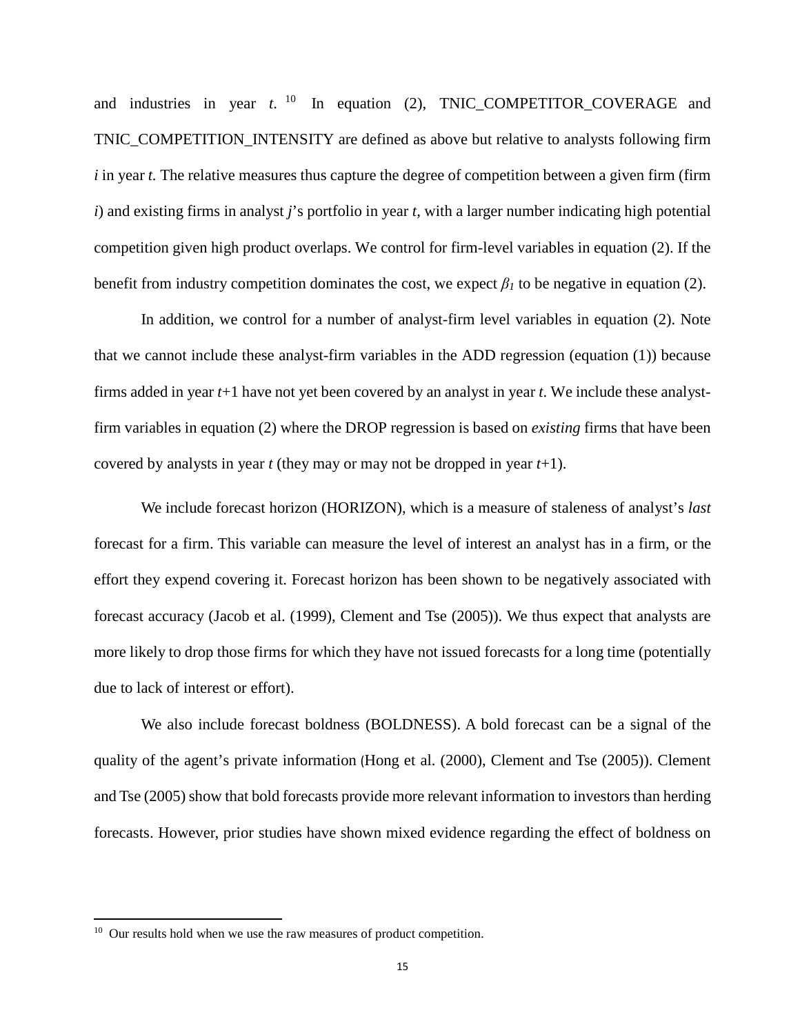and industries in year *t*.[10] In equation (2), TNIC_COMPETITOR_COVERAGE and TNIC_COMPETITION_INTENSITY are defined as above but relative to analysts following firm *i* in year *t.* The relative measures thus capture the degree of competition between a given firm (firm *i*) and existing firms in analyst *j*'s portfolio in year *t*, with a larger number indicating high potential competition given high product overlaps. We control for firm-level variables in equation (2). If the benefit from industry competition dominates the cost, we expect $\beta_1$ to be negative in equation (2).

In addition, we control for a number of analyst-firm level variables in equation (2). Note that we cannot include these analyst-firm variables in the ADD regression (equation (1)) because firms added in year *t*+1 have not yet been covered by an analyst in year *t*. We include these analyst-firm variables in equation (2) where the DROP regression is based on *existing* firms that have been covered by analysts in year *t* (they may or may not be dropped in year *t*+1).

We include forecast horizon (HORIZON), which is a measure of staleness of analyst's *last* forecast for a firm. This variable can measure the level of interest an analyst has in a firm, or the effort they expend covering it. Forecast horizon has been shown to be negatively associated with forecast accuracy (Jacob et al. (1999), Clement and Tse (2005)). We thus expect that analysts are more likely to drop those firms for which they have not issued forecasts for a long time (potentially due to lack of interest or effort).

We also include forecast boldness (BOLDNESS). A bold forecast can be a signal of the quality of the agent's private information (Hong et al. (2000), Clement and Tse (2005)). Clement and Tse (2005) show that bold forecasts provide more relevant information to investors than herding forecasts. However, prior studies have shown mixed evidence regarding the effect of boldness on

[10] Our results hold when we use the raw measures of product competition.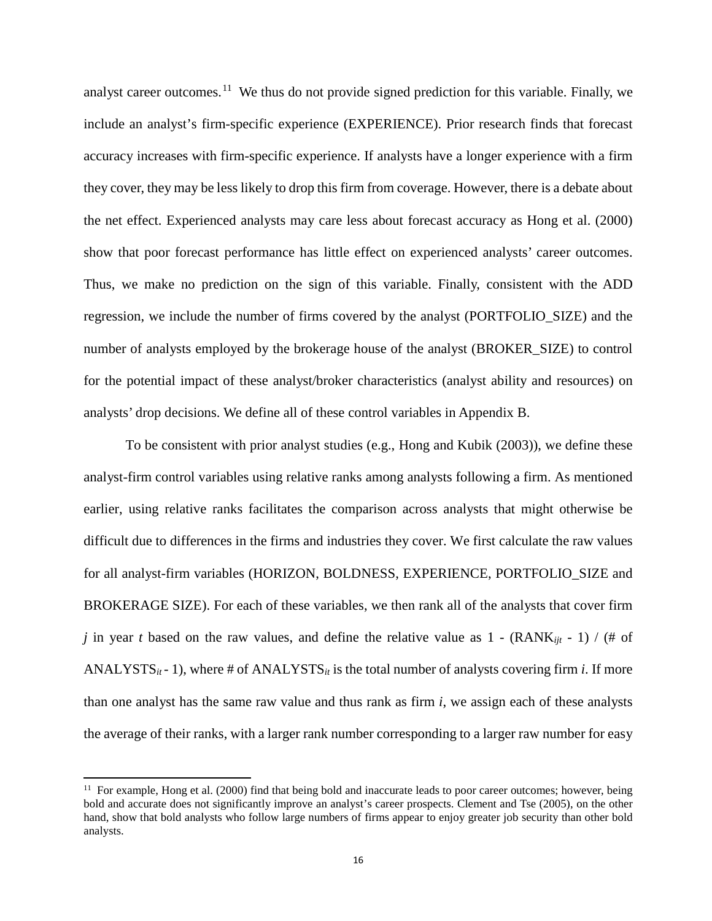analyst career outcomes.[11] We thus do not provide signed prediction for this variable. Finally, we include an analyst's firm-specific experience (EXPERIENCE). Prior research finds that forecast accuracy increases with firm-specific experience. If analysts have a longer experience with a firm they cover, they may be less likely to drop this firm from coverage. However, there is a debate about the net effect. Experienced analysts may care less about forecast accuracy as Hong et al. (2000) show that poor forecast performance has little effect on experienced analysts' career outcomes. Thus, we make no prediction on the sign of this variable. Finally, consistent with the ADD regression, we include the number of firms covered by the analyst (PORTFOLIO_SIZE) and the number of analysts employed by the brokerage house of the analyst (BROKER_SIZE) to control for the potential impact of these analyst/broker characteristics (analyst ability and resources) on analysts' drop decisions. We define all of these control variables in Appendix B.

To be consistent with prior analyst studies (e.g., Hong and Kubik (2003)), we define these analyst-firm control variables using relative ranks among analysts following a firm. As mentioned earlier, using relative ranks facilitates the comparison across analysts that might otherwise be difficult due to differences in the firms and industries they cover. We first calculate the raw values for all analyst-firm variables (HORIZON, BOLDNESS, EXPERIENCE, PORTFOLIO_SIZE and BROKERAGE SIZE). For each of these variables, we then rank all of the analysts that cover firm $j$ in year $t$ based on the raw values, and define the relative value as 1 - ($RANK_{ijt}$ - 1) / (# of $ANALYSTS_{it}$ - 1), where # of $ANALYSTS_{it}$ is the total number of analysts covering firm $i$. If more than one analyst has the same raw value and thus rank as firm $i$, we assign each of these analysts the average of their ranks, with a larger rank number corresponding to a larger raw number for easy

[11] For example, Hong et al. (2000) find that being bold and inaccurate leads to poor career outcomes; however, being bold and accurate does not significantly improve an analyst's career prospects. Clement and Tse (2005), on the other hand, show that bold analysts who follow large numbers of firms appear to enjoy greater job security than other bold analysts.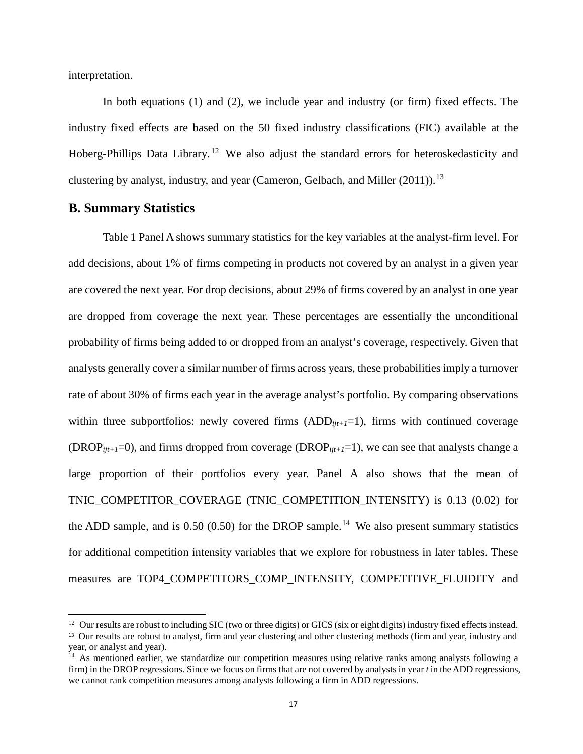interpretation.

In both equations (1) and (2), we include year and industry (or firm) fixed effects. The industry fixed effects are based on the 50 fixed industry classifications (FIC) available at the Hoberg-Phillips Data Library.[12] We also adjust the standard errors for heteroskedasticity and clustering by analyst, industry, and year (Cameron, Gelbach, and Miller (2011)).[13]

## B. Summary Statistics

Table 1 Panel A shows summary statistics for the key variables at the analyst-firm level. For add decisions, about 1% of firms competing in products not covered by an analyst in a given year are covered the next year. For drop decisions, about 29% of firms covered by an analyst in one year are dropped from coverage the next year. These percentages are essentially the unconditional probability of firms being added to or dropped from an analyst's coverage, respectively. Given that analysts generally cover a similar number of firms across years, these probabilities imply a turnover rate of about 30% of firms each year in the average analyst's portfolio. By comparing observations within three subportfolios: newly covered firms ($ADD_{ijt+1}$=1), firms with continued coverage ($DROP_{ijt+1}$=0), and firms dropped from coverage ($DROP_{ijt+1}$=1), we can see that analysts change a large proportion of their portfolios every year. Panel A also shows that the mean of TNIC_COMPETITOR_COVERAGE (TNIC_COMPETITION_INTENSITY) is 0.13 (0.02) for the ADD sample, and is 0.50 (0.50) for the DROP sample.[14] We also present summary statistics for additional competition intensity variables that we explore for robustness in later tables. These measures are TOP4_COMPETITORS_COMP_INTENSITY, COMPETITIVE_FLUIDITY and

---

[12] Our results are robust to including SIC (two or three digits) or GICS (six or eight digits) industry fixed effects instead.

[13] Our results are robust to analyst, firm and year clustering and other clustering methods (firm and year, industry and year, or analyst and year).

[14] As mentioned earlier, we standardize our competition measures using relative ranks among analysts following a firm) in the DROP regressions. Since we focus on firms that are not covered by analysts in year *t* in the ADD regressions, we cannot rank competition measures among analysts following a firm in ADD regressions.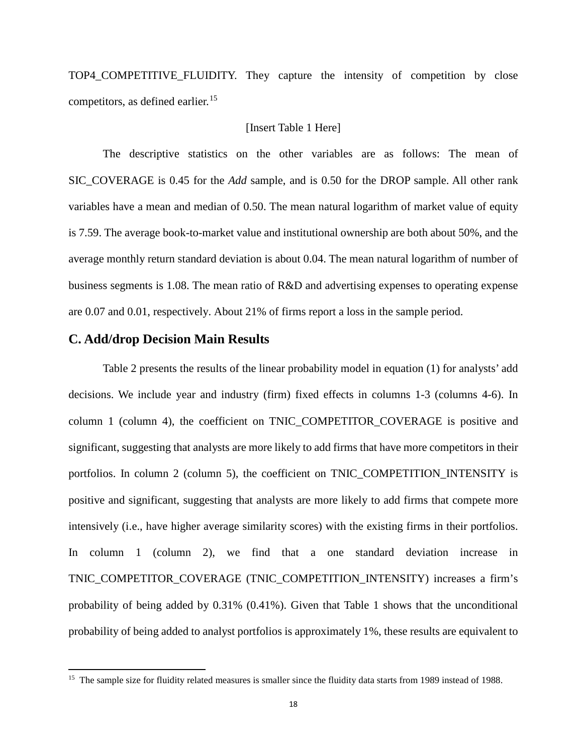TOP4_COMPETITIVE_FLUIDITY. They capture the intensity of competition by close competitors, as defined earlier.[15]

[Insert Table 1 Here]

The descriptive statistics on the other variables are as follows: The mean of SIC_COVERAGE is 0.45 for the *Add* sample, and is 0.50 for the DROP sample. All other rank variables have a mean and median of 0.50. The mean natural logarithm of market value of equity is 7.59. The average book-to-market value and institutional ownership are both about 50%, and the average monthly return standard deviation is about 0.04. The mean natural logarithm of number of business segments is 1.08. The mean ratio of R&D and advertising expenses to operating expense are 0.07 and 0.01, respectively. About 21% of firms report a loss in the sample period.

## C. Add/drop Decision Main Results

Table 2 presents the results of the linear probability model in equation (1) for analysts' add decisions. We include year and industry (firm) fixed effects in columns 1-3 (columns 4-6). In column 1 (column 4), the coefficient on TNIC_COMPETITOR_COVERAGE is positive and significant, suggesting that analysts are more likely to add firms that have more competitors in their portfolios. In column 2 (column 5), the coefficient on TNIC_COMPETITION_INTENSITY is positive and significant, suggesting that analysts are more likely to add firms that compete more intensively (i.e., have higher average similarity scores) with the existing firms in their portfolios. In column 1 (column 2), we find that a one standard deviation increase in TNIC_COMPETITOR_COVERAGE (TNIC_COMPETITION_INTENSITY) increases a firm's probability of being added by 0.31% (0.41%). Given that Table 1 shows that the unconditional probability of being added to analyst portfolios is approximately 1%, these results are equivalent to

[15] The sample size for fluidity related measures is smaller since the fluidity data starts from 1989 instead of 1988.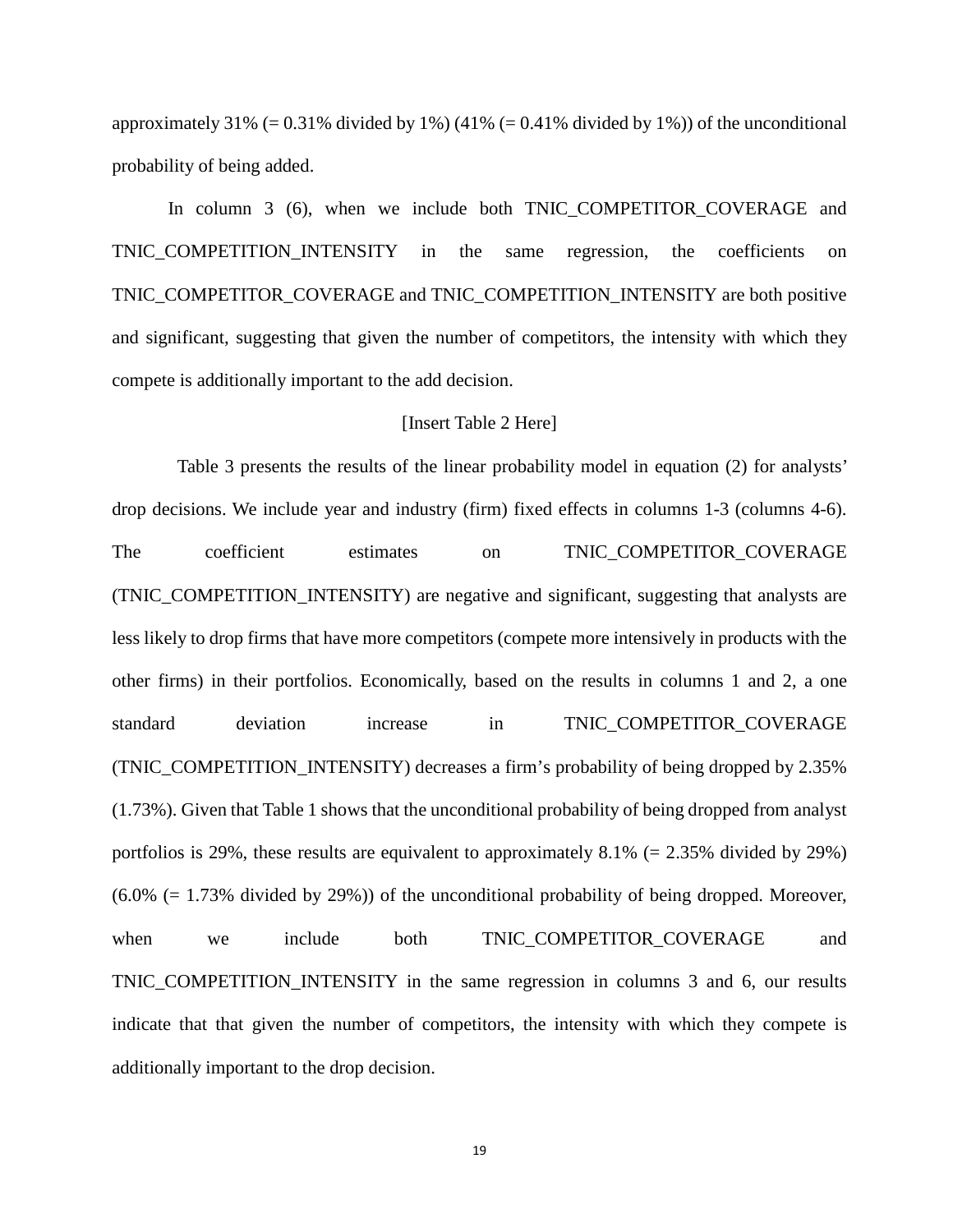approximately 31% (= 0.31% divided by 1%) (41% (= 0.41% divided by 1%)) of the unconditional probability of being added.

In column 3 (6), when we include both TNIC_COMPETITOR_COVERAGE and TNIC_COMPETITION_INTENSITY in the same regression, the coefficients on TNIC_COMPETITOR_COVERAGE and TNIC_COMPETITION_INTENSITY are both positive and significant, suggesting that given the number of competitors, the intensity with which they compete is additionally important to the add decision.

[Insert Table 2 Here]

Table 3 presents the results of the linear probability model in equation (2) for analysts' drop decisions. We include year and industry (firm) fixed effects in columns 1-3 (columns 4-6). The coefficient estimates on TNIC_COMPETITOR_COVERAGE (TNIC_COMPETITION_INTENSITY) are negative and significant, suggesting that analysts are less likely to drop firms that have more competitors (compete more intensively in products with the other firms) in their portfolios. Economically, based on the results in columns 1 and 2, a one standard deviation increase in TNIC_COMPETITOR_COVERAGE (TNIC_COMPETITION_INTENSITY) decreases a firm's probability of being dropped by 2.35% (1.73%). Given that Table 1 shows that the unconditional probability of being dropped from analyst portfolios is 29%, these results are equivalent to approximately 8.1% (= 2.35% divided by 29%) (6.0% (= 1.73% divided by 29%)) of the unconditional probability of being dropped. Moreover, when we include both TNIC_COMPETITOR_COVERAGE and TNIC_COMPETITION_INTENSITY in the same regression in columns 3 and 6, our results indicate that that given the number of competitors, the intensity with which they compete is additionally important to the drop decision.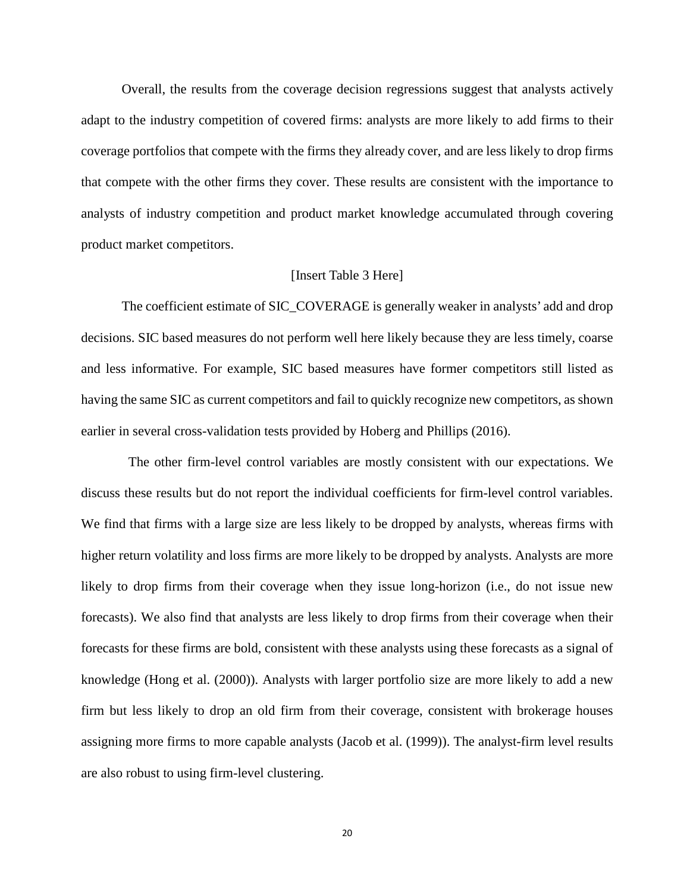Overall, the results from the coverage decision regressions suggest that analysts actively adapt to the industry competition of covered firms: analysts are more likely to add firms to their coverage portfolios that compete with the firms they already cover, and are less likely to drop firms that compete with the other firms they cover. These results are consistent with the importance to analysts of industry competition and product market knowledge accumulated through covering product market competitors.

[Insert Table 3 Here]

The coefficient estimate of SIC_COVERAGE is generally weaker in analysts' add and drop decisions. SIC based measures do not perform well here likely because they are less timely, coarse and less informative. For example, SIC based measures have former competitors still listed as having the same SIC as current competitors and fail to quickly recognize new competitors, as shown earlier in several cross-validation tests provided by Hoberg and Phillips (2016).

The other firm-level control variables are mostly consistent with our expectations. We discuss these results but do not report the individual coefficients for firm-level control variables. We find that firms with a large size are less likely to be dropped by analysts, whereas firms with higher return volatility and loss firms are more likely to be dropped by analysts. Analysts are more likely to drop firms from their coverage when they issue long-horizon (i.e., do not issue new forecasts). We also find that analysts are less likely to drop firms from their coverage when their forecasts for these firms are bold, consistent with these analysts using these forecasts as a signal of knowledge (Hong et al. (2000)). Analysts with larger portfolio size are more likely to add a new firm but less likely to drop an old firm from their coverage, consistent with brokerage houses assigning more firms to more capable analysts (Jacob et al. (1999)). The analyst-firm level results are also robust to using firm-level clustering.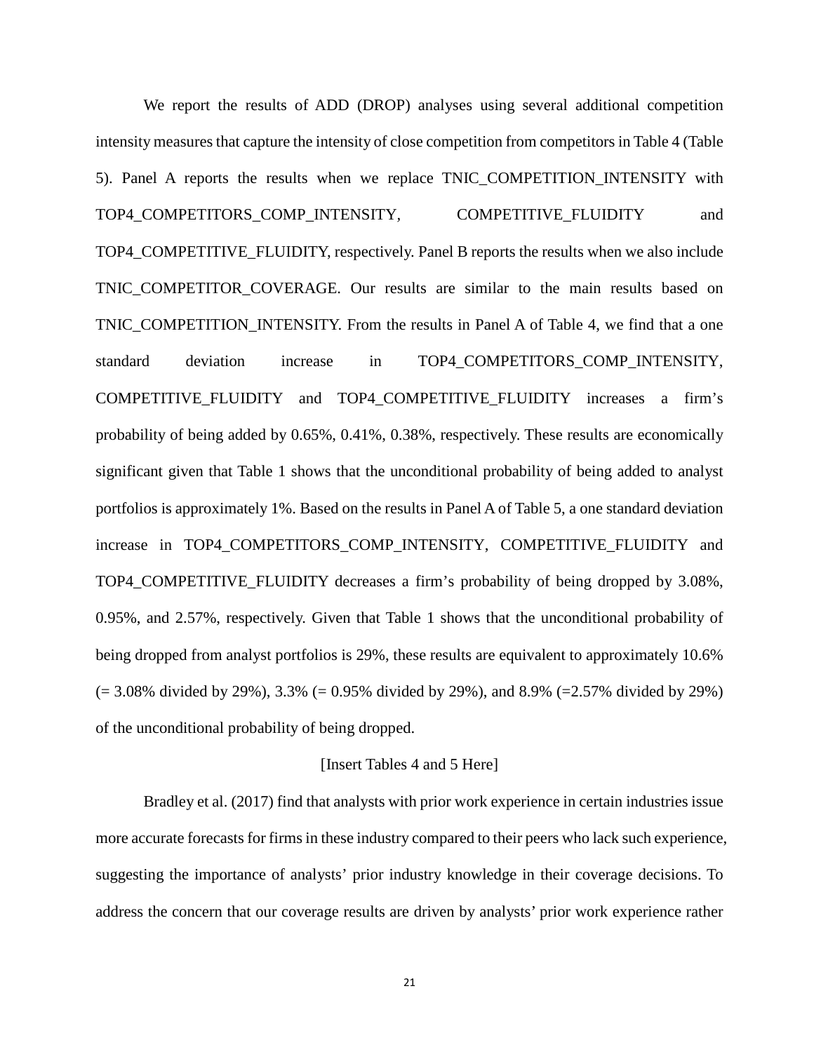We report the results of ADD (DROP) analyses using several additional competition intensity measures that capture the intensity of close competition from competitors in Table 4 (Table 5). Panel A reports the results when we replace TNIC_COMPETITION_INTENSITY with TOP4_COMPETITORS_COMP_INTENSITY, COMPETITIVE_FLUIDITY and TOP4_COMPETITIVE_FLUIDITY, respectively. Panel B reports the results when we also include TNIC_COMPETITOR_COVERAGE. Our results are similar to the main results based on TNIC_COMPETITION_INTENSITY. From the results in Panel A of Table 4, we find that a one standard deviation increase in TOP4_COMPETITORS_COMP_INTENSITY, COMPETITIVE_FLUIDITY and TOP4_COMPETITIVE_FLUIDITY increases a firm's probability of being added by 0.65%, 0.41%, 0.38%, respectively. These results are economically significant given that Table 1 shows that the unconditional probability of being added to analyst portfolios is approximately 1%. Based on the results in Panel A of Table 5, a one standard deviation increase in TOP4_COMPETITORS_COMP_INTENSITY, COMPETITIVE_FLUIDITY and TOP4_COMPETITIVE_FLUIDITY decreases a firm's probability of being dropped by 3.08%, 0.95%, and 2.57%, respectively. Given that Table 1 shows that the unconditional probability of being dropped from analyst portfolios is 29%, these results are equivalent to approximately 10.6% (= 3.08% divided by 29%), 3.3% (= 0.95% divided by 29%), and 8.9% (=2.57% divided by 29%) of the unconditional probability of being dropped.

[Insert Tables 4 and 5 Here]

Bradley et al. (2017) find that analysts with prior work experience in certain industries issue more accurate forecasts for firms in these industry compared to their peers who lack such experience, suggesting the importance of analysts' prior industry knowledge in their coverage decisions. To address the concern that our coverage results are driven by analysts' prior work experience rather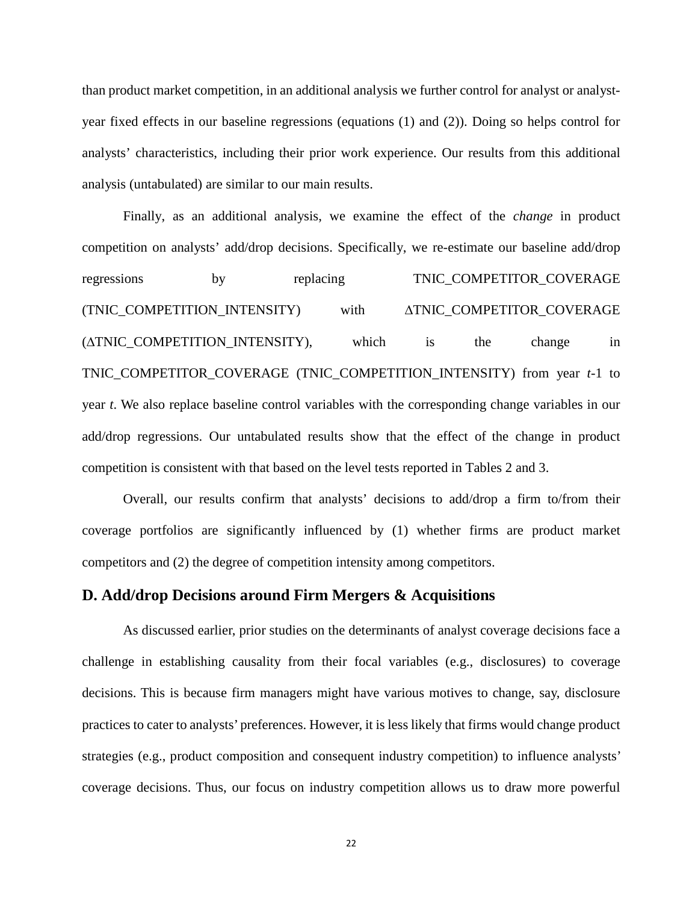than product market competition, in an additional analysis we further control for analyst or analyst-year fixed effects in our baseline regressions (equations (1) and (2)). Doing so helps control for analysts' characteristics, including their prior work experience. Our results from this additional analysis (untabulated) are similar to our main results.

Finally, as an additional analysis, we examine the effect of the *change* in product competition on analysts' add/drop decisions. Specifically, we re-estimate our baseline add/drop regressions by replacing TNIC_COMPETITOR_COVERAGE (TNIC_COMPETITION_INTENSITY) with ΔTNIC_COMPETITOR_COVERAGE (ΔTNIC_COMPETITION_INTENSITY), which is the change in TNIC_COMPETITOR_COVERAGE (TNIC_COMPETITION_INTENSITY) from year *t*-1 to year *t*. We also replace baseline control variables with the corresponding change variables in our add/drop regressions. Our untabulated results show that the effect of the change in product competition is consistent with that based on the level tests reported in Tables 2 and 3.

Overall, our results confirm that analysts' decisions to add/drop a firm to/from their coverage portfolios are significantly influenced by (1) whether firms are product market competitors and (2) the degree of competition intensity among competitors.

## D. Add/drop Decisions around Firm Mergers & Acquisitions

As discussed earlier, prior studies on the determinants of analyst coverage decisions face a challenge in establishing causality from their focal variables (e.g., disclosures) to coverage decisions. This is because firm managers might have various motives to change, say, disclosure practices to cater to analysts' preferences. However, it is less likely that firms would change product strategies (e.g., product composition and consequent industry competition) to influence analysts' coverage decisions. Thus, our focus on industry competition allows us to draw more powerful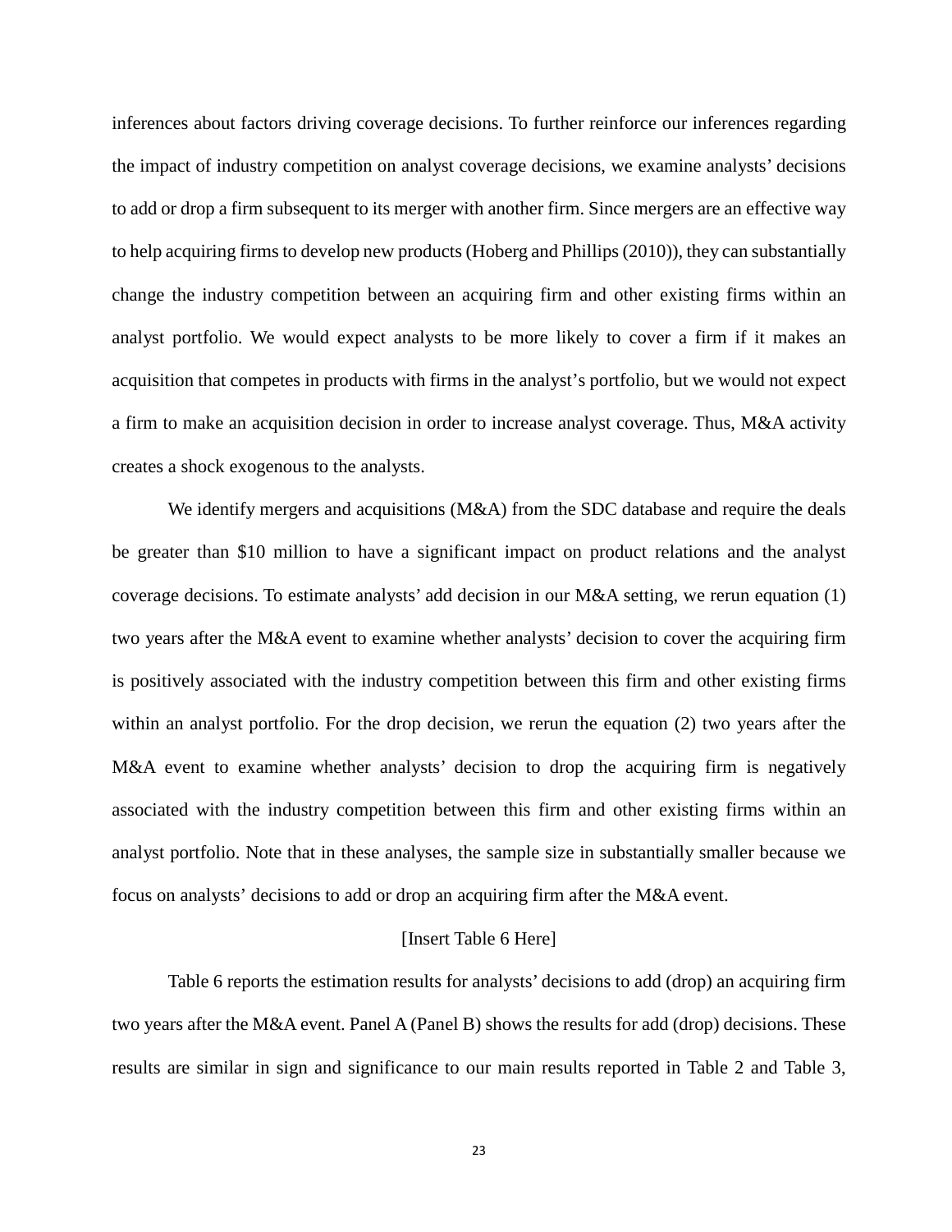inferences about factors driving coverage decisions. To further reinforce our inferences regarding the impact of industry competition on analyst coverage decisions, we examine analysts' decisions to add or drop a firm subsequent to its merger with another firm. Since mergers are an effective way to help acquiring firms to develop new products (Hoberg and Phillips (2010)), they can substantially change the industry competition between an acquiring firm and other existing firms within an analyst portfolio. We would expect analysts to be more likely to cover a firm if it makes an acquisition that competes in products with firms in the analyst's portfolio, but we would not expect a firm to make an acquisition decision in order to increase analyst coverage. Thus, M&A activity creates a shock exogenous to the analysts.

We identify mergers and acquisitions (M&A) from the SDC database and require the deals be greater than $10 million to have a significant impact on product relations and the analyst coverage decisions. To estimate analysts' add decision in our M&A setting, we rerun equation (1) two years after the M&A event to examine whether analysts' decision to cover the acquiring firm is positively associated with the industry competition between this firm and other existing firms within an analyst portfolio. For the drop decision, we rerun the equation (2) two years after the M&A event to examine whether analysts' decision to drop the acquiring firm is negatively associated with the industry competition between this firm and other existing firms within an analyst portfolio. Note that in these analyses, the sample size in substantially smaller because we focus on analysts' decisions to add or drop an acquiring firm after the M&A event.

[Insert Table 6 Here]

Table 6 reports the estimation results for analysts' decisions to add (drop) an acquiring firm two years after the M&A event. Panel A (Panel B) shows the results for add (drop) decisions. These results are similar in sign and significance to our main results reported in Table 2 and Table 3,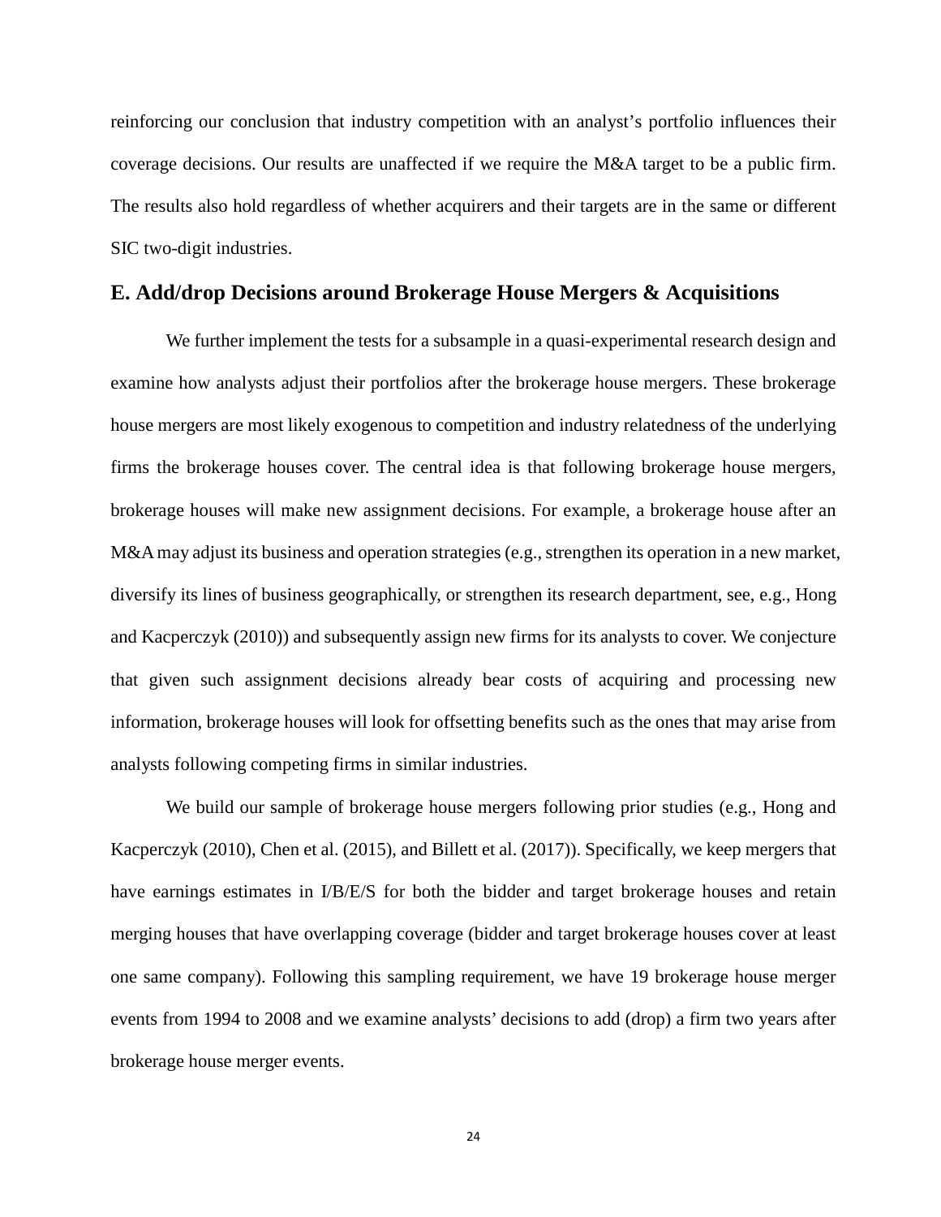reinforcing our conclusion that industry competition with an analyst's portfolio influences their coverage decisions. Our results are unaffected if we require the M&A target to be a public firm. The results also hold regardless of whether acquirers and their targets are in the same or different SIC two-digit industries.

## E. Add/drop Decisions around Brokerage House Mergers & Acquisitions

We further implement the tests for a subsample in a quasi-experimental research design and examine how analysts adjust their portfolios after the brokerage house mergers. These brokerage house mergers are most likely exogenous to competition and industry relatedness of the underlying firms the brokerage houses cover. The central idea is that following brokerage house mergers, brokerage houses will make new assignment decisions. For example, a brokerage house after an M&A may adjust its business and operation strategies (e.g., strengthen its operation in a new market, diversify its lines of business geographically, or strengthen its research department, see, e.g., Hong and Kacperczyk (2010)) and subsequently assign new firms for its analysts to cover. We conjecture that given such assignment decisions already bear costs of acquiring and processing new information, brokerage houses will look for offsetting benefits such as the ones that may arise from analysts following competing firms in similar industries.

We build our sample of brokerage house mergers following prior studies (e.g., Hong and Kacperczyk (2010), Chen et al. (2015), and Billett et al. (2017)). Specifically, we keep mergers that have earnings estimates in I/B/E/S for both the bidder and target brokerage houses and retain merging houses that have overlapping coverage (bidder and target brokerage houses cover at least one same company). Following this sampling requirement, we have 19 brokerage house merger events from 1994 to 2008 and we examine analysts' decisions to add (drop) a firm two years after brokerage house merger events.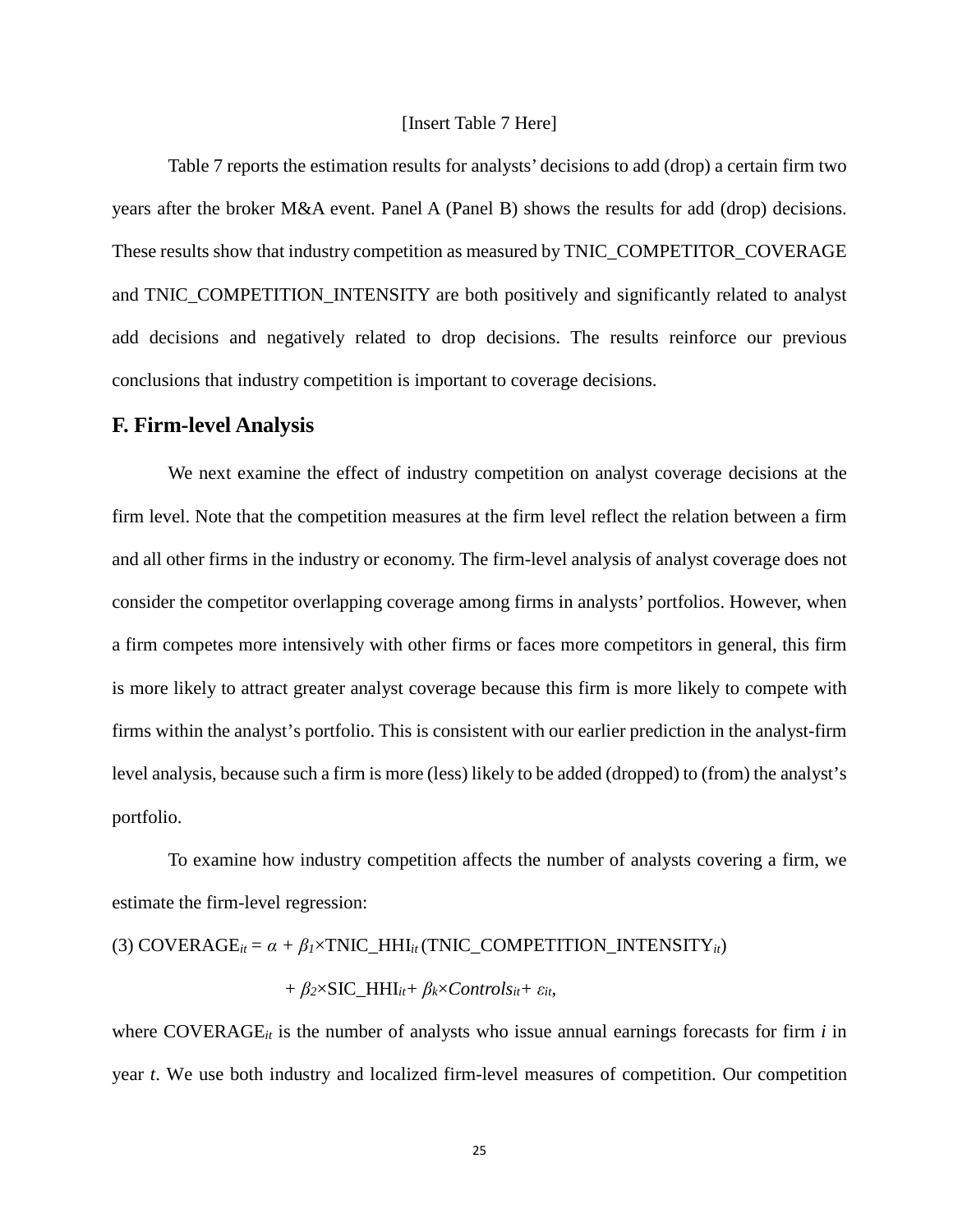[Insert Table 7 Here]

Table 7 reports the estimation results for analysts' decisions to add (drop) a certain firm two years after the broker M&A event. Panel A (Panel B) shows the results for add (drop) decisions. These results show that industry competition as measured by TNIC_COMPETITOR_COVERAGE and TNIC_COMPETITION_INTENSITY are both positively and significantly related to analyst add decisions and negatively related to drop decisions. The results reinforce our previous conclusions that industry competition is important to coverage decisions.

## F. Firm-level Analysis

We next examine the effect of industry competition on analyst coverage decisions at the firm level. Note that the competition measures at the firm level reflect the relation between a firm and all other firms in the industry or economy. The firm-level analysis of analyst coverage does not consider the competitor overlapping coverage among firms in analysts' portfolios. However, when a firm competes more intensively with other firms or faces more competitors in general, this firm is more likely to attract greater analyst coverage because this firm is more likely to compete with firms within the analyst's portfolio. This is consistent with our earlier prediction in the analyst-firm level analysis, because such a firm is more (less) likely to be added (dropped) to (from) the analyst's portfolio.

To examine how industry competition affects the number of analysts covering a firm, we estimate the firm-level regression:

$$(3)\ \text{COVERAGE}_{it} = \alpha + \beta_1 \times \text{TNIC\_HHI}_{it}\ (\text{TNIC\_COMPETITION\_INTENSITY}_{it}) + \beta_2 \times \text{SIC\_HHI}_{it} + \beta_k \times \textit{Controls}_{it} + \varepsilon_{it},$$

where $\text{COVERAGE}_{it}$ is the number of analysts who issue annual earnings forecasts for firm $i$ in year $t$. We use both industry and localized firm-level measures of competition. Our competition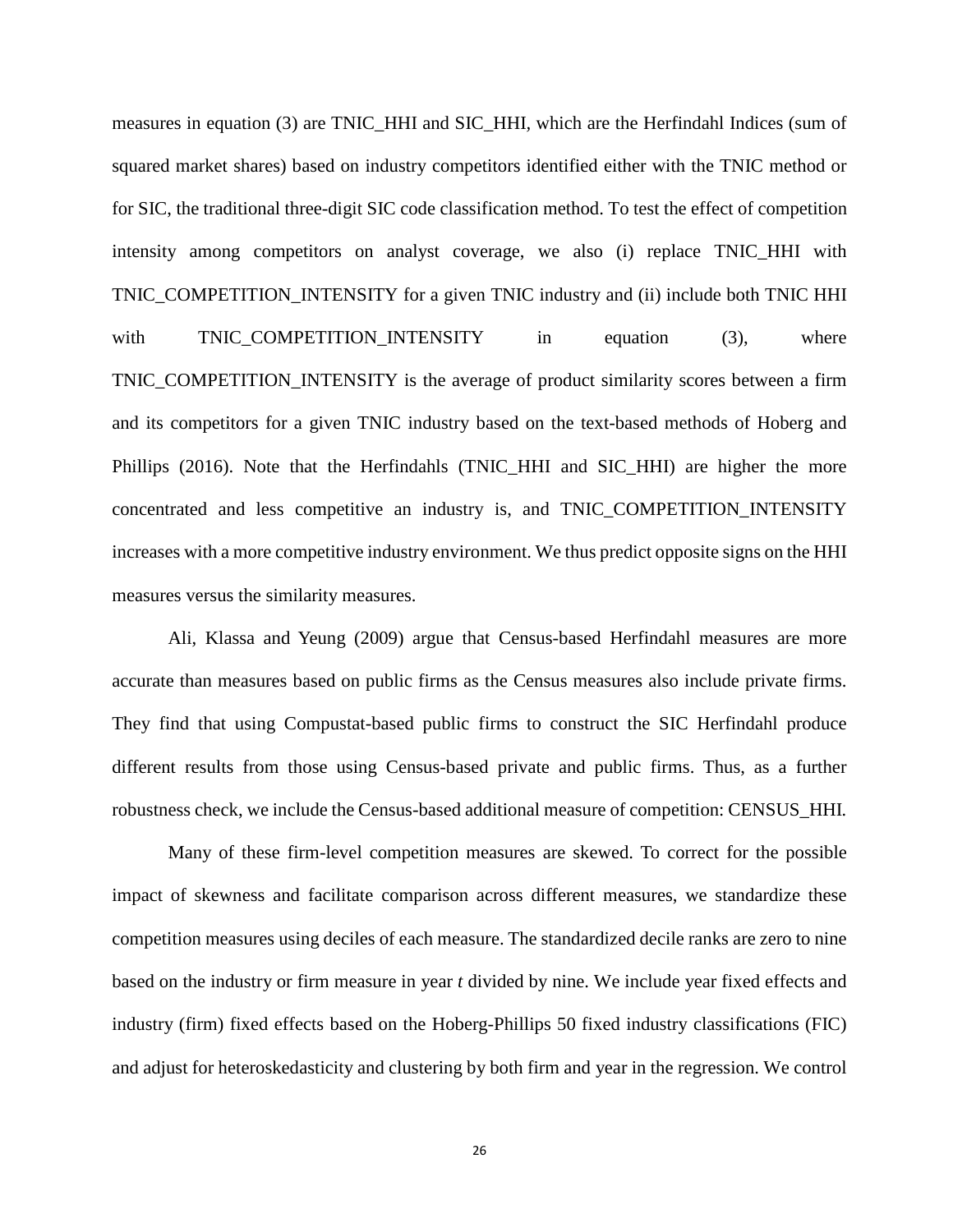measures in equation (3) are TNIC_HHI and SIC_HHI, which are the Herfindahl Indices (sum of squared market shares) based on industry competitors identified either with the TNIC method or for SIC, the traditional three-digit SIC code classification method. To test the effect of competition intensity among competitors on analyst coverage, we also (i) replace TNIC_HHI with TNIC_COMPETITION_INTENSITY for a given TNIC industry and (ii) include both TNIC HHI with TNIC_COMPETITION_INTENSITY in equation (3), where TNIC_COMPETITION_INTENSITY is the average of product similarity scores between a firm and its competitors for a given TNIC industry based on the text-based methods of Hoberg and Phillips (2016). Note that the Herfindahls (TNIC_HHI and SIC_HHI) are higher the more concentrated and less competitive an industry is, and TNIC_COMPETITION_INTENSITY increases with a more competitive industry environment. We thus predict opposite signs on the HHI measures versus the similarity measures.

Ali, Klassa and Yeung (2009) argue that Census-based Herfindahl measures are more accurate than measures based on public firms as the Census measures also include private firms. They find that using Compustat-based public firms to construct the SIC Herfindahl produce different results from those using Census-based private and public firms. Thus, as a further robustness check, we include the Census-based additional measure of competition: CENSUS_HHI.

Many of these firm-level competition measures are skewed. To correct for the possible impact of skewness and facilitate comparison across different measures, we standardize these competition measures using deciles of each measure. The standardized decile ranks are zero to nine based on the industry or firm measure in year *t* divided by nine. We include year fixed effects and industry (firm) fixed effects based on the Hoberg-Phillips 50 fixed industry classifications (FIC) and adjust for heteroskedasticity and clustering by both firm and year in the regression. We control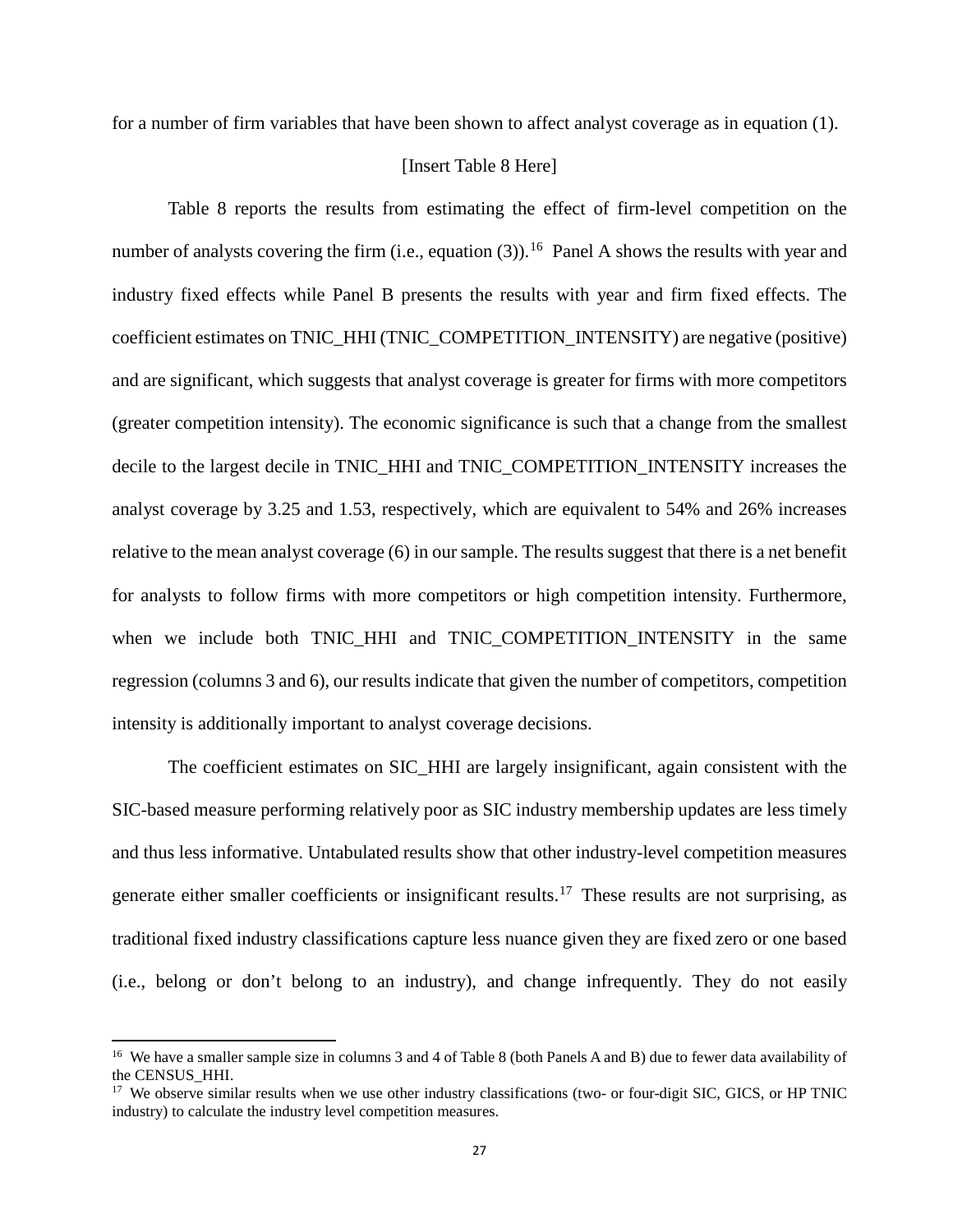for a number of firm variables that have been shown to affect analyst coverage as in equation (1).

[Insert Table 8 Here]

Table 8 reports the results from estimating the effect of firm-level competition on the number of analysts covering the firm (i.e., equation (3)).[16] Panel A shows the results with year and industry fixed effects while Panel B presents the results with year and firm fixed effects. The coefficient estimates on TNIC_HHI (TNIC_COMPETITION_INTENSITY) are negative (positive) and are significant, which suggests that analyst coverage is greater for firms with more competitors (greater competition intensity). The economic significance is such that a change from the smallest decile to the largest decile in TNIC_HHI and TNIC_COMPETITION_INTENSITY increases the analyst coverage by 3.25 and 1.53, respectively, which are equivalent to 54% and 26% increases relative to the mean analyst coverage (6) in our sample. The results suggest that there is a net benefit for analysts to follow firms with more competitors or high competition intensity. Furthermore, when we include both TNIC_HHI and TNIC_COMPETITION_INTENSITY in the same regression (columns 3 and 6), our results indicate that given the number of competitors, competition intensity is additionally important to analyst coverage decisions.

The coefficient estimates on SIC_HHI are largely insignificant, again consistent with the SIC-based measure performing relatively poor as SIC industry membership updates are less timely and thus less informative. Untabulated results show that other industry-level competition measures generate either smaller coefficients or insignificant results.[17] These results are not surprising, as traditional fixed industry classifications capture less nuance given they are fixed zero or one based (i.e., belong or don't belong to an industry), and change infrequently. They do not easily

[16] We have a smaller sample size in columns 3 and 4 of Table 8 (both Panels A and B) due to fewer data availability of the CENSUS_HHI.

[17] We observe similar results when we use other industry classifications (two- or four-digit SIC, GICS, or HP TNIC industry) to calculate the industry level competition measures.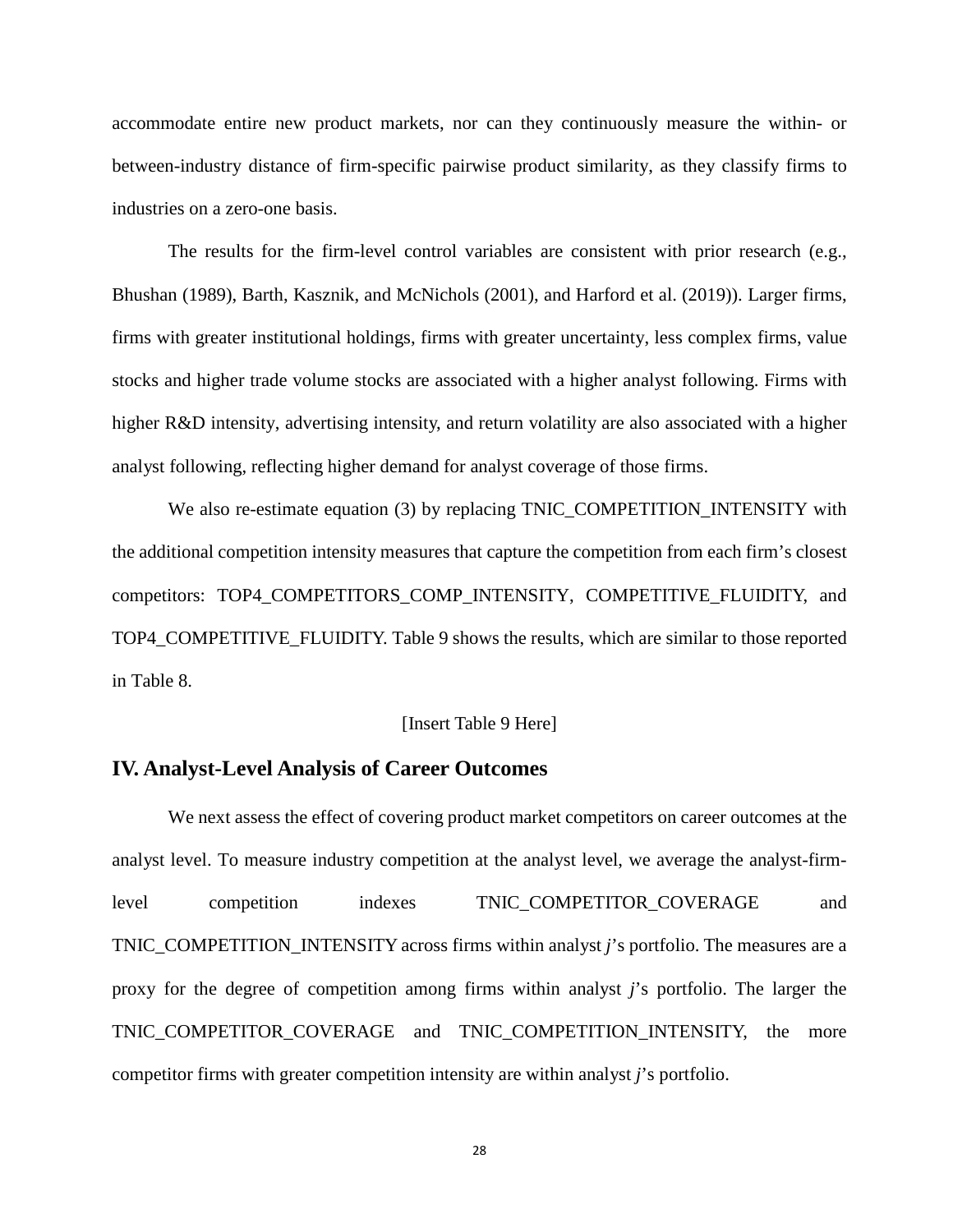accommodate entire new product markets, nor can they continuously measure the within- or between-industry distance of firm-specific pairwise product similarity, as they classify firms to industries on a zero-one basis.

The results for the firm-level control variables are consistent with prior research (e.g., Bhushan (1989), Barth, Kasznik, and McNichols (2001), and Harford et al. (2019)). Larger firms, firms with greater institutional holdings, firms with greater uncertainty, less complex firms, value stocks and higher trade volume stocks are associated with a higher analyst following. Firms with higher R&D intensity, advertising intensity, and return volatility are also associated with a higher analyst following, reflecting higher demand for analyst coverage of those firms.

We also re-estimate equation (3) by replacing TNIC_COMPETITION_INTENSITY with the additional competition intensity measures that capture the competition from each firm's closest competitors: TOP4_COMPETITORS_COMP_INTENSITY, COMPETITIVE_FLUIDITY, and TOP4_COMPETITIVE_FLUIDITY. Table 9 shows the results, which are similar to those reported in Table 8.

[Insert Table 9 Here]

## IV. Analyst-Level Analysis of Career Outcomes

We next assess the effect of covering product market competitors on career outcomes at the analyst level. To measure industry competition at the analyst level, we average the analyst-firm-level competition indexes TNIC_COMPETITOR_COVERAGE and TNIC_COMPETITION_INTENSITY across firms within analyst *j*'s portfolio. The measures are a proxy for the degree of competition among firms within analyst *j*'s portfolio. The larger the TNIC_COMPETITOR_COVERAGE and TNIC_COMPETITION_INTENSITY, the more competitor firms with greater competition intensity are within analyst *j*'s portfolio.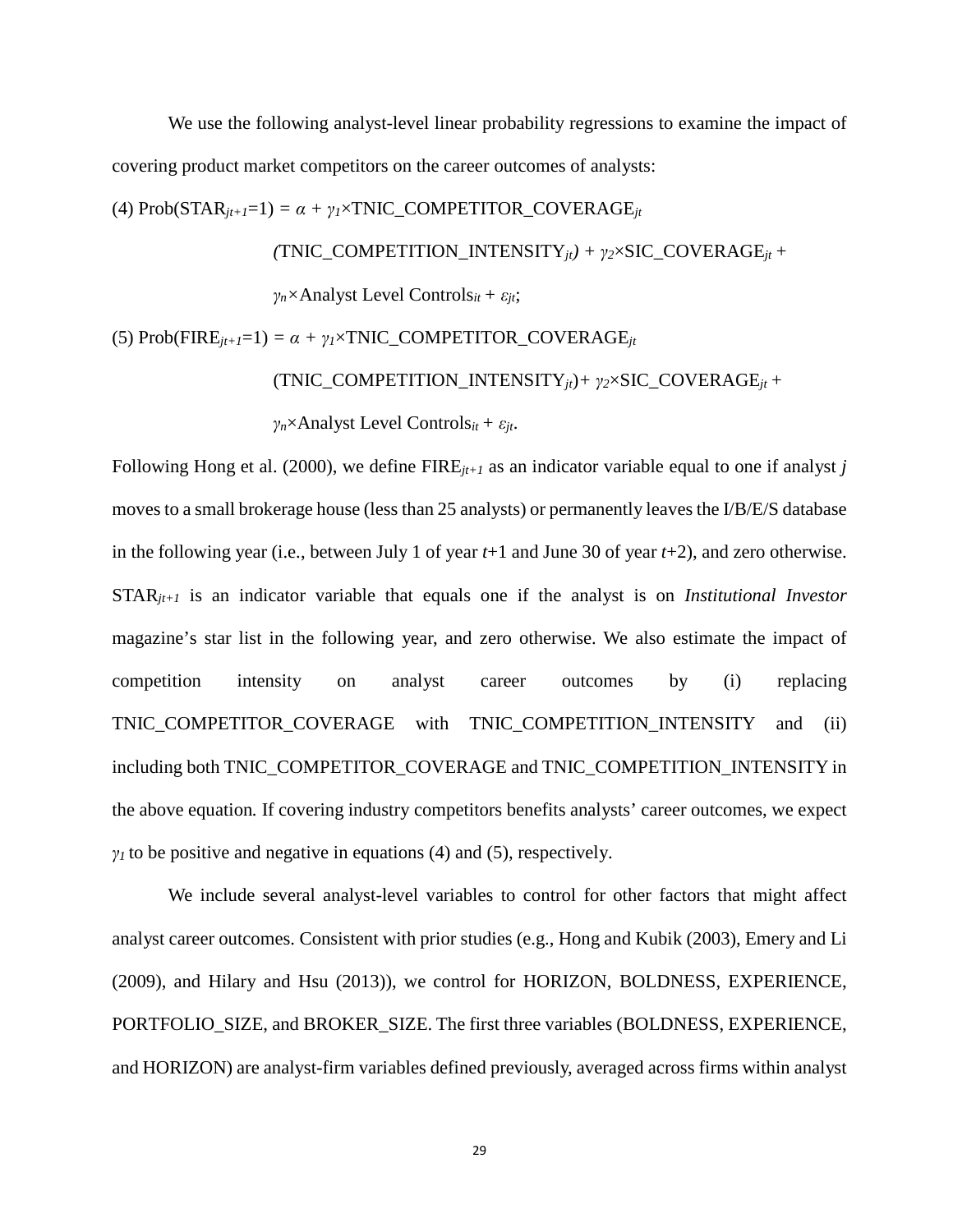We use the following analyst-level linear probability regressions to examine the impact of covering product market competitors on the career outcomes of analysts:

$$\text{(4) Prob}(\text{STAR}_{jt+1}=1) = \alpha + \gamma_1 \times \text{TNIC\_COMPETITOR\_COVERAGE}_{jt} \\ (\text{TNIC\_COMPETITION\_INTENSITY}_{jt}) + \gamma_2 \times \text{SIC\_COVERAGE}_{jt} + \\ \gamma_n \times \text{Analyst Level Controls}_{it} + \varepsilon_{jt};$$

$$\text{(5) Prob}(\text{FIRE}_{jt+1}=1) = \alpha + \gamma_1 \times \text{TNIC\_COMPETITOR\_COVERAGE}_{jt} \\ (\text{TNIC\_COMPETITION\_INTENSITY}_{jt}) + \gamma_2 \times \text{SIC\_COVERAGE}_{jt} + \\ \gamma_n \times \text{Analyst Level Controls}_{it} + \varepsilon_{jt}.$$

Following Hong et al. (2000), we define $\text{FIRE}_{jt+1}$ as an indicator variable equal to one if analyst *j* moves to a small brokerage house (less than 25 analysts) or permanently leaves the I/B/E/S database in the following year (i.e., between July 1 of year *t*+1 and June 30 of year *t*+2), and zero otherwise. $\text{STAR}_{jt+1}$ is an indicator variable that equals one if the analyst is on *Institutional Investor* magazine's star list in the following year, and zero otherwise. We also estimate the impact of competition intensity on analyst career outcomes by (i) replacing TNIC_COMPETITOR_COVERAGE with TNIC_COMPETITION_INTENSITY and (ii) including both TNIC_COMPETITOR_COVERAGE and TNIC_COMPETITION_INTENSITY in the above equation. If covering industry competitors benefits analysts' career outcomes, we expect $\gamma_1$ to be positive and negative in equations (4) and (5), respectively.

We include several analyst-level variables to control for other factors that might affect analyst career outcomes. Consistent with prior studies (e.g., Hong and Kubik (2003), Emery and Li (2009), and Hilary and Hsu (2013)), we control for HORIZON, BOLDNESS, EXPERIENCE, PORTFOLIO_SIZE, and BROKER_SIZE. The first three variables (BOLDNESS, EXPERIENCE, and HORIZON) are analyst-firm variables defined previously, averaged across firms within analyst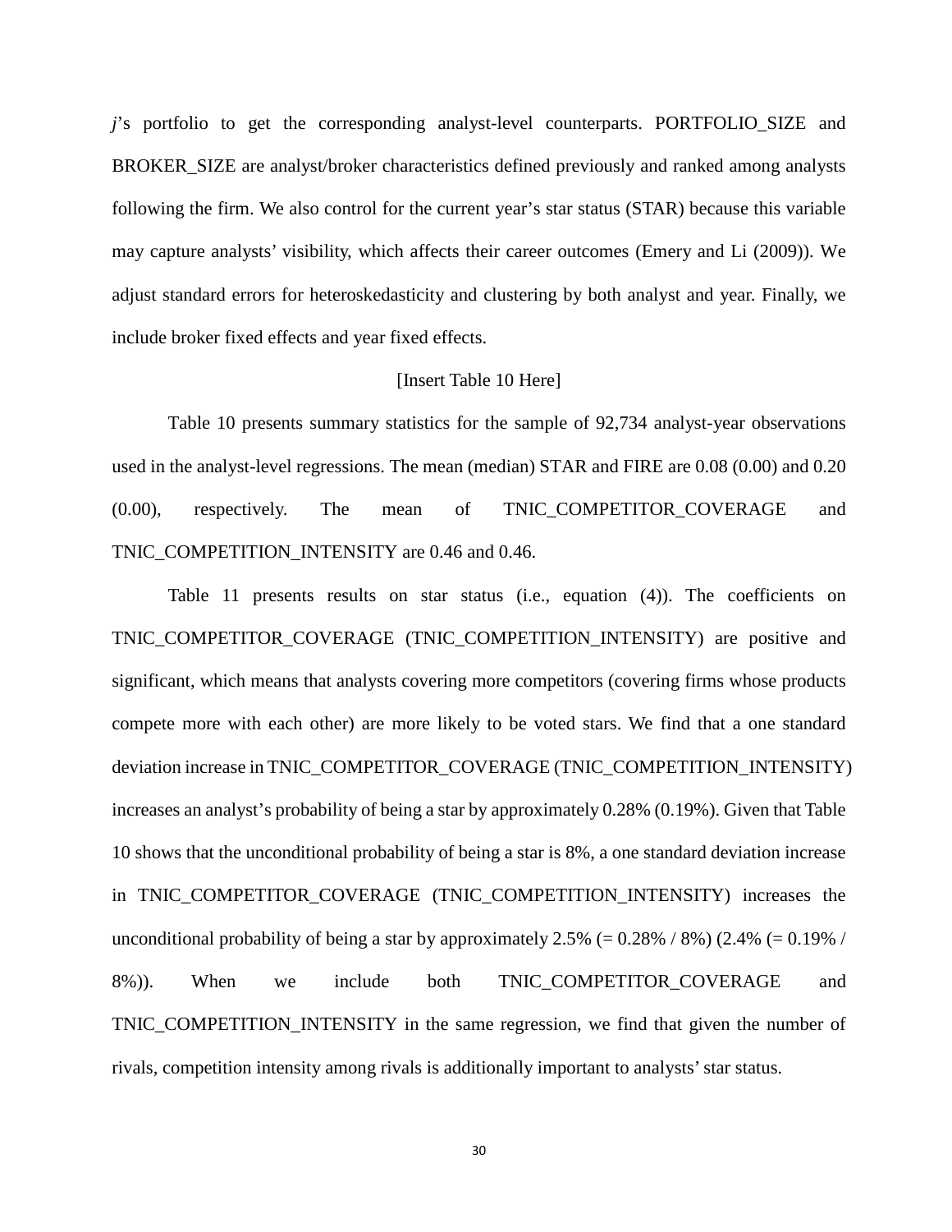*j*'s portfolio to get the corresponding analyst-level counterparts. PORTFOLIO_SIZE and BROKER_SIZE are analyst/broker characteristics defined previously and ranked among analysts following the firm. We also control for the current year's star status (STAR) because this variable may capture analysts' visibility, which affects their career outcomes (Emery and Li (2009)). We adjust standard errors for heteroskedasticity and clustering by both analyst and year. Finally, we include broker fixed effects and year fixed effects.

[Insert Table 10 Here]

Table 10 presents summary statistics for the sample of 92,734 analyst-year observations used in the analyst-level regressions. The mean (median) STAR and FIRE are 0.08 (0.00) and 0.20 (0.00), respectively. The mean of TNIC_COMPETITOR_COVERAGE and TNIC_COMPETITION_INTENSITY are 0.46 and 0.46.

Table 11 presents results on star status (i.e., equation (4)). The coefficients on TNIC_COMPETITOR_COVERAGE (TNIC_COMPETITION_INTENSITY) are positive and significant, which means that analysts covering more competitors (covering firms whose products compete more with each other) are more likely to be voted stars. We find that a one standard deviation increase in TNIC_COMPETITOR_COVERAGE (TNIC_COMPETITION_INTENSITY) increases an analyst's probability of being a star by approximately 0.28% (0.19%). Given that Table 10 shows that the unconditional probability of being a star is 8%, a one standard deviation increase in TNIC_COMPETITOR_COVERAGE (TNIC_COMPETITION_INTENSITY) increases the unconditional probability of being a star by approximately 2.5% (= 0.28% / 8%) (2.4% (= 0.19% / 8%)). When we include both TNIC_COMPETITOR_COVERAGE and TNIC_COMPETITION_INTENSITY in the same regression, we find that given the number of rivals, competition intensity among rivals is additionally important to analysts' star status.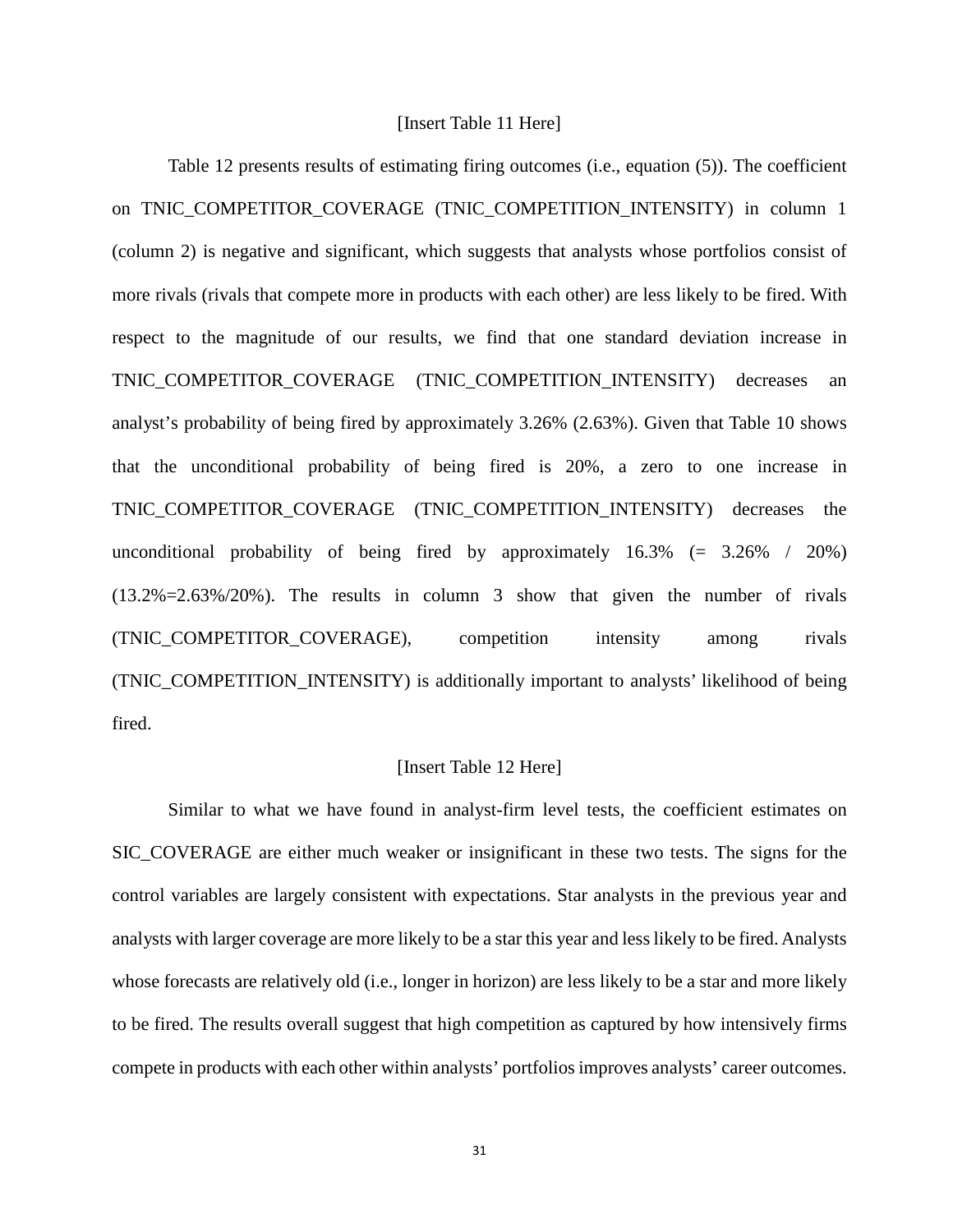[Insert Table 11 Here]

Table 12 presents results of estimating firing outcomes (i.e., equation (5)). The coefficient on TNIC_COMPETITOR_COVERAGE (TNIC_COMPETITION_INTENSITY) in column 1 (column 2) is negative and significant, which suggests that analysts whose portfolios consist of more rivals (rivals that compete more in products with each other) are less likely to be fired. With respect to the magnitude of our results, we find that one standard deviation increase in TNIC_COMPETITOR_COVERAGE (TNIC_COMPETITION_INTENSITY) decreases an analyst's probability of being fired by approximately 3.26% (2.63%). Given that Table 10 shows that the unconditional probability of being fired is 20%, a zero to one increase in TNIC_COMPETITOR_COVERAGE (TNIC_COMPETITION_INTENSITY) decreases the unconditional probability of being fired by approximately 16.3% (= 3.26% / 20%) (13.2%=2.63%/20%). The results in column 3 show that given the number of rivals (TNIC_COMPETITOR_COVERAGE), competition intensity among rivals (TNIC_COMPETITION_INTENSITY) is additionally important to analysts' likelihood of being fired.

[Insert Table 12 Here]

Similar to what we have found in analyst-firm level tests, the coefficient estimates on SIC_COVERAGE are either much weaker or insignificant in these two tests. The signs for the control variables are largely consistent with expectations. Star analysts in the previous year and analysts with larger coverage are more likely to be a star this year and less likely to be fired. Analysts whose forecasts are relatively old (i.e., longer in horizon) are less likely to be a star and more likely to be fired. The results overall suggest that high competition as captured by how intensively firms compete in products with each other within analysts' portfolios improves analysts' career outcomes.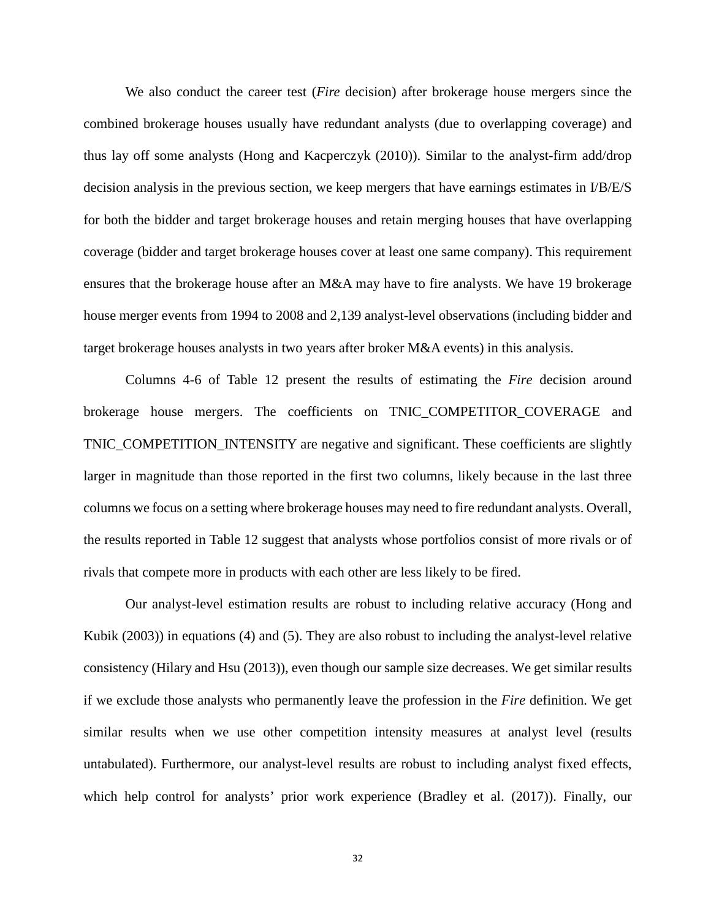We also conduct the career test (*Fire* decision) after brokerage house mergers since the combined brokerage houses usually have redundant analysts (due to overlapping coverage) and thus lay off some analysts (Hong and Kacperczyk (2010)). Similar to the analyst-firm add/drop decision analysis in the previous section, we keep mergers that have earnings estimates in I/B/E/S for both the bidder and target brokerage houses and retain merging houses that have overlapping coverage (bidder and target brokerage houses cover at least one same company). This requirement ensures that the brokerage house after an M&A may have to fire analysts. We have 19 brokerage house merger events from 1994 to 2008 and 2,139 analyst-level observations (including bidder and target brokerage houses analysts in two years after broker M&A events) in this analysis.

Columns 4-6 of Table 12 present the results of estimating the *Fire* decision around brokerage house mergers. The coefficients on TNIC_COMPETITOR_COVERAGE and TNIC_COMPETITION_INTENSITY are negative and significant. These coefficients are slightly larger in magnitude than those reported in the first two columns, likely because in the last three columns we focus on a setting where brokerage houses may need to fire redundant analysts. Overall, the results reported in Table 12 suggest that analysts whose portfolios consist of more rivals or of rivals that compete more in products with each other are less likely to be fired.

Our analyst-level estimation results are robust to including relative accuracy (Hong and Kubik (2003)) in equations (4) and (5). They are also robust to including the analyst-level relative consistency (Hilary and Hsu (2013)), even though our sample size decreases. We get similar results if we exclude those analysts who permanently leave the profession in the *Fire* definition. We get similar results when we use other competition intensity measures at analyst level (results untabulated). Furthermore, our analyst-level results are robust to including analyst fixed effects, which help control for analysts' prior work experience (Bradley et al. (2017)). Finally, our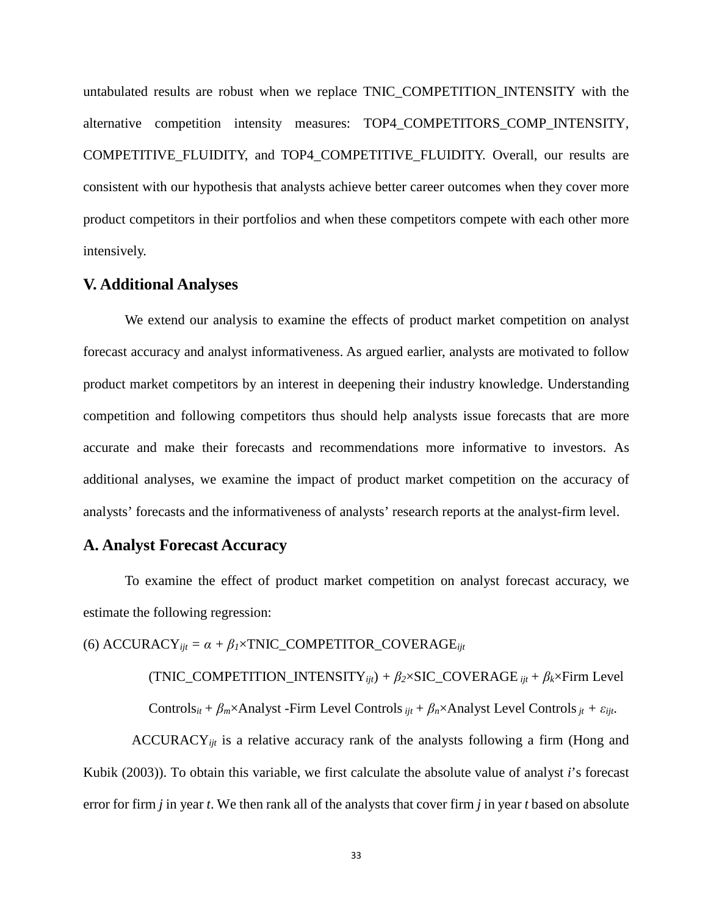untabulated results are robust when we replace TNIC_COMPETITION_INTENSITY with the alternative competition intensity measures: TOP4_COMPETITORS_COMP_INTENSITY, COMPETITIVE_FLUIDITY, and TOP4_COMPETITIVE_FLUIDITY. Overall, our results are consistent with our hypothesis that analysts achieve better career outcomes when they cover more product competitors in their portfolios and when these competitors compete with each other more intensively.

## V. Additional Analyses

We extend our analysis to examine the effects of product market competition on analyst forecast accuracy and analyst informativeness. As argued earlier, analysts are motivated to follow product market competitors by an interest in deepening their industry knowledge. Understanding competition and following competitors thus should help analysts issue forecasts that are more accurate and make their forecasts and recommendations more informative to investors. As additional analyses, we examine the impact of product market competition on the accuracy of analysts' forecasts and the informativeness of analysts' research reports at the analyst-firm level.

## A. Analyst Forecast Accuracy

To examine the effect of product market competition on analyst forecast accuracy, we estimate the following regression:

$$\text{(6) ACCURACY}_{ijt} = \alpha + \beta_1 \times \text{TNIC\_COMPETITOR\_COVERAGE}_{ijt}$$

$$(\text{TNIC\_COMPETITION\_INTENSITY}_{ijt}) + \beta_2 \times \text{SIC\_COVERAGE}_{ijt} + \beta_k \times \text{Firm Level Controls}_{it} + \beta_m \times \text{Analyst -Firm Level Controls}_{ijt} + \beta_n \times \text{Analyst Level Controls}_{jt} + \varepsilon_{ijt}.$$

$\text{ACCURACY}_{ijt}$ is a relative accuracy rank of the analysts following a firm (Hong and Kubik (2003)). To obtain this variable, we first calculate the absolute value of analyst *i*'s forecast error for firm *j* in year *t*. We then rank all of the analysts that cover firm *j* in year *t* based on absolute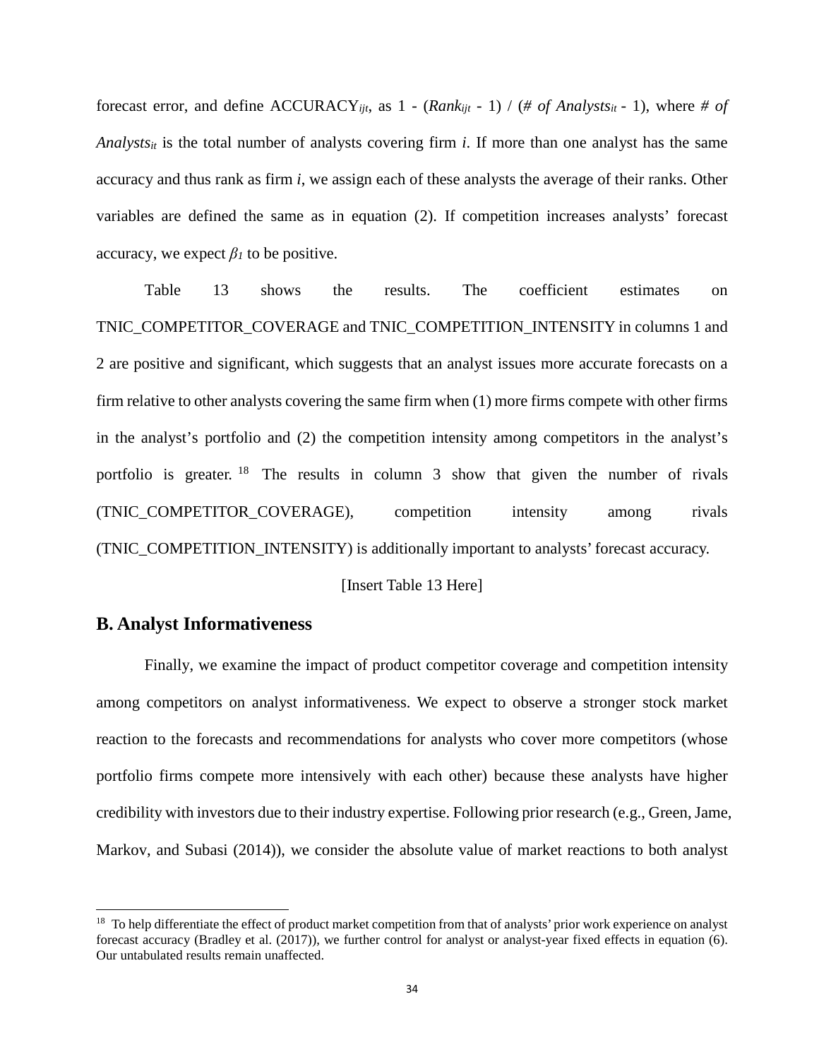forecast error, and define $ACCURACY_{ijt}$, as 1 - ($Rank_{ijt}$ - 1) / ($\#\ of\ Analysts_{it}$ - 1), where $\#\ of\ Analysts_{it}$ is the total number of analysts covering firm $i$. If more than one analyst has the same accuracy and thus rank as firm $i$, we assign each of these analysts the average of their ranks. Other variables are defined the same as in equation (2). If competition increases analysts' forecast accuracy, we expect $\beta_1$ to be positive.

Table 13 shows the results. The coefficient estimates on TNIC_COMPETITOR_COVERAGE and TNIC_COMPETITION_INTENSITY in columns 1 and 2 are positive and significant, which suggests that an analyst issues more accurate forecasts on a firm relative to other analysts covering the same firm when (1) more firms compete with other firms in the analyst's portfolio and (2) the competition intensity among competitors in the analyst's portfolio is greater.[18] The results in column 3 show that given the number of rivals (TNIC_COMPETITOR_COVERAGE), competition intensity among rivals (TNIC_COMPETITION_INTENSITY) is additionally important to analysts' forecast accuracy.

[Insert Table 13 Here]

## B. Analyst Informativeness

Finally, we examine the impact of product competitor coverage and competition intensity among competitors on analyst informativeness. We expect to observe a stronger stock market reaction to the forecasts and recommendations for analysts who cover more competitors (whose portfolio firms compete more intensively with each other) because these analysts have higher credibility with investors due to their industry expertise. Following prior research (e.g., Green, Jame, Markov, and Subasi (2014)), we consider the absolute value of market reactions to both analyst

[18] To help differentiate the effect of product market competition from that of analysts' prior work experience on analyst forecast accuracy (Bradley et al. (2017)), we further control for analyst or analyst-year fixed effects in equation (6). Our untabulated results remain unaffected.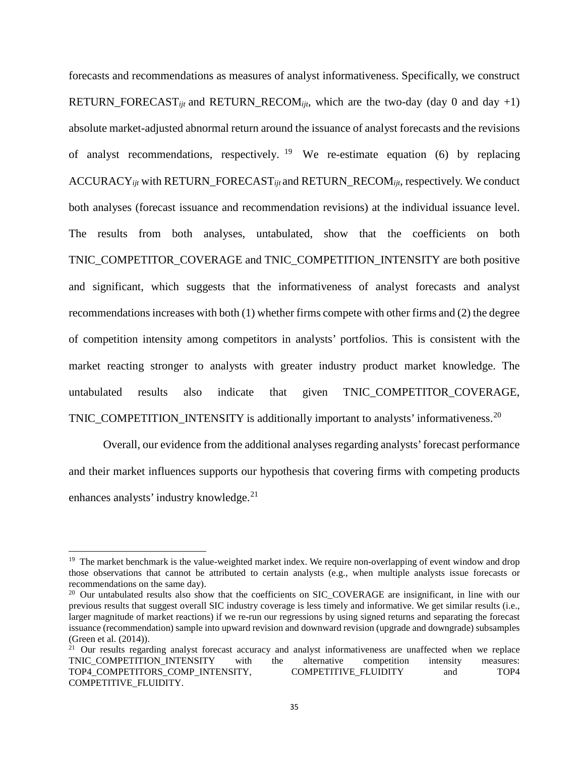forecasts and recommendations as measures of analyst informativeness. Specifically, we construct RETURN_FORECAST$_{ijt}$ and RETURN_RECOM$_{ijt}$, which are the two-day (day 0 and day +1) absolute market-adjusted abnormal return around the issuance of analyst forecasts and the revisions of analyst recommendations, respectively.[19] We re-estimate equation (6) by replacing ACCURACY$_{ijt}$ with RETURN_FORECAST$_{ijt}$ and RETURN_RECOM$_{ijt}$, respectively. We conduct both analyses (forecast issuance and recommendation revisions) at the individual issuance level. The results from both analyses, untabulated, show that the coefficients on both TNIC_COMPETITOR_COVERAGE and TNIC_COMPETITION_INTENSITY are both positive and significant, which suggests that the informativeness of analyst forecasts and analyst recommendations increases with both (1) whether firms compete with other firms and (2) the degree of competition intensity among competitors in analysts' portfolios. This is consistent with the market reacting stronger to analysts with greater industry product market knowledge. The untabulated results also indicate that given TNIC_COMPETITOR_COVERAGE, TNIC_COMPETITION_INTENSITY is additionally important to analysts' informativeness.[20]

Overall, our evidence from the additional analyses regarding analysts' forecast performance and their market influences supports our hypothesis that covering firms with competing products enhances analysts' industry knowledge.[21]

---

[19] The market benchmark is the value-weighted market index. We require non-overlapping of event window and drop those observations that cannot be attributed to certain analysts (e.g., when multiple analysts issue forecasts or recommendations on the same day).

[20] Our untabulated results also show that the coefficients on SIC_COVERAGE are insignificant, in line with our previous results that suggest overall SIC industry coverage is less timely and informative. We get similar results (i.e., larger magnitude of market reactions) if we re-run our regressions by using signed returns and separating the forecast issuance (recommendation) sample into upward revision and downward revision (upgrade and downgrade) subsamples (Green et al. (2014)).

[21] Our results regarding analyst forecast accuracy and analyst informativeness are unaffected when we replace TNIC_COMPETITION_INTENSITY with the alternative competition intensity measures: TOP4_COMPETITORS_COMP_INTENSITY, COMPETITIVE_FLUIDITY and TOP4 COMPETITIVE_FLUIDITY.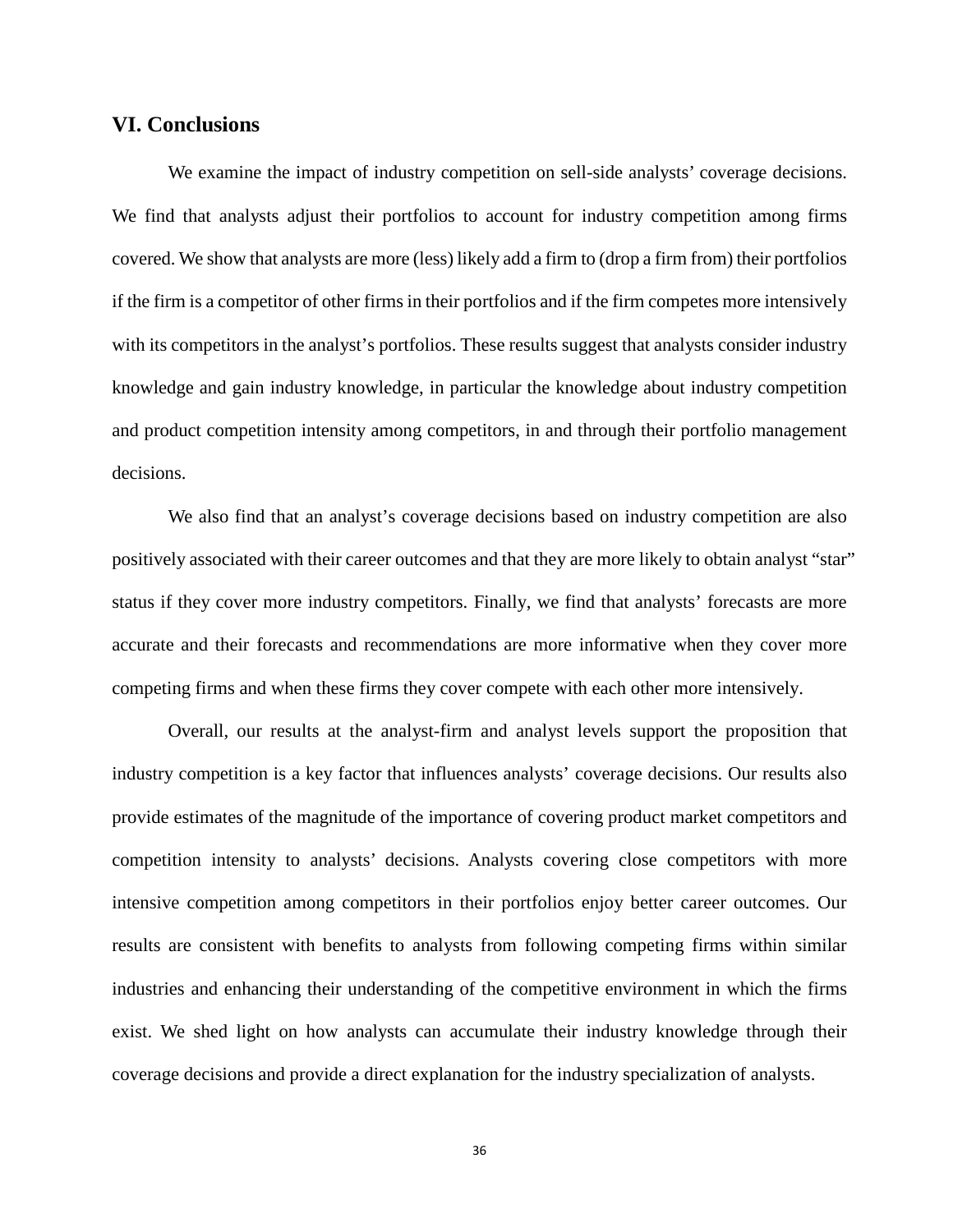## VI. Conclusions

We examine the impact of industry competition on sell-side analysts' coverage decisions. We find that analysts adjust their portfolios to account for industry competition among firms covered. We show that analysts are more (less) likely add a firm to (drop a firm from) their portfolios if the firm is a competitor of other firms in their portfolios and if the firm competes more intensively with its competitors in the analyst's portfolios. These results suggest that analysts consider industry knowledge and gain industry knowledge, in particular the knowledge about industry competition and product competition intensity among competitors, in and through their portfolio management decisions.

We also find that an analyst's coverage decisions based on industry competition are also positively associated with their career outcomes and that they are more likely to obtain analyst "star" status if they cover more industry competitors. Finally, we find that analysts' forecasts are more accurate and their forecasts and recommendations are more informative when they cover more competing firms and when these firms they cover compete with each other more intensively.

Overall, our results at the analyst-firm and analyst levels support the proposition that industry competition is a key factor that influences analysts' coverage decisions. Our results also provide estimates of the magnitude of the importance of covering product market competitors and competition intensity to analysts' decisions. Analysts covering close competitors with more intensive competition among competitors in their portfolios enjoy better career outcomes. Our results are consistent with benefits to analysts from following competing firms within similar industries and enhancing their understanding of the competitive environment in which the firms exist. We shed light on how analysts can accumulate their industry knowledge through their coverage decisions and provide a direct explanation for the industry specialization of analysts.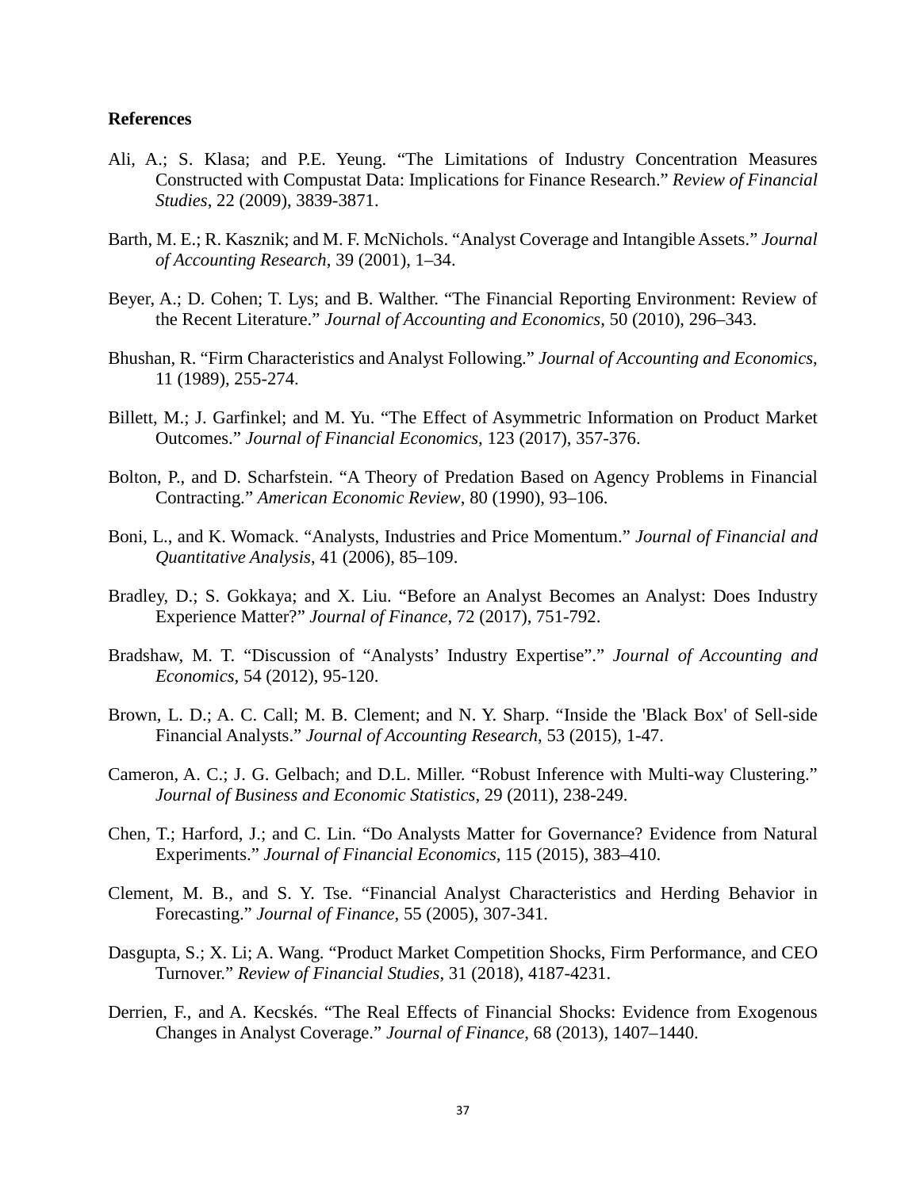**References**

Ali, A.; S. Klasa; and P.E. Yeung. "The Limitations of Industry Concentration Measures Constructed with Compustat Data: Implications for Finance Research." *Review of Financial Studies*, 22 (2009), 3839-3871.

Barth, M. E.; R. Kasznik; and M. F. McNichols. "Analyst Coverage and Intangible Assets." *Journal of Accounting Research*, 39 (2001), 1–34.

Beyer, A.; D. Cohen; T. Lys; and B. Walther. "The Financial Reporting Environment: Review of the Recent Literature." *Journal of Accounting and Economics*, 50 (2010), 296–343.

Bhushan, R. "Firm Characteristics and Analyst Following." *Journal of Accounting and Economics*, 11 (1989), 255-274.

Billett, M.; J. Garfinkel; and M. Yu. "The Effect of Asymmetric Information on Product Market Outcomes." *Journal of Financial Economics*, 123 (2017), 357-376.

Bolton, P., and D. Scharfstein. "A Theory of Predation Based on Agency Problems in Financial Contracting." *American Economic Review*, 80 (1990), 93–106.

Boni, L., and K. Womack. "Analysts, Industries and Price Momentum." *Journal of Financial and Quantitative Analysis*, 41 (2006), 85–109.

Bradley, D.; S. Gokkaya; and X. Liu. "Before an Analyst Becomes an Analyst: Does Industry Experience Matter?" *Journal of Finance*, 72 (2017), 751-792.

Bradshaw, M. T. "Discussion of "Analysts' Industry Expertise"." *Journal of Accounting and Economics*, 54 (2012), 95-120.

Brown, L. D.; A. C. Call; M. B. Clement; and N. Y. Sharp. "Inside the 'Black Box' of Sell-side Financial Analysts." *Journal of Accounting Research*, 53 (2015), 1-47.

Cameron, A. C.; J. G. Gelbach; and D.L. Miller. "Robust Inference with Multi-way Clustering." *Journal of Business and Economic Statistics*, 29 (2011), 238-249.

Chen, T.; Harford, J.; and C. Lin. "Do Analysts Matter for Governance? Evidence from Natural Experiments." *Journal of Financial Economics*, 115 (2015), 383–410.

Clement, M. B., and S. Y. Tse. "Financial Analyst Characteristics and Herding Behavior in Forecasting." *Journal of Finance*, 55 (2005), 307-341.

Dasgupta, S.; X. Li; A. Wang. "Product Market Competition Shocks, Firm Performance, and CEO Turnover." *Review of Financial Studies*, 31 (2018), 4187-4231.

Derrien, F., and A. Kecskés. "The Real Effects of Financial Shocks: Evidence from Exogenous Changes in Analyst Coverage." *Journal of Finance*, 68 (2013), 1407–1440.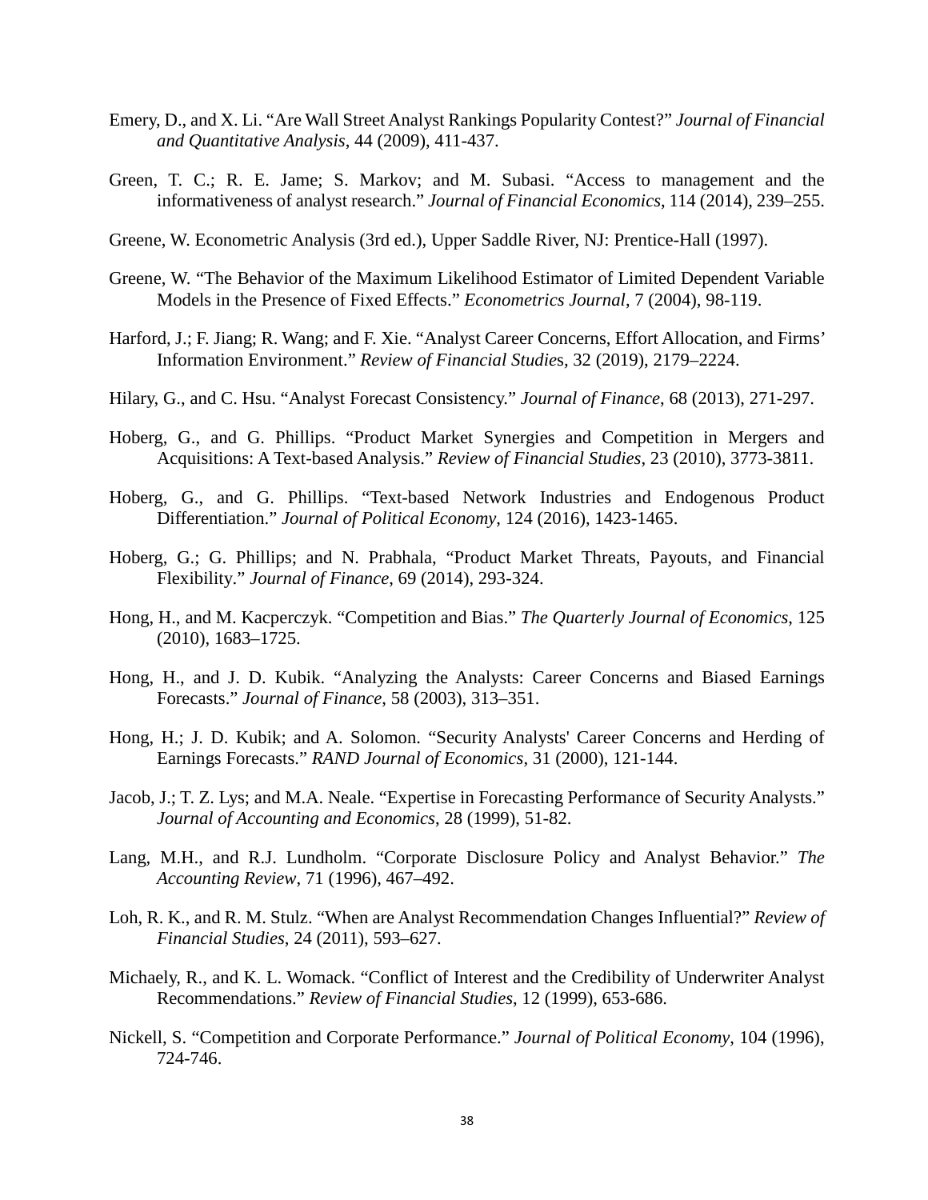Emery, D., and X. Li. "Are Wall Street Analyst Rankings Popularity Contest?" *Journal of Financial and Quantitative Analysis*, 44 (2009), 411-437.

Green, T. C.; R. E. Jame; S. Markov; and M. Subasi. "Access to management and the informativeness of analyst research." *Journal of Financial Economics*, 114 (2014), 239–255.

Greene, W. Econometric Analysis (3rd ed.), Upper Saddle River, NJ: Prentice-Hall (1997).

Greene, W. "The Behavior of the Maximum Likelihood Estimator of Limited Dependent Variable Models in the Presence of Fixed Effects." *Econometrics Journal*, 7 (2004), 98-119.

Harford, J.; F. Jiang; R. Wang; and F. Xie. "Analyst Career Concerns, Effort Allocation, and Firms' Information Environment." *Review of Financial Studies*, 32 (2019), 2179–2224.

Hilary, G., and C. Hsu. "Analyst Forecast Consistency." *Journal of Finance*, 68 (2013), 271-297.

Hoberg, G., and G. Phillips. "Product Market Synergies and Competition in Mergers and Acquisitions: A Text-based Analysis." *Review of Financial Studies*, 23 (2010), 3773-3811.

Hoberg, G., and G. Phillips. "Text-based Network Industries and Endogenous Product Differentiation." *Journal of Political Economy*, 124 (2016), 1423-1465.

Hoberg, G.; G. Phillips; and N. Prabhala, "Product Market Threats, Payouts, and Financial Flexibility." *Journal of Finance*, 69 (2014), 293-324.

Hong, H., and M. Kacperczyk. "Competition and Bias." *The Quarterly Journal of Economics*, 125 (2010), 1683–1725.

Hong, H., and J. D. Kubik. "Analyzing the Analysts: Career Concerns and Biased Earnings Forecasts." *Journal of Finance*, 58 (2003), 313–351.

Hong, H.; J. D. Kubik; and A. Solomon. "Security Analysts' Career Concerns and Herding of Earnings Forecasts." *RAND Journal of Economics*, 31 (2000), 121-144.

Jacob, J.; T. Z. Lys; and M.A. Neale. "Expertise in Forecasting Performance of Security Analysts." *Journal of Accounting and Economics*, 28 (1999), 51-82.

Lang, M.H., and R.J. Lundholm. "Corporate Disclosure Policy and Analyst Behavior." *The Accounting Review*, 71 (1996), 467–492.

Loh, R. K., and R. M. Stulz. "When are Analyst Recommendation Changes Influential?" *Review of Financial Studies*, 24 (2011), 593–627.

Michaely, R., and K. L. Womack. "Conflict of Interest and the Credibility of Underwriter Analyst Recommendations." *Review of Financial Studies*, 12 (1999), 653-686.

Nickell, S. "Competition and Corporate Performance." *Journal of Political Economy*, 104 (1996), 724-746.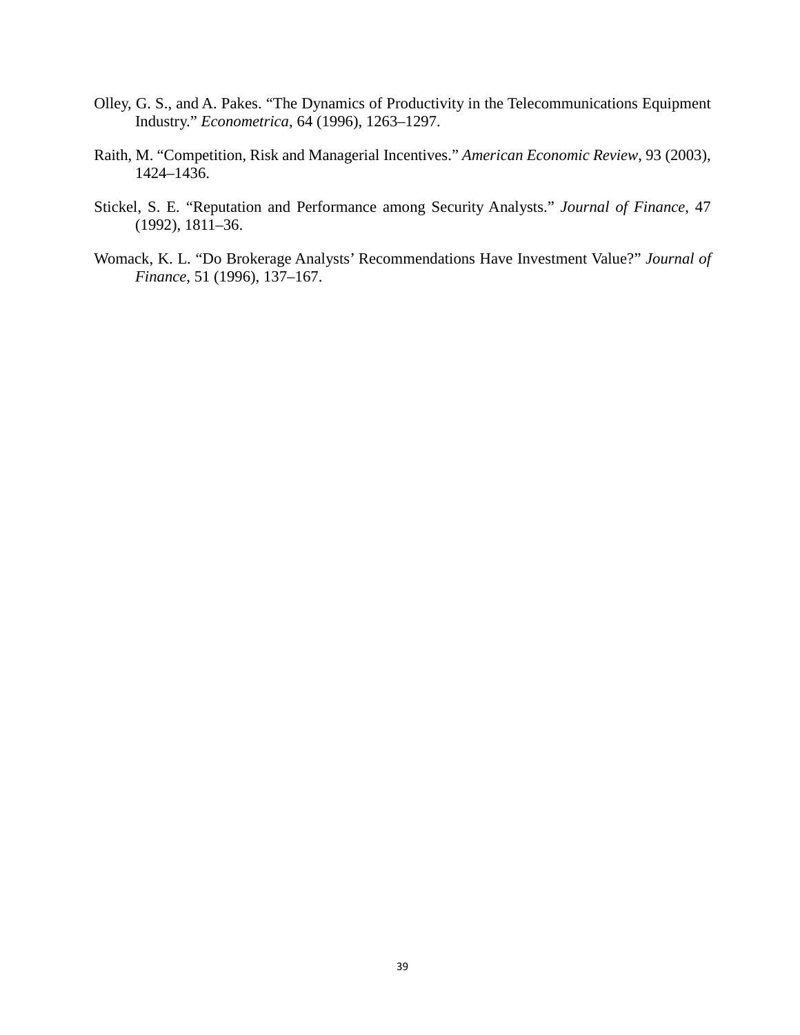Olley, G. S., and A. Pakes. "The Dynamics of Productivity in the Telecommunications Equipment Industry." *Econometrica*, 64 (1996), 1263–1297.

Raith, M. "Competition, Risk and Managerial Incentives." *American Economic Review*, 93 (2003), 1424–1436.

Stickel, S. E. "Reputation and Performance among Security Analysts." *Journal of Finance*, 47 (1992), 1811–36.

Womack, K. L. "Do Brokerage Analysts' Recommendations Have Investment Value?" *Journal of Finance*, 51 (1996), 137–167.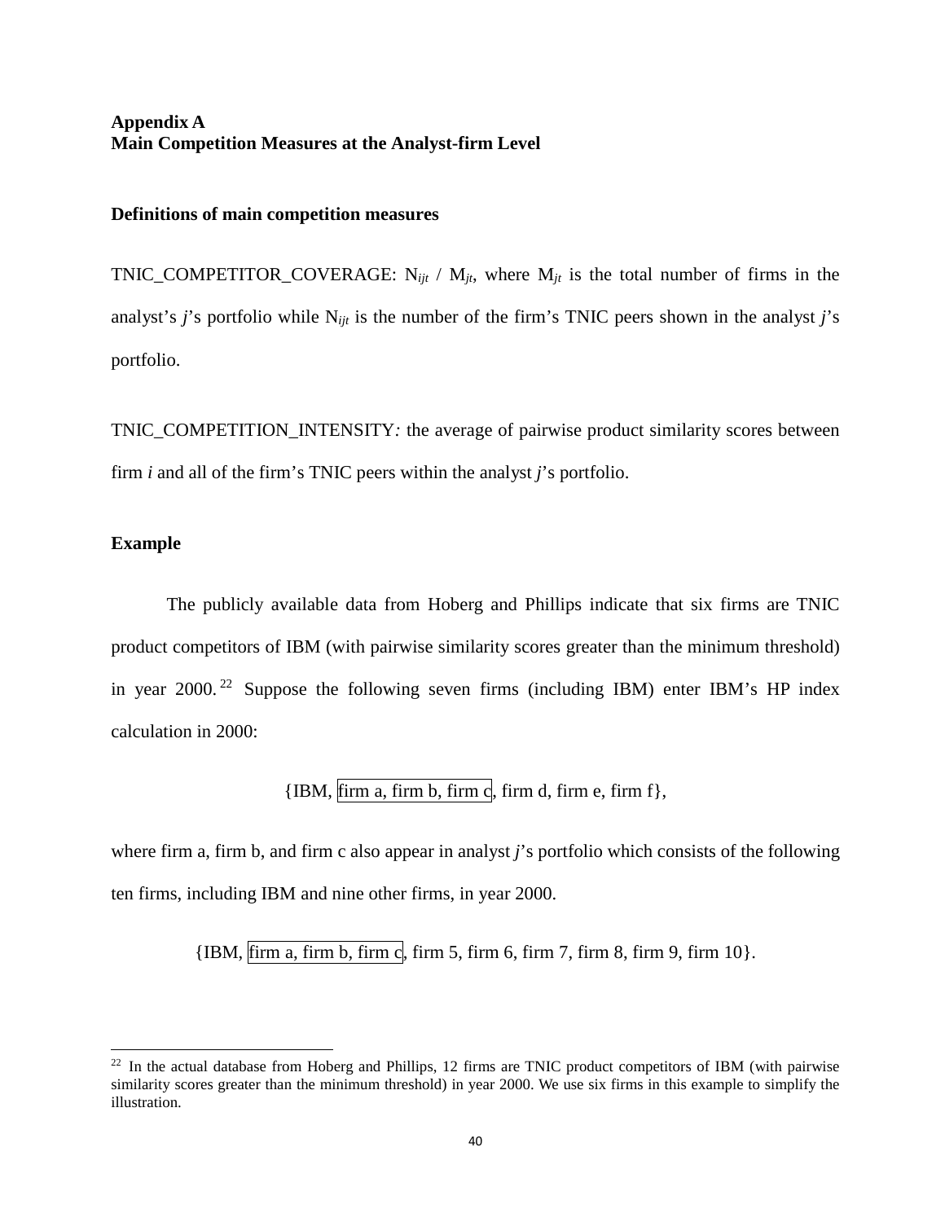# Appendix A
# Main Competition Measures at the Analyst-firm Level

## Definitions of main competition measures

TNIC_COMPETITOR_COVERAGE: $N_{ijt}$ / $M_{jt}$, where $M_{jt}$ is the total number of firms in the analyst's *j*'s portfolio while $N_{ijt}$ is the number of the firm's TNIC peers shown in the analyst *j*'s portfolio.

TNIC_COMPETITION_INTENSITY*:* the average of pairwise product similarity scores between firm *i* and all of the firm's TNIC peers within the analyst *j*'s portfolio.

## Example

The publicly available data from Hoberg and Phillips indicate that six firms are TNIC product competitors of IBM (with pairwise similarity scores greater than the minimum threshold) in year 2000.[22] Suppose the following seven firms (including IBM) enter IBM's HP index calculation in 2000:

{IBM, firm a, firm b, firm c, firm d, firm e, firm f},

where firm a, firm b, and firm c also appear in analyst *j*'s portfolio which consists of the following ten firms, including IBM and nine other firms, in year 2000.

{IBM, firm a, firm b, firm c, firm 5, firm 6, firm 7, firm 8, firm 9, firm 10}.

[22] In the actual database from Hoberg and Phillips, 12 firms are TNIC product competitors of IBM (with pairwise similarity scores greater than the minimum threshold) in year 2000. We use six firms in this example to simplify the illustration.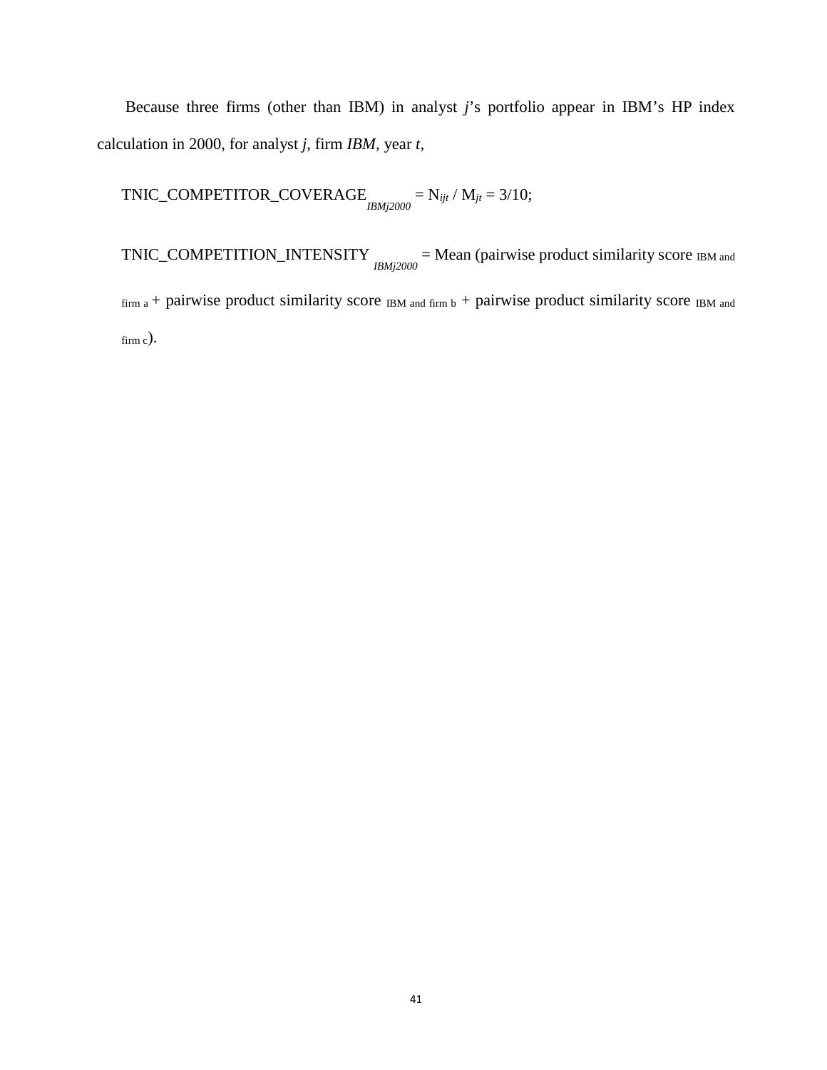Because three firms (other than IBM) in analyst *j*'s portfolio appear in IBM's HP index calculation in 2000, for analyst *j*, firm *IBM*, year *t*,

$\text{TNIC\_COMPETITOR\_COVERAGE}_{IBMj2000} = N_{ijt} / M_{jt} = 3/10$;

$\text{TNIC\_COMPETITION\_INTENSITY}_{IBMj2000}$ = Mean (pairwise product similarity score $_{\text{IBM and firm a}}$ + pairwise product similarity score $_{\text{IBM and firm b}}$ + pairwise product similarity score $_{\text{IBM and firm c}}$).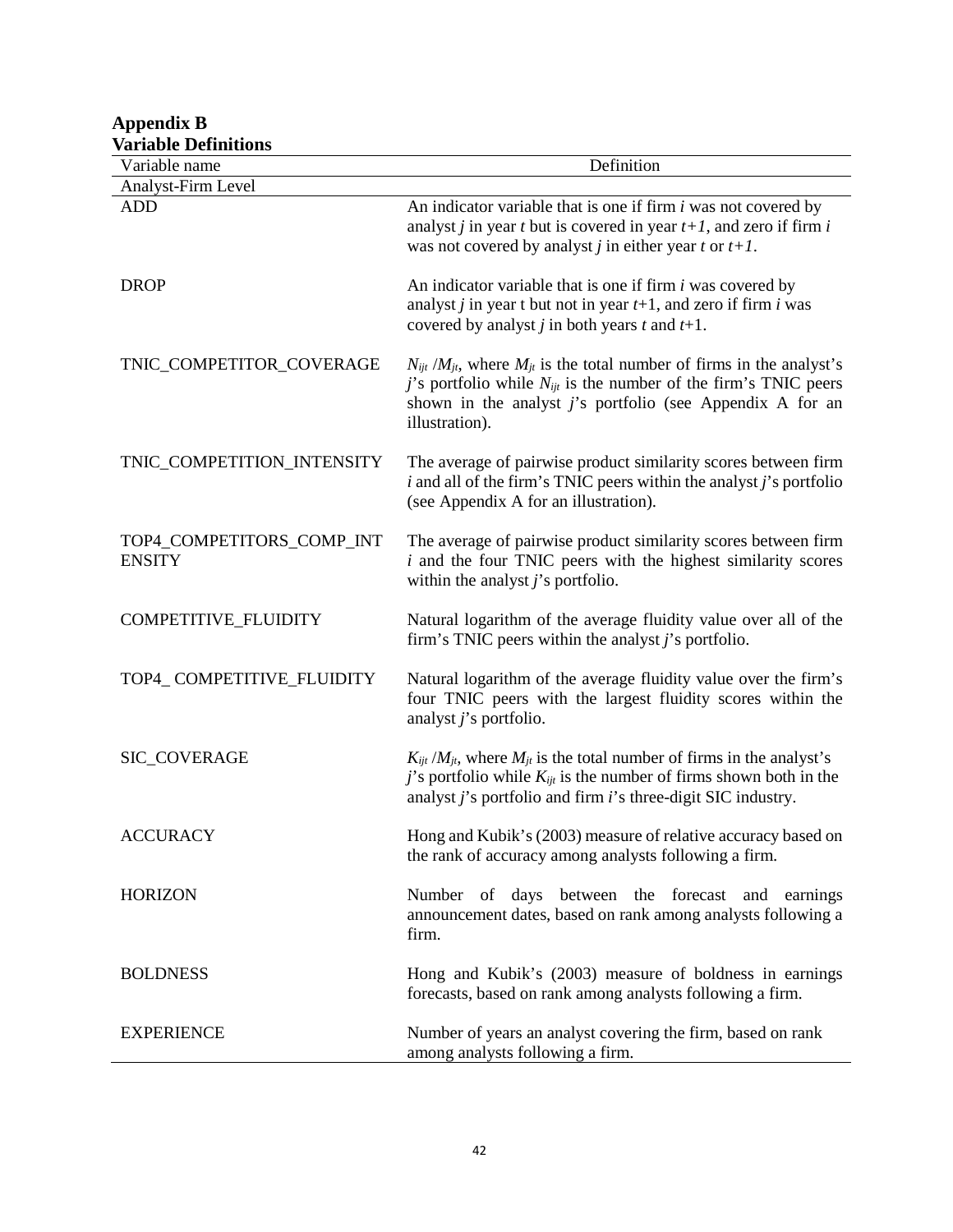**Appendix B**
**Variable Definitions**

| Variable name | Definition |
|---|---|
| Analyst-Firm Level | |
| ADD | An indicator variable that is one if firm *i* was not covered by analyst *j* in year *t* but is covered in year *t+1*, and zero if firm *i* was not covered by analyst *j* in either year *t* or *t+1*. |
| DROP | An indicator variable that is one if firm *i* was covered by analyst *j* in year t but not in year *t*+1, and zero if firm *i* was covered by analyst *j* in both years *t* and *t*+1. |
| TNIC_COMPETITOR_COVERAGE | $N_{ijt}$ /$M_{jt}$, where $M_{jt}$ is the total number of firms in the analyst's *j*'s portfolio while $N_{ijt}$ is the number of the firm's TNIC peers shown in the analyst *j*'s portfolio (see Appendix A for an illustration). |
| TNIC_COMPETITION_INTENSITY | The average of pairwise product similarity scores between firm *i* and all of the firm's TNIC peers within the analyst *j*'s portfolio (see Appendix A for an illustration). |
| TOP4_COMPETITORS_COMP_INTENSITY | The average of pairwise product similarity scores between firm *i* and the four TNIC peers with the highest similarity scores within the analyst *j*'s portfolio. |
| COMPETITIVE_FLUIDITY | Natural logarithm of the average fluidity value over all of the firm's TNIC peers within the analyst *j*'s portfolio. |
| TOP4_ COMPETITIVE_FLUIDITY | Natural logarithm of the average fluidity value over the firm's four TNIC peers with the largest fluidity scores within the analyst *j*'s portfolio. |
| SIC_COVERAGE | $K_{ijt}$ /$M_{jt}$, where $M_{jt}$ is the total number of firms in the analyst's *j*'s portfolio while $K_{ijt}$ is the number of firms shown both in the analyst *j*'s portfolio and firm *i*'s three-digit SIC industry. |
| ACCURACY | Hong and Kubik's (2003) measure of relative accuracy based on the rank of accuracy among analysts following a firm. |
| HORIZON | Number of days between the forecast and earnings announcement dates, based on rank among analysts following a firm. |
| BOLDNESS | Hong and Kubik's (2003) measure of boldness in earnings forecasts, based on rank among analysts following a firm. |
| EXPERIENCE | Number of years an analyst covering the firm, based on rank among analysts following a firm. |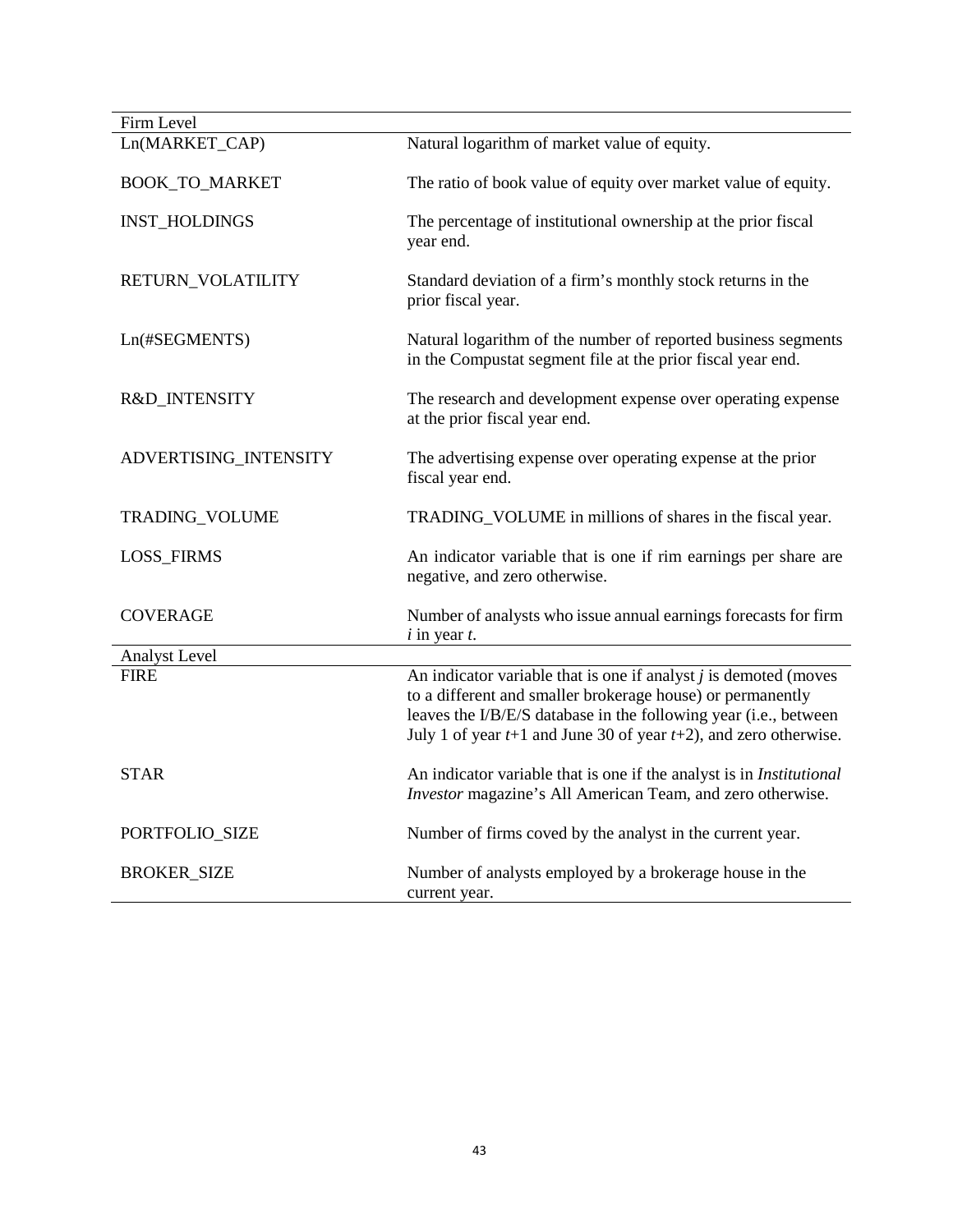| Firm Level | |
|---|---|
| Ln(MARKET_CAP) | Natural logarithm of market value of equity. |
| BOOK_TO_MARKET | The ratio of book value of equity over market value of equity. |
| INST_HOLDINGS | The percentage of institutional ownership at the prior fiscal year end. |
| RETURN_VOLATILITY | Standard deviation of a firm's monthly stock returns in the prior fiscal year. |
| Ln(#SEGMENTS) | Natural logarithm of the number of reported business segments in the Compustat segment file at the prior fiscal year end. |
| R&D_INTENSITY | The research and development expense over operating expense at the prior fiscal year end. |
| ADVERTISING_INTENSITY | The advertising expense over operating expense at the prior fiscal year end. |
| TRADING_VOLUME | TRADING_VOLUME in millions of shares in the fiscal year. |
| LOSS_FIRMS | An indicator variable that is one if rim earnings per share are negative, and zero otherwise. |
| COVERAGE | Number of analysts who issue annual earnings forecasts for firm $i$ in year $t$. |
| **Analyst Level** | |
| FIRE | An indicator variable that is one if analyst $j$ is demoted (moves to a different and smaller brokerage house) or permanently leaves the I/B/E/S database in the following year (i.e., between July 1 of year $t$+1 and June 30 of year $t$+2), and zero otherwise. |
| STAR | An indicator variable that is one if the analyst is in *Institutional Investor* magazine's All American Team, and zero otherwise. |
| PORTFOLIO_SIZE | Number of firms coved by the analyst in the current year. |
| BROKER_SIZE | Number of analysts employed by a brokerage house in the current year. |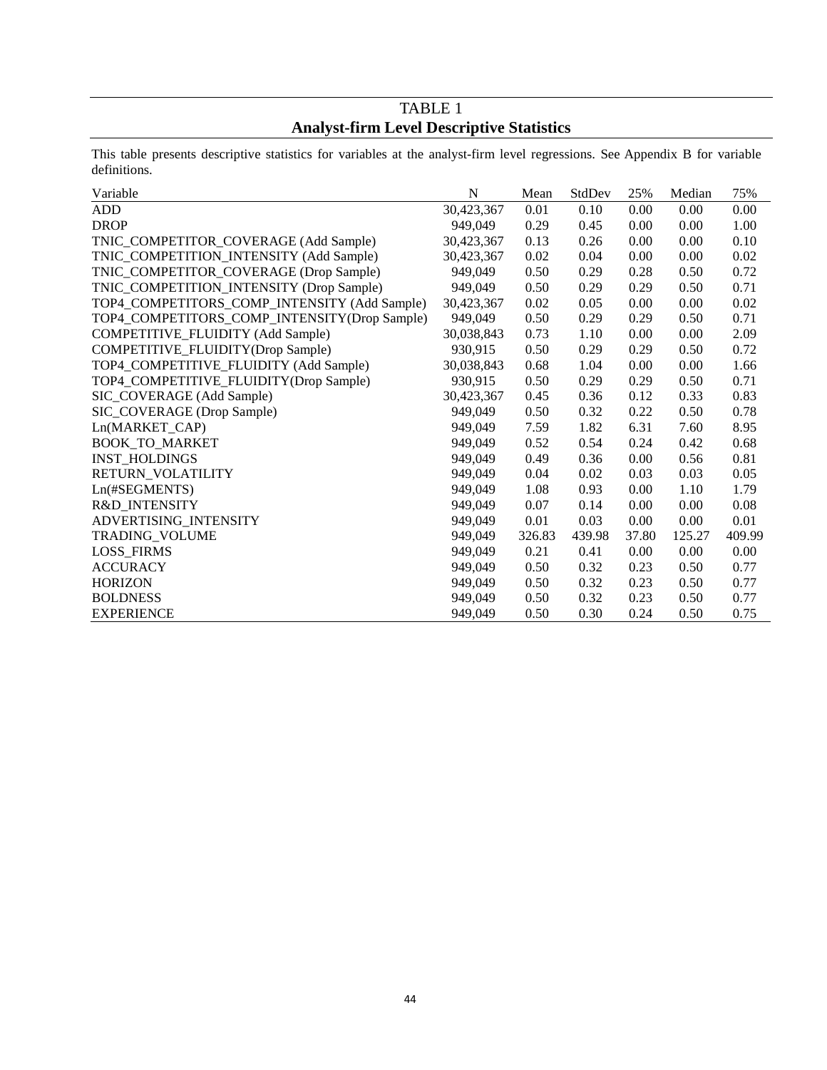# TABLE 1

## Analyst-firm Level Descriptive Statistics

This table presents descriptive statistics for variables at the analyst-firm level regressions. See Appendix B for variable definitions.

| Variable | N | Mean | StdDev | 25% | Median | 75% |
|---|---|---|---|---|---|---|
| ADD | 30,423,367 | 0.01 | 0.10 | 0.00 | 0.00 | 0.00 |
| DROP | 949,049 | 0.29 | 0.45 | 0.00 | 0.00 | 1.00 |
| TNIC_COMPETITOR_COVERAGE (Add Sample) | 30,423,367 | 0.13 | 0.26 | 0.00 | 0.00 | 0.10 |
| TNIC_COMPETITION_INTENSITY (Add Sample) | 30,423,367 | 0.02 | 0.04 | 0.00 | 0.00 | 0.02 |
| TNIC_COMPETITOR_COVERAGE (Drop Sample) | 949,049 | 0.50 | 0.29 | 0.28 | 0.50 | 0.72 |
| TNIC_COMPETITION_INTENSITY (Drop Sample) | 949,049 | 0.50 | 0.29 | 0.29 | 0.50 | 0.71 |
| TOP4_COMPETITORS_COMP_INTENSITY (Add Sample) | 30,423,367 | 0.02 | 0.05 | 0.00 | 0.00 | 0.02 |
| TOP4_COMPETITORS_COMP_INTENSITY(Drop Sample) | 949,049 | 0.50 | 0.29 | 0.29 | 0.50 | 0.71 |
| COMPETITIVE_FLUIDITY (Add Sample) | 30,038,843 | 0.73 | 1.10 | 0.00 | 0.00 | 2.09 |
| COMPETITIVE_FLUIDITY(Drop Sample) | 930,915 | 0.50 | 0.29 | 0.29 | 0.50 | 0.72 |
| TOP4_COMPETITIVE_FLUIDITY (Add Sample) | 30,038,843 | 0.68 | 1.04 | 0.00 | 0.00 | 1.66 |
| TOP4_COMPETITIVE_FLUIDITY(Drop Sample) | 930,915 | 0.50 | 0.29 | 0.29 | 0.50 | 0.71 |
| SIC_COVERAGE (Add Sample) | 30,423,367 | 0.45 | 0.36 | 0.12 | 0.33 | 0.83 |
| SIC_COVERAGE (Drop Sample) | 949,049 | 0.50 | 0.32 | 0.22 | 0.50 | 0.78 |
| Ln(MARKET_CAP) | 949,049 | 7.59 | 1.82 | 6.31 | 7.60 | 8.95 |
| BOOK_TO_MARKET | 949,049 | 0.52 | 0.54 | 0.24 | 0.42 | 0.68 |
| INST_HOLDINGS | 949,049 | 0.49 | 0.36 | 0.00 | 0.56 | 0.81 |
| RETURN_VOLATILITY | 949,049 | 0.04 | 0.02 | 0.03 | 0.03 | 0.05 |
| Ln(#SEGMENTS) | 949,049 | 1.08 | 0.93 | 0.00 | 1.10 | 1.79 |
| R&D_INTENSITY | 949,049 | 0.07 | 0.14 | 0.00 | 0.00 | 0.08 |
| ADVERTISING_INTENSITY | 949,049 | 0.01 | 0.03 | 0.00 | 0.00 | 0.01 |
| TRADING_VOLUME | 949,049 | 326.83 | 439.98 | 37.80 | 125.27 | 409.99 |
| LOSS_FIRMS | 949,049 | 0.21 | 0.41 | 0.00 | 0.00 | 0.00 |
| ACCURACY | 949,049 | 0.50 | 0.32 | 0.23 | 0.50 | 0.77 |
| HORIZON | 949,049 | 0.50 | 0.32 | 0.23 | 0.50 | 0.77 |
| BOLDNESS | 949,049 | 0.50 | 0.32 | 0.23 | 0.50 | 0.77 |
| EXPERIENCE | 949,049 | 0.50 | 0.30 | 0.24 | 0.50 | 0.75 |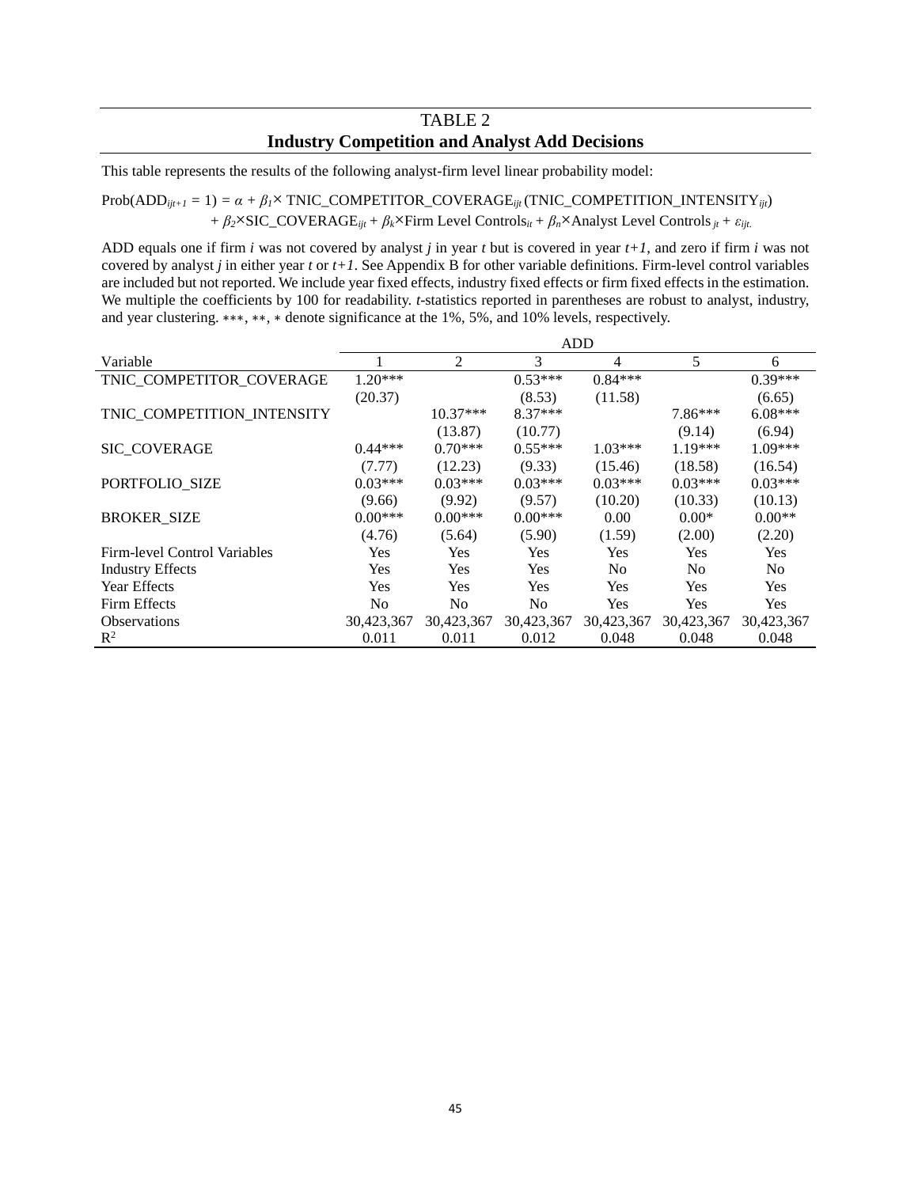## TABLE 2
**Industry Competition and Analyst Add Decisions**

This table represents the results of the following analyst-firm level linear probability model:

$$\text{Prob}(\text{ADD}_{ijt+1} = 1) = \alpha + \beta_1 \times \text{TNIC\_COMPETITOR\_COVERAGE}_{ijt} (\text{TNIC\_COMPETITION\_INTENSITY}_{ijt}) + \beta_2 \times \text{SIC\_COVERAGE}_{ijt} + \beta_k \times \text{Firm Level Controls}_{it} + \beta_n \times \text{Analyst Level Controls}_{jt} + \varepsilon_{ijt.}$$

ADD equals one if firm *i* was not covered by analyst *j* in year *t* but is covered in year *t+1*, and zero if firm *i* was not covered by analyst *j* in either year *t* or *t+1*. See Appendix B for other variable definitions. Firm-level control variables are included but not reported. We include year fixed effects, industry fixed effects or firm fixed effects in the estimation. We multiple the coefficients by 100 for readability. *t*-statistics reported in parentheses are robust to analyst, industry, and year clustering. ***, **, * denote significance at the 1%, 5%, and 10% levels, respectively.

| | ADD | | | | | |
|---|---|---|---|---|---|---|
| Variable | 1 | 2 | 3 | 4 | 5 | 6 |
| TNIC_COMPETITOR_COVERAGE | 1.20*** | | 0.53*** | 0.84*** | | 0.39*** |
| | (20.37) | | (8.53) | (11.58) | | (6.65) |
| TNIC_COMPETITION_INTENSITY | | 10.37*** | 8.37*** | | 7.86*** | 6.08*** |
| | | (13.87) | (10.77) | | (9.14) | (6.94) |
| SIC_COVERAGE | 0.44*** | 0.70*** | 0.55*** | 1.03*** | 1.19*** | 1.09*** |
| | (7.77) | (12.23) | (9.33) | (15.46) | (18.58) | (16.54) |
| PORTFOLIO_SIZE | 0.03*** | 0.03*** | 0.03*** | 0.03*** | 0.03*** | 0.03*** |
| | (9.66) | (9.92) | (9.57) | (10.20) | (10.33) | (10.13) |
| BROKER_SIZE | 0.00*** | 0.00*** | 0.00*** | 0.00 | 0.00* | 0.00** |
| | (4.76) | (5.64) | (5.90) | (1.59) | (2.00) | (2.20) |
| Firm-level Control Variables | Yes | Yes | Yes | Yes | Yes | Yes |
| Industry Effects | Yes | Yes | Yes | No | No | No |
| Year Effects | Yes | Yes | Yes | Yes | Yes | Yes |
| Firm Effects | No | No | No | Yes | Yes | Yes |
| Observations | 30,423,367 | 30,423,367 | 30,423,367 | 30,423,367 | 30,423,367 | 30,423,367 |
| $R^2$ | 0.011 | 0.011 | 0.012 | 0.048 | 0.048 | 0.048 |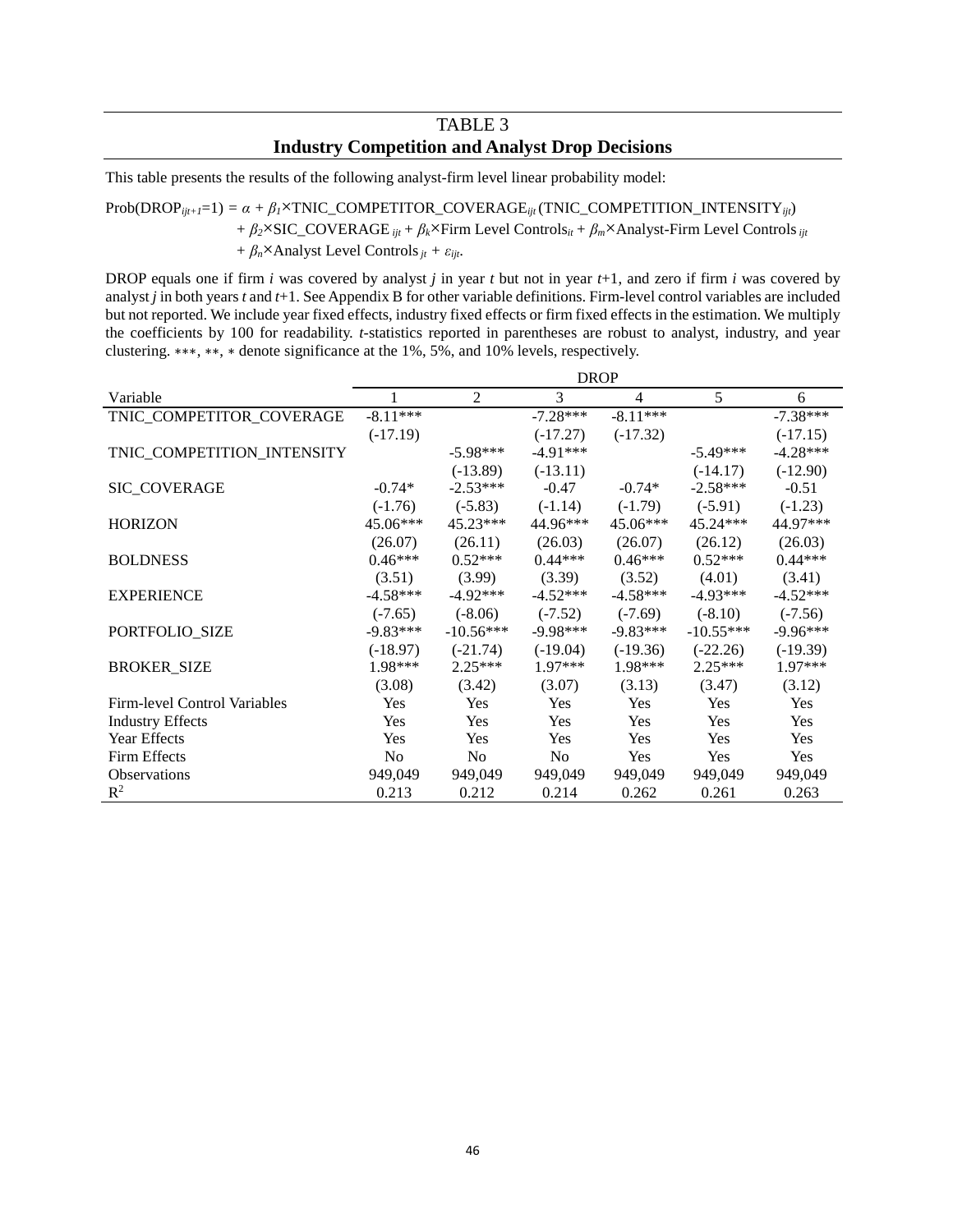# TABLE 3
## Industry Competition and Analyst Drop Decisions

This table presents the results of the following analyst-firm level linear probability model:

$$\text{Prob}(\text{DROP}_{ijt+1}=1) = \alpha + \beta_1 \times \text{TNIC\_COMPETITOR\_COVERAGE}_{ijt} (\text{TNIC\_COMPETITION\_INTENSITY}_{ijt}) + \beta_2 \times \text{SIC\_COVERAGE}_{ijt} + \beta_k \times \text{Firm Level Controls}_{it} + \beta_m \times \text{Analyst-Firm Level Controls}_{ijt} + \beta_n \times \text{Analyst Level Controls}_{jt} + \varepsilon_{ijt}.$$

DROP equals one if firm *i* was covered by analyst *j* in year *t* but not in year *t*+1, and zero if firm *i* was covered by analyst *j* in both years *t* and *t*+1. See Appendix B for other variable definitions. Firm-level control variables are included but not reported. We include year fixed effects, industry fixed effects or firm fixed effects in the estimation. We multiply the coefficients by 100 for readability. *t*-statistics reported in parentheses are robust to analyst, industry, and year clustering. ∗∗∗, ∗∗, ∗ denote significance at the 1%, 5%, and 10% levels, respectively.

| | DROP | | | | | |
|---|---|---|---|---|---|---|
| Variable | 1 | 2 | 3 | 4 | 5 | 6 |
| TNIC_COMPETITOR_COVERAGE | -8.11*** | | -7.28*** | -8.11*** | | -7.38*** |
| | (-17.19) | | (-17.27) | (-17.32) | | (-17.15) |
| TNIC_COMPETITION_INTENSITY | | -5.98*** | -4.91*** | | -5.49*** | -4.28*** |
| | | (-13.89) | (-13.11) | | (-14.17) | (-12.90) |
| SIC_COVERAGE | -0.74* | -2.53*** | -0.47 | -0.74* | -2.58*** | -0.51 |
| | (-1.76) | (-5.83) | (-1.14) | (-1.79) | (-5.91) | (-1.23) |
| HORIZON | 45.06*** | 45.23*** | 44.96*** | 45.06*** | 45.24*** | 44.97*** |
| | (26.07) | (26.11) | (26.03) | (26.07) | (26.12) | (26.03) |
| BOLDNESS | 0.46*** | 0.52*** | 0.44*** | 0.46*** | 0.52*** | 0.44*** |
| | (3.51) | (3.99) | (3.39) | (3.52) | (4.01) | (3.41) |
| EXPERIENCE | -4.58*** | -4.92*** | -4.52*** | -4.58*** | -4.93*** | -4.52*** |
| | (-7.65) | (-8.06) | (-7.52) | (-7.69) | (-8.10) | (-7.56) |
| PORTFOLIO_SIZE | -9.83*** | -10.56*** | -9.98*** | -9.83*** | -10.55*** | -9.96*** |
| | (-18.97) | (-21.74) | (-19.04) | (-19.36) | (-22.26) | (-19.39) |
| BROKER_SIZE | 1.98*** | 2.25*** | 1.97*** | 1.98*** | 2.25*** | 1.97*** |
| | (3.08) | (3.42) | (3.07) | (3.13) | (3.47) | (3.12) |
| Firm-level Control Variables | Yes | Yes | Yes | Yes | Yes | Yes |
| Industry Effects | Yes | Yes | Yes | Yes | Yes | Yes |
| Year Effects | Yes | Yes | Yes | Yes | Yes | Yes |
| Firm Effects | No | No | No | Yes | Yes | Yes |
| Observations | 949,049 | 949,049 | 949,049 | 949,049 | 949,049 | 949,049 |
| $R^2$ | 0.213 | 0.212 | 0.214 | 0.262 | 0.261 | 0.263 |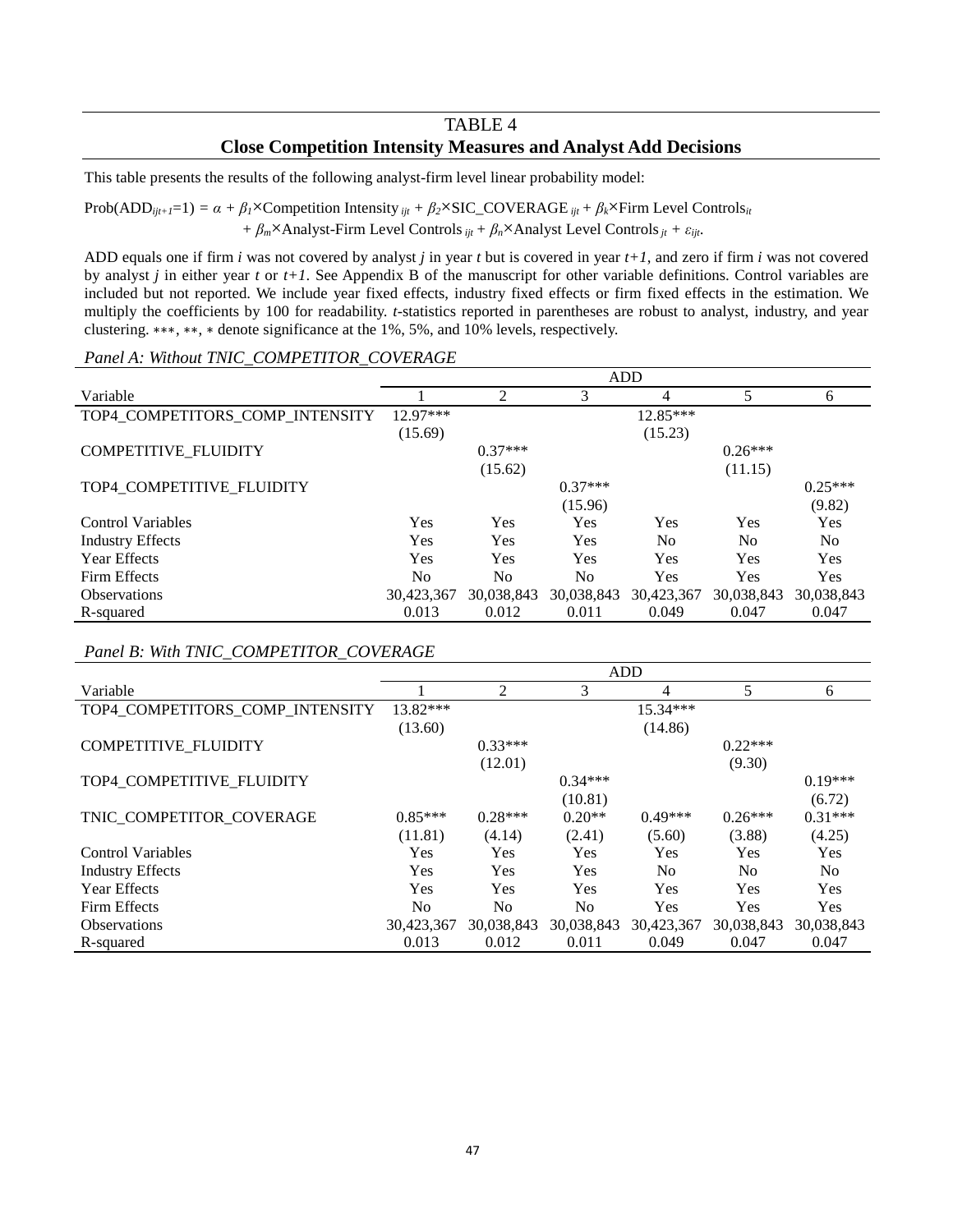# TABLE 4

## Close Competition Intensity Measures and Analyst Add Decisions

This table presents the results of the following analyst-firm level linear probability model:

$$Prob(ADD_{ijt+1}=1) = \alpha + \beta_1 \times \text{Competition Intensity}_{ijt} + \beta_2 \times \text{SIC\_COVERAGE}_{ijt} + \beta_k \times \text{Firm Level Controls}_{it} + \beta_m \times \text{Analyst-Firm Level Controls}_{ijt} + \beta_n \times \text{Analyst Level Controls}_{jt} + \varepsilon_{ijt}.$$

ADD equals one if firm *i* was not covered by analyst *j* in year *t* but is covered in year *t+1*, and zero if firm *i* was not covered by analyst *j* in either year *t* or *t+1*. See Appendix B of the manuscript for other variable definitions. Control variables are included but not reported. We include year fixed effects, industry fixed effects or firm fixed effects in the estimation. We multiply the coefficients by 100 for readability. *t*-statistics reported in parentheses are robust to analyst, industry, and year clustering. ***, **, * denote significance at the 1%, 5%, and 10% levels, respectively.

*Panel A: Without TNIC_COMPETITOR_COVERAGE*

| | ADD | | | | | |
|---|---|---|---|---|---|---|
| Variable | 1 | 2 | 3 | 4 | 5 | 6 |
| TOP4_COMPETITORS_COMP_INTENSITY | 12.97*** | | | 12.85*** | | |
| | (15.69) | | | (15.23) | | |
| COMPETITIVE_FLUIDITY | | 0.37*** | | | 0.26*** | |
| | | (15.62) | | | (11.15) | |
| TOP4_COMPETITIVE_FLUIDITY | | | 0.37*** | | | 0.25*** |
| | | | (15.96) | | | (9.82) |
| Control Variables | Yes | Yes | Yes | Yes | Yes | Yes |
| Industry Effects | Yes | Yes | Yes | No | No | No |
| Year Effects | Yes | Yes | Yes | Yes | Yes | Yes |
| Firm Effects | No | No | No | Yes | Yes | Yes |
| Observations | 30,423,367 | 30,038,843 | 30,038,843 | 30,423,367 | 30,038,843 | 30,038,843 |
| R-squared | 0.013 | 0.012 | 0.011 | 0.049 | 0.047 | 0.047 |

*Panel B: With TNIC_COMPETITOR_COVERAGE*

| | ADD | | | | | |
|---|---|---|---|---|---|---|
| Variable | 1 | 2 | 3 | 4 | 5 | 6 |
| TOP4_COMPETITORS_COMP_INTENSITY | 13.82*** | | | 15.34*** | | |
| | (13.60) | | | (14.86) | | |
| COMPETITIVE_FLUIDITY | | 0.33*** | | | 0.22*** | |
| | | (12.01) | | | (9.30) | |
| TOP4_COMPETITIVE_FLUIDITY | | | 0.34*** | | | 0.19*** |
| | | | (10.81) | | | (6.72) |
| TNIC_COMPETITOR_COVERAGE | 0.85*** | 0.28*** | 0.20** | 0.49*** | 0.26*** | 0.31*** |
| | (11.81) | (4.14) | (2.41) | (5.60) | (3.88) | (4.25) |
| Control Variables | Yes | Yes | Yes | Yes | Yes | Yes |
| Industry Effects | Yes | Yes | Yes | No | No | No |
| Year Effects | Yes | Yes | Yes | Yes | Yes | Yes |
| Firm Effects | No | No | No | Yes | Yes | Yes |
| Observations | 30,423,367 | 30,038,843 | 30,038,843 | 30,423,367 | 30,038,843 | 30,038,843 |
| R-squared | 0.013 | 0.012 | 0.011 | 0.049 | 0.047 | 0.047 |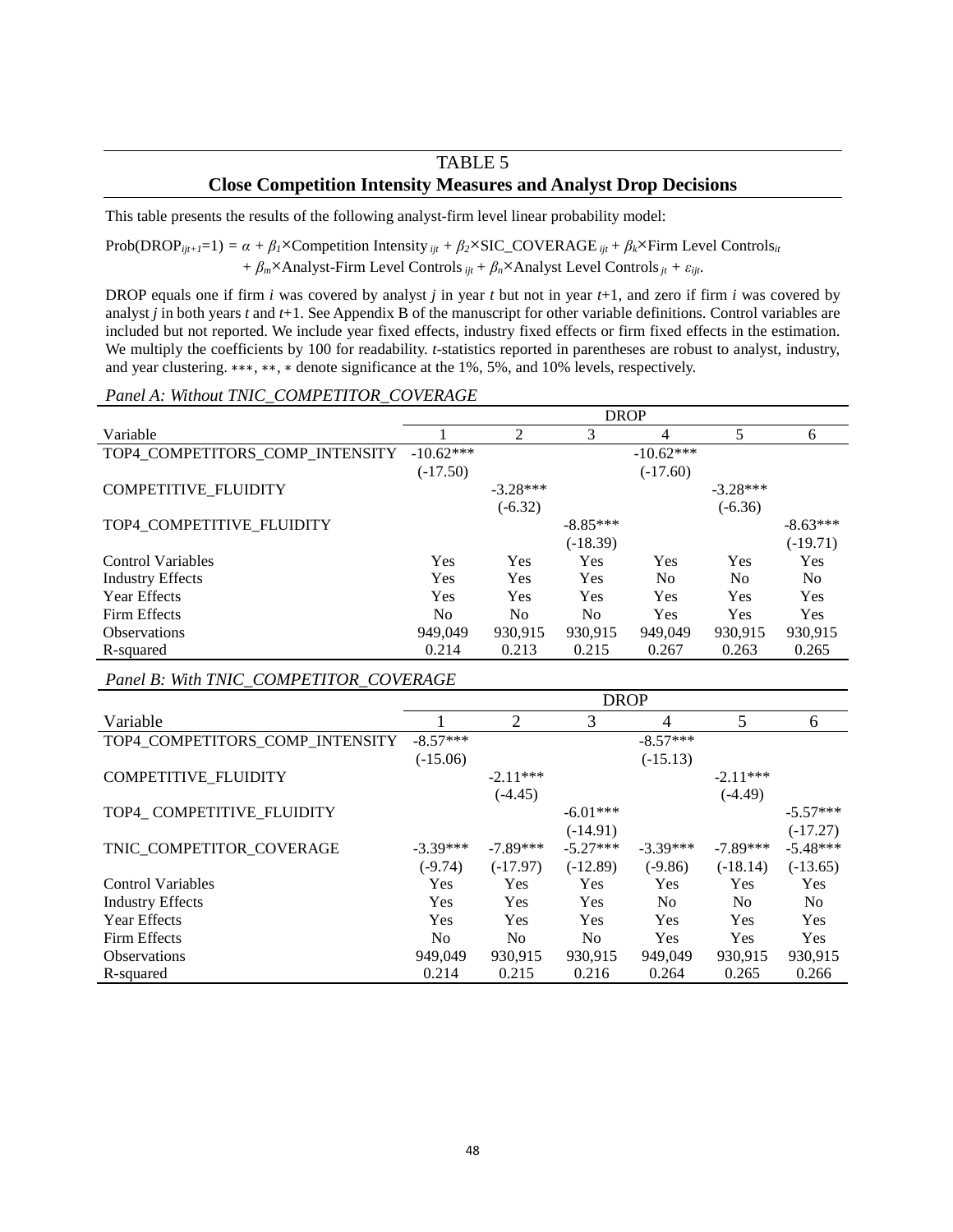# TABLE 5

## Close Competition Intensity Measures and Analyst Drop Decisions

This table presents the results of the following analyst-firm level linear probability model:

$$\text{Prob}(\text{DROP}_{ijt+1}=1) = \alpha + \beta_1 \times \text{Competition Intensity}_{ijt} + \beta_2 \times \text{SIC\_COVERAGE}_{ijt} + \beta_k \times \text{Firm Level Controls}_{it} + \beta_m \times \text{Analyst-Firm Level Controls}_{ijt} + \beta_n \times \text{Analyst Level Controls}_{jt} + \varepsilon_{ijt}.$$

DROP equals one if firm *i* was covered by analyst *j* in year *t* but not in year *t*+1, and zero if firm *i* was covered by analyst *j* in both years *t* and *t*+1. See Appendix B of the manuscript for other variable definitions. Control variables are included but not reported. We include year fixed effects, industry fixed effects or firm fixed effects in the estimation. We multiply the coefficients by 100 for readability. *t*-statistics reported in parentheses are robust to analyst, industry, and year clustering. \*\*\*, \*\*, \* denote significance at the 1%, 5%, and 10% levels, respectively.

*Panel A: Without TNIC_COMPETITOR_COVERAGE*

| | DROP | | | | | |
|---|---|---|---|---|---|---|
| Variable | 1 | 2 | 3 | 4 | 5 | 6 |
| TOP4_COMPETITORS_COMP_INTENSITY | -10.62*** | | | -10.62*** | | |
| | (-17.50) | | | (-17.60) | | |
| COMPETITIVE_FLUIDITY | | -3.28*** | | | -3.28*** | |
| | | (-6.32) | | | (-6.36) | |
| TOP4_COMPETITIVE_FLUIDITY | | | -8.85*** | | | -8.63*** |
| | | | (-18.39) | | | (-19.71) |
| Control Variables | Yes | Yes | Yes | Yes | Yes | Yes |
| Industry Effects | Yes | Yes | Yes | No | No | No |
| Year Effects | Yes | Yes | Yes | Yes | Yes | Yes |
| Firm Effects | No | No | No | Yes | Yes | Yes |
| Observations | 949,049 | 930,915 | 930,915 | 949,049 | 930,915 | 930,915 |
| R-squared | 0.214 | 0.213 | 0.215 | 0.267 | 0.263 | 0.265 |

*Panel B: With TNIC_COMPETITOR_COVERAGE*

| | DROP | | | | | |
|---|---|---|---|---|---|---|
| Variable | 1 | 2 | 3 | 4 | 5 | 6 |
| TOP4_COMPETITORS_COMP_INTENSITY | -8.57*** | | | -8.57*** | | |
| | (-15.06) | | | (-15.13) | | |
| COMPETITIVE_FLUIDITY | | -2.11*** | | | -2.11*** | |
| | | (-4.45) | | | (-4.49) | |
| TOP4_ COMPETITIVE_FLUIDITY | | | -6.01*** | | | -5.57*** |
| | | | (-14.91) | | | (-17.27) |
| TNIC_COMPETITOR_COVERAGE | -3.39*** | -7.89*** | -5.27*** | -3.39*** | -7.89*** | -5.48*** |
| | (-9.74) | (-17.97) | (-12.89) | (-9.86) | (-18.14) | (-13.65) |
| Control Variables | Yes | Yes | Yes | Yes | Yes | Yes |
| Industry Effects | Yes | Yes | Yes | No | No | No |
| Year Effects | Yes | Yes | Yes | Yes | Yes | Yes |
| Firm Effects | No | No | No | Yes | Yes | Yes |
| Observations | 949,049 | 930,915 | 930,915 | 949,049 | 930,915 | 930,915 |
| R-squared | 0.214 | 0.215 | 0.216 | 0.264 | 0.265 | 0.266 |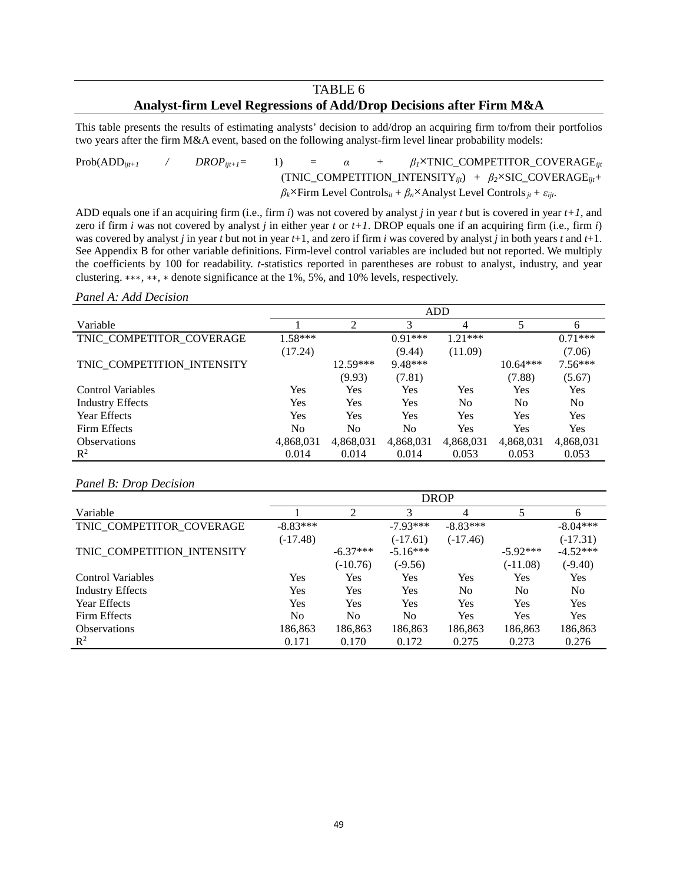# TABLE 6

## Analyst-firm Level Regressions of Add/Drop Decisions after Firm M&A

This table presents the results of estimating analysts' decision to add/drop an acquiring firm to/from their portfolios two years after the firm M&A event, based on the following analyst-firm level linear probability models:

$$Prob(ADD_{ijt+1} \;/\; DROP_{ijt+1} = 1) = \alpha + \beta_1 \times \text{TNIC\_COMPETITOR\_COVERAGE}_{ijt} \; (\text{TNIC\_COMPETITION\_INTENSITY}_{ijt}) + \beta_2 \times \text{SIC\_COVERAGE}_{ijt} + \beta_k \times \text{Firm Level Controls}_{it} + \beta_n \times \text{Analyst Level Controls}_{jt} + \varepsilon_{ijt}.$$

ADD equals one if an acquiring firm (i.e., firm *i*) was not covered by analyst *j* in year *t* but is covered in year *t+1*, and zero if firm *i* was not covered by analyst *j* in either year *t* or *t+1*. DROP equals one if an acquiring firm (i.e., firm *i*) was covered by analyst *j* in year *t* but not in year *t*+1, and zero if firm *i* was covered by analyst *j* in both years *t* and *t*+1. See Appendix B for other variable definitions. Firm-level control variables are included but not reported. We multiply the coefficients by 100 for readability. *t*-statistics reported in parentheses are robust to analyst, industry, and year clustering. \*\*\*, \*\*, \* denote significance at the 1%, 5%, and 10% levels, respectively.

*Panel A: Add Decision*

| | ADD | | | | | |
|---|---|---|---|---|---|---|
| Variable | 1 | 2 | 3 | 4 | 5 | 6 |
| TNIC_COMPETITOR_COVERAGE | 1.58*** | | 0.91*** | 1.21*** | | 0.71*** |
| | (17.24) | | (9.44) | (11.09) | | (7.06) |
| TNIC_COMPETITION_INTENSITY | | 12.59*** | 9.48*** | | 10.64*** | 7.56*** |
| | | (9.93) | (7.81) | | (7.88) | (5.67) |
| Control Variables | Yes | Yes | Yes | Yes | Yes | Yes |
| Industry Effects | Yes | Yes | Yes | No | No | No |
| Year Effects | Yes | Yes | Yes | Yes | Yes | Yes |
| Firm Effects | No | No | No | Yes | Yes | Yes |
| Observations | 4,868,031 | 4,868,031 | 4,868,031 | 4,868,031 | 4,868,031 | 4,868,031 |
| $R^2$ | 0.014 | 0.014 | 0.014 | 0.053 | 0.053 | 0.053 |

*Panel B: Drop Decision*

| | DROP | | | | | |
|---|---|---|---|---|---|---|
| Variable | 1 | 2 | 3 | 4 | 5 | 6 |
| TNIC_COMPETITOR_COVERAGE | -8.83*** | | -7.93*** | -8.83*** | | -8.04*** |
| | (-17.48) | | (-17.61) | (-17.46) | | (-17.31) |
| TNIC_COMPETITION_INTENSITY | | -6.37*** | -5.16*** | | -5.92*** | -4.52*** |
| | | (-10.76) | (-9.56) | | (-11.08) | (-9.40) |
| Control Variables | Yes | Yes | Yes | Yes | Yes | Yes |
| Industry Effects | Yes | Yes | Yes | No | No | No |
| Year Effects | Yes | Yes | Yes | Yes | Yes | Yes |
| Firm Effects | No | No | No | Yes | Yes | Yes |
| Observations | 186,863 | 186,863 | 186,863 | 186,863 | 186,863 | 186,863 |
| $R^2$ | 0.171 | 0.170 | 0.172 | 0.275 | 0.273 | 0.276 |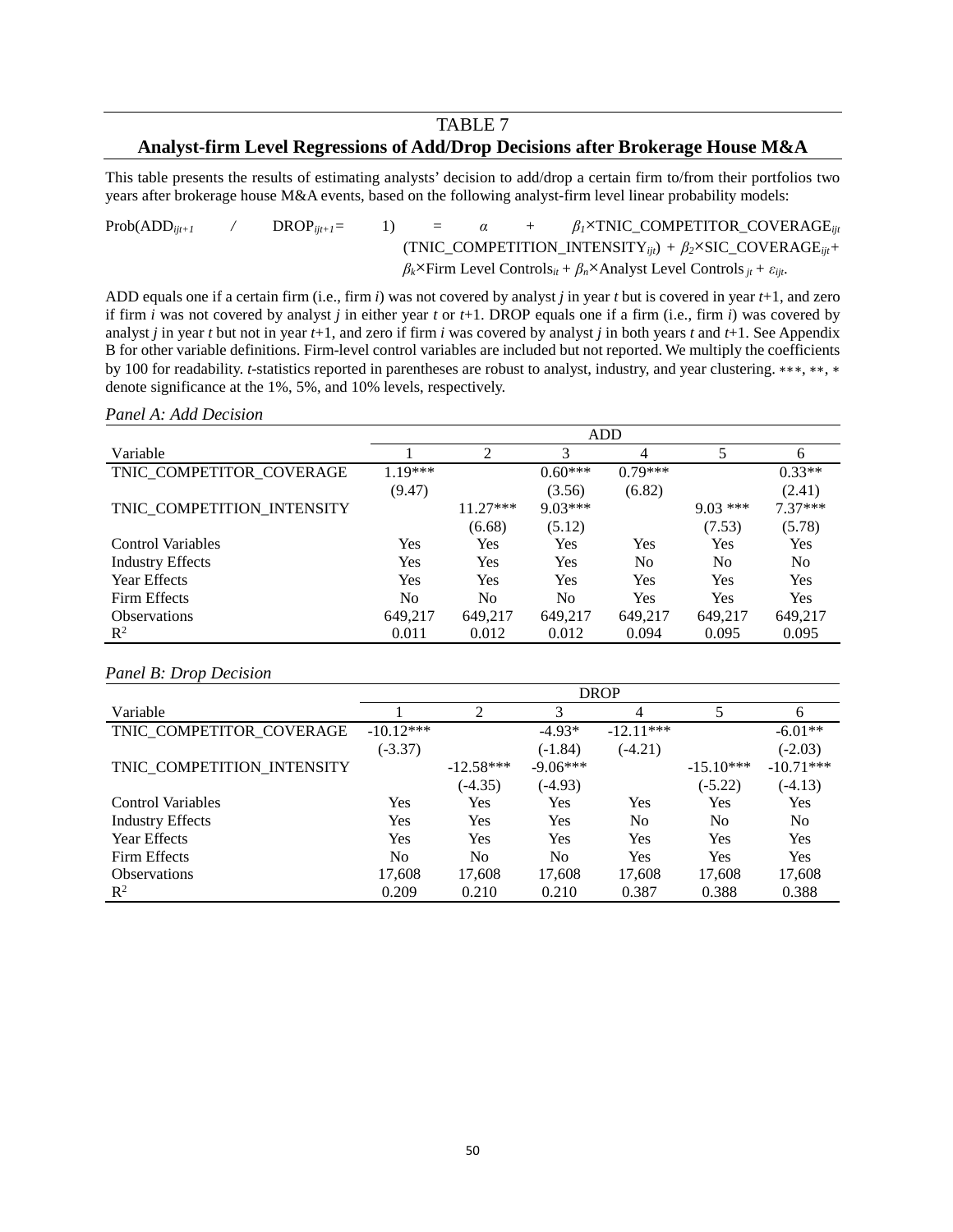# TABLE 7

## Analyst-firm Level Regressions of Add/Drop Decisions after Brokerage House M&A

This table presents the results of estimating analysts' decision to add/drop a certain firm to/from their portfolios two years after brokerage house M&A events, based on the following analyst-firm level linear probability models:

$$Prob(ADD_{ijt+1} \;/\; DROP_{ijt+1} = 1) = \alpha + \beta_1 \times \text{TNIC\_COMPETITOR\_COVERAGE}_{ijt} \; (\text{TNIC\_COMPETITION\_INTENSITY}_{ijt}) + \beta_2 \times \text{SIC\_COVERAGE}_{ijt} + \beta_k \times \text{Firm Level Controls}_{it} + \beta_n \times \text{Analyst Level Controls}_{jt} + \varepsilon_{ijt}.$$

ADD equals one if a certain firm (i.e., firm *i*) was not covered by analyst *j* in year *t* but is covered in year *t*+1, and zero if firm *i* was not covered by analyst *j* in either year *t* or *t*+1. DROP equals one if a firm (i.e., firm *i*) was covered by analyst *j* in year *t* but not in year *t*+1, and zero if firm *i* was covered by analyst *j* in both years *t* and *t*+1. See Appendix B for other variable definitions. Firm-level control variables are included but not reported. We multiply the coefficients by 100 for readability. *t*-statistics reported in parentheses are robust to analyst, industry, and year clustering. ***, **, * denote significance at the 1%, 5%, and 10% levels, respectively.

*Panel A: Add Decision*

| | ADD | | | | | |
|---|---|---|---|---|---|---|
| Variable | 1 | 2 | 3 | 4 | 5 | 6 |
| TNIC_COMPETITOR_COVERAGE | 1.19*** | | 0.60*** | 0.79*** | | 0.33** |
| | (9.47) | | (3.56) | (6.82) | | (2.41) |
| TNIC_COMPETITION_INTENSITY | | 11.27*** | 9.03*** | | 9.03 *** | 7.37*** |
| | | (6.68) | (5.12) | | (7.53) | (5.78) |
| Control Variables | Yes | Yes | Yes | Yes | Yes | Yes |
| Industry Effects | Yes | Yes | Yes | No | No | No |
| Year Effects | Yes | Yes | Yes | Yes | Yes | Yes |
| Firm Effects | No | No | No | Yes | Yes | Yes |
| Observations | 649,217 | 649,217 | 649,217 | 649,217 | 649,217 | 649,217 |
| $R^2$ | 0.011 | 0.012 | 0.012 | 0.094 | 0.095 | 0.095 |

*Panel B: Drop Decision*

| | DROP | | | | | |
|---|---|---|---|---|---|---|
| Variable | 1 | 2 | 3 | 4 | 5 | 6 |
| TNIC_COMPETITOR_COVERAGE | -10.12*** | | -4.93* | -12.11*** | | -6.01** |
| | (-3.37) | | (-1.84) | (-4.21) | | (-2.03) |
| TNIC_COMPETITION_INTENSITY | | -12.58*** | -9.06*** | | -15.10*** | -10.71*** |
| | | (-4.35) | (-4.93) | | (-5.22) | (-4.13) |
| Control Variables | Yes | Yes | Yes | Yes | Yes | Yes |
| Industry Effects | Yes | Yes | Yes | No | No | No |
| Year Effects | Yes | Yes | Yes | Yes | Yes | Yes |
| Firm Effects | No | No | No | Yes | Yes | Yes |
| Observations | 17,608 | 17,608 | 17,608 | 17,608 | 17,608 | 17,608 |
| $R^2$ | 0.209 | 0.210 | 0.210 | 0.387 | 0.388 | 0.388 |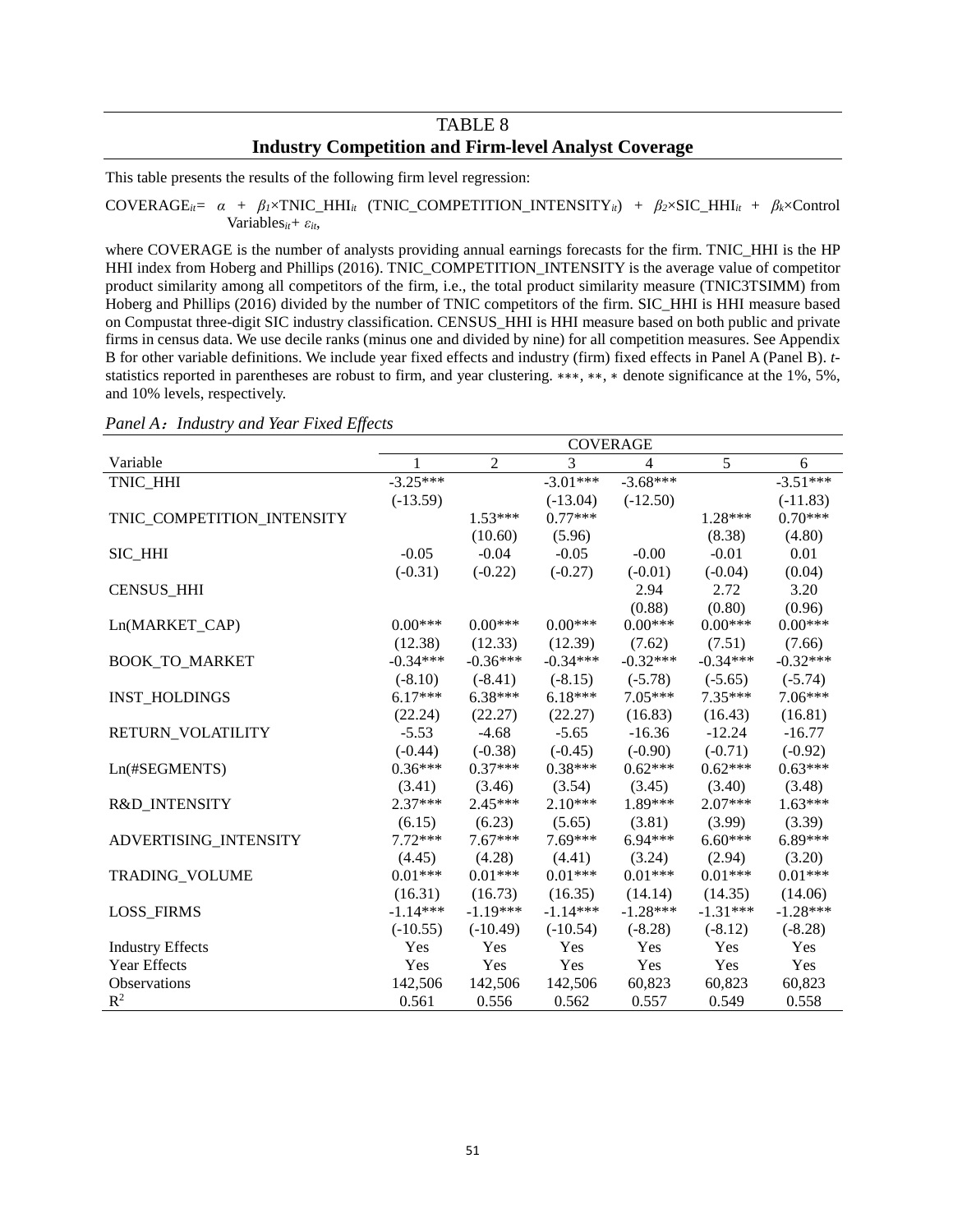## TABLE 8
## Industry Competition and Firm-level Analyst Coverage

This table presents the results of the following firm level regression:

$$COVERAGE_{it} = \alpha + \beta_1 \times TNIC\_HHI_{it}\ (TNIC\_COMPETITION\_INTENSITY_{it}) + \beta_2 \times SIC\_HHI_{it} + \beta_k \times Control\ Variables_{it} + \varepsilon_{it},$$

where COVERAGE is the number of analysts providing annual earnings forecasts for the firm. TNIC_HHI is the HP HHI index from Hoberg and Phillips (2016). TNIC_COMPETITION_INTENSITY is the average value of competitor product similarity among all competitors of the firm, i.e., the total product similarity measure (TNIC3TSIMM) from Hoberg and Phillips (2016) divided by the number of TNIC competitors of the firm. SIC_HHI is HHI measure based on Compustat three-digit SIC industry classification. CENSUS_HHI is HHI measure based on both public and private firms in census data. We use decile ranks (minus one and divided by nine) for all competition measures. See Appendix B for other variable definitions. We include year fixed effects and industry (firm) fixed effects in Panel A (Panel B). *t*-statistics reported in parentheses are robust to firm, and year clustering. ***, **, * denote significance at the 1%, 5%, and 10% levels, respectively.

*Panel A：Industry and Year Fixed Effects*

| | COVERAGE | | | | | |
|---|---|---|---|---|---|---|
| Variable | 1 | 2 | 3 | 4 | 5 | 6 |
| TNIC_HHI | -3.25*** | | -3.01*** | -3.68*** | | -3.51*** |
| | (-13.59) | | (-13.04) | (-12.50) | | (-11.83) |
| TNIC_COMPETITION_INTENSITY | | 1.53*** | 0.77*** | | 1.28*** | 0.70*** |
| | | (10.60) | (5.96) | | (8.38) | (4.80) |
| SIC_HHI | -0.05 | -0.04 | -0.05 | -0.00 | -0.01 | 0.01 |
| | (-0.31) | (-0.22) | (-0.27) | (-0.01) | (-0.04) | (0.04) |
| CENSUS_HHI | | | | 2.94 | 2.72 | 3.20 |
| | | | | (0.88) | (0.80) | (0.96) |
| Ln(MARKET_CAP) | 0.00*** | 0.00*** | 0.00*** | 0.00*** | 0.00*** | 0.00*** |
| | (12.38) | (12.33) | (12.39) | (7.62) | (7.51) | (7.66) |
| BOOK_TO_MARKET | -0.34*** | -0.36*** | -0.34*** | -0.32*** | -0.34*** | -0.32*** |
| | (-8.10) | (-8.41) | (-8.15) | (-5.78) | (-5.65) | (-5.74) |
| INST_HOLDINGS | 6.17*** | 6.38*** | 6.18*** | 7.05*** | 7.35*** | 7.06*** |
| | (22.24) | (22.27) | (22.27) | (16.83) | (16.43) | (16.81) |
| RETURN_VOLATILITY | -5.53 | -4.68 | -5.65 | -16.36 | -12.24 | -16.77 |
| | (-0.44) | (-0.38) | (-0.45) | (-0.90) | (-0.71) | (-0.92) |
| Ln(#SEGMENTS) | 0.36*** | 0.37*** | 0.38*** | 0.62*** | 0.62*** | 0.63*** |
| | (3.41) | (3.46) | (3.54) | (3.45) | (3.40) | (3.48) |
| R&D_INTENSITY | 2.37*** | 2.45*** | 2.10*** | 1.89*** | 2.07*** | 1.63*** |
| | (6.15) | (6.23) | (5.65) | (3.81) | (3.99) | (3.39) |
| ADVERTISING_INTENSITY | 7.72*** | 7.67*** | 7.69*** | 6.94*** | 6.60*** | 6.89*** |
| | (4.45) | (4.28) | (4.41) | (3.24) | (2.94) | (3.20) |
| TRADING_VOLUME | 0.01*** | 0.01*** | 0.01*** | 0.01*** | 0.01*** | 0.01*** |
| | (16.31) | (16.73) | (16.35) | (14.14) | (14.35) | (14.06) |
| LOSS_FIRMS | -1.14*** | -1.19*** | -1.14*** | -1.28*** | -1.31*** | -1.28*** |
| | (-10.55) | (-10.49) | (-10.54) | (-8.28) | (-8.12) | (-8.28) |
| Industry Effects | Yes | Yes | Yes | Yes | Yes | Yes |
| Year Effects | Yes | Yes | Yes | Yes | Yes | Yes |
| Observations | 142,506 | 142,506 | 142,506 | 60,823 | 60,823 | 60,823 |
| $R^2$ | 0.561 | 0.556 | 0.562 | 0.557 | 0.549 | 0.558 |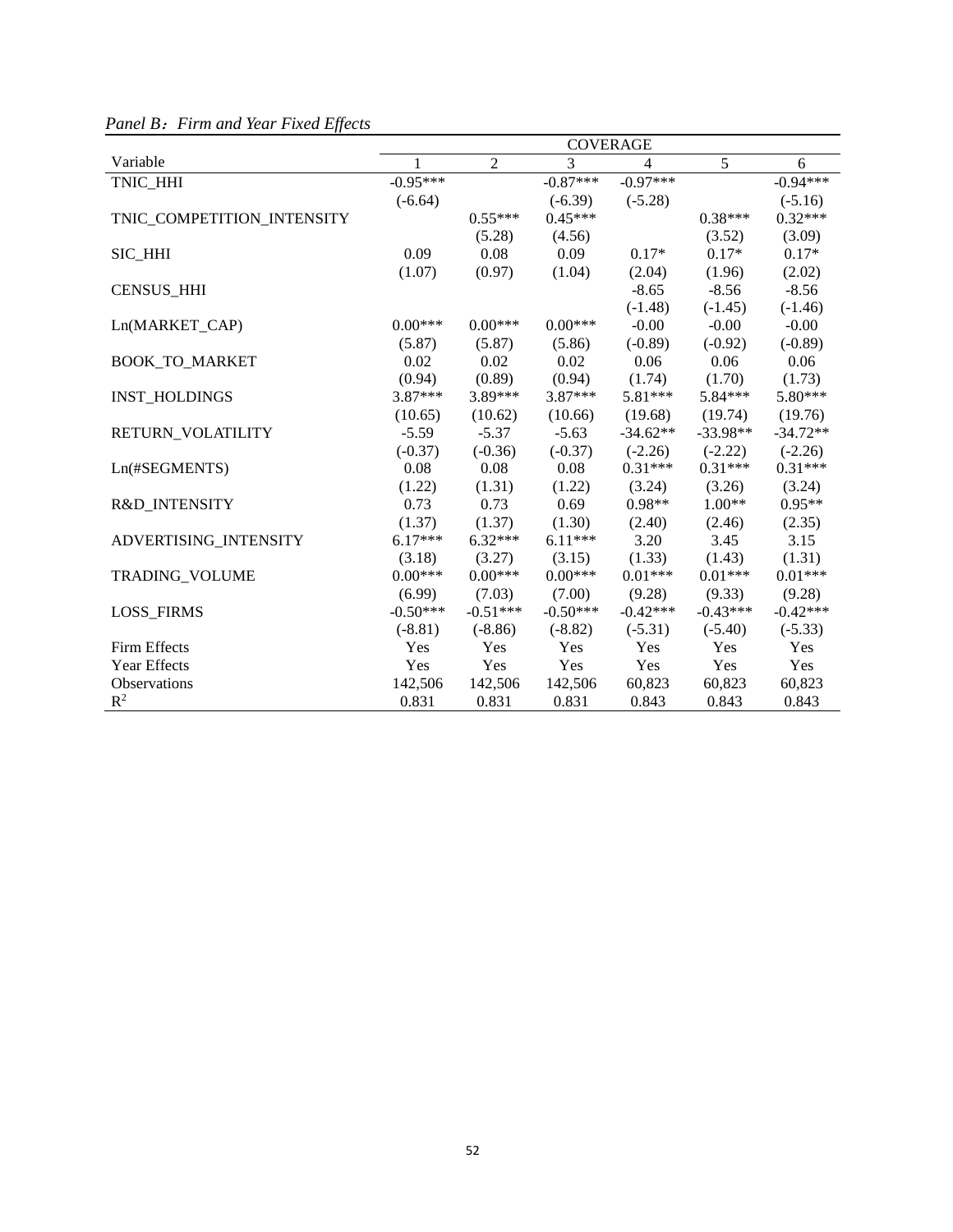*Panel B：Firm and Year Fixed Effects*

| | COVERAGE | | | | | |
|---|---|---|---|---|---|---|
| Variable | 1 | 2 | 3 | 4 | 5 | 6 |
| TNIC_HHI | -0.95*** | | -0.87*** | -0.97*** | | -0.94*** |
| | (-6.64) | | (-6.39) | (-5.28) | | (-5.16) |
| TNIC_COMPETITION_INTENSITY | | 0.55*** | 0.45*** | | 0.38*** | 0.32*** |
| | | (5.28) | (4.56) | | (3.52) | (3.09) |
| SIC_HHI | 0.09 | 0.08 | 0.09 | 0.17* | 0.17* | 0.17* |
| | (1.07) | (0.97) | (1.04) | (2.04) | (1.96) | (2.02) |
| CENSUS_HHI | | | | -8.65 | -8.56 | -8.56 |
| | | | | (-1.48) | (-1.45) | (-1.46) |
| Ln(MARKET_CAP) | 0.00*** | 0.00*** | 0.00*** | -0.00 | -0.00 | -0.00 |
| | (5.87) | (5.87) | (5.86) | (-0.89) | (-0.92) | (-0.89) |
| BOOK_TO_MARKET | 0.02 | 0.02 | 0.02 | 0.06 | 0.06 | 0.06 |
| | (0.94) | (0.89) | (0.94) | (1.74) | (1.70) | (1.73) |
| INST_HOLDINGS | 3.87*** | 3.89*** | 3.87*** | 5.81*** | 5.84*** | 5.80*** |
| | (10.65) | (10.62) | (10.66) | (19.68) | (19.74) | (19.76) |
| RETURN_VOLATILITY | -5.59 | -5.37 | -5.63 | -34.62** | -33.98** | -34.72** |
| | (-0.37) | (-0.36) | (-0.37) | (-2.26) | (-2.22) | (-2.26) |
| Ln(#SEGMENTS) | 0.08 | 0.08 | 0.08 | 0.31*** | 0.31*** | 0.31*** |
| | (1.22) | (1.31) | (1.22) | (3.24) | (3.26) | (3.24) |
| R&D_INTENSITY | 0.73 | 0.73 | 0.69 | 0.98** | 1.00** | 0.95** |
| | (1.37) | (1.37) | (1.30) | (2.40) | (2.46) | (2.35) |
| ADVERTISING_INTENSITY | 6.17*** | 6.32*** | 6.11*** | 3.20 | 3.45 | 3.15 |
| | (3.18) | (3.27) | (3.15) | (1.33) | (1.43) | (1.31) |
| TRADING_VOLUME | 0.00*** | 0.00*** | 0.00*** | 0.01*** | 0.01*** | 0.01*** |
| | (6.99) | (7.03) | (7.00) | (9.28) | (9.33) | (9.28) |
| LOSS_FIRMS | -0.50*** | -0.51*** | -0.50*** | -0.42*** | -0.43*** | -0.42*** |
| | (-8.81) | (-8.86) | (-8.82) | (-5.31) | (-5.40) | (-5.33) |
| Firm Effects | Yes | Yes | Yes | Yes | Yes | Yes |
| Year Effects | Yes | Yes | Yes | Yes | Yes | Yes |
| Observations | 142,506 | 142,506 | 142,506 | 60,823 | 60,823 | 60,823 |
| $R^2$ | 0.831 | 0.831 | 0.831 | 0.843 | 0.843 | 0.843 |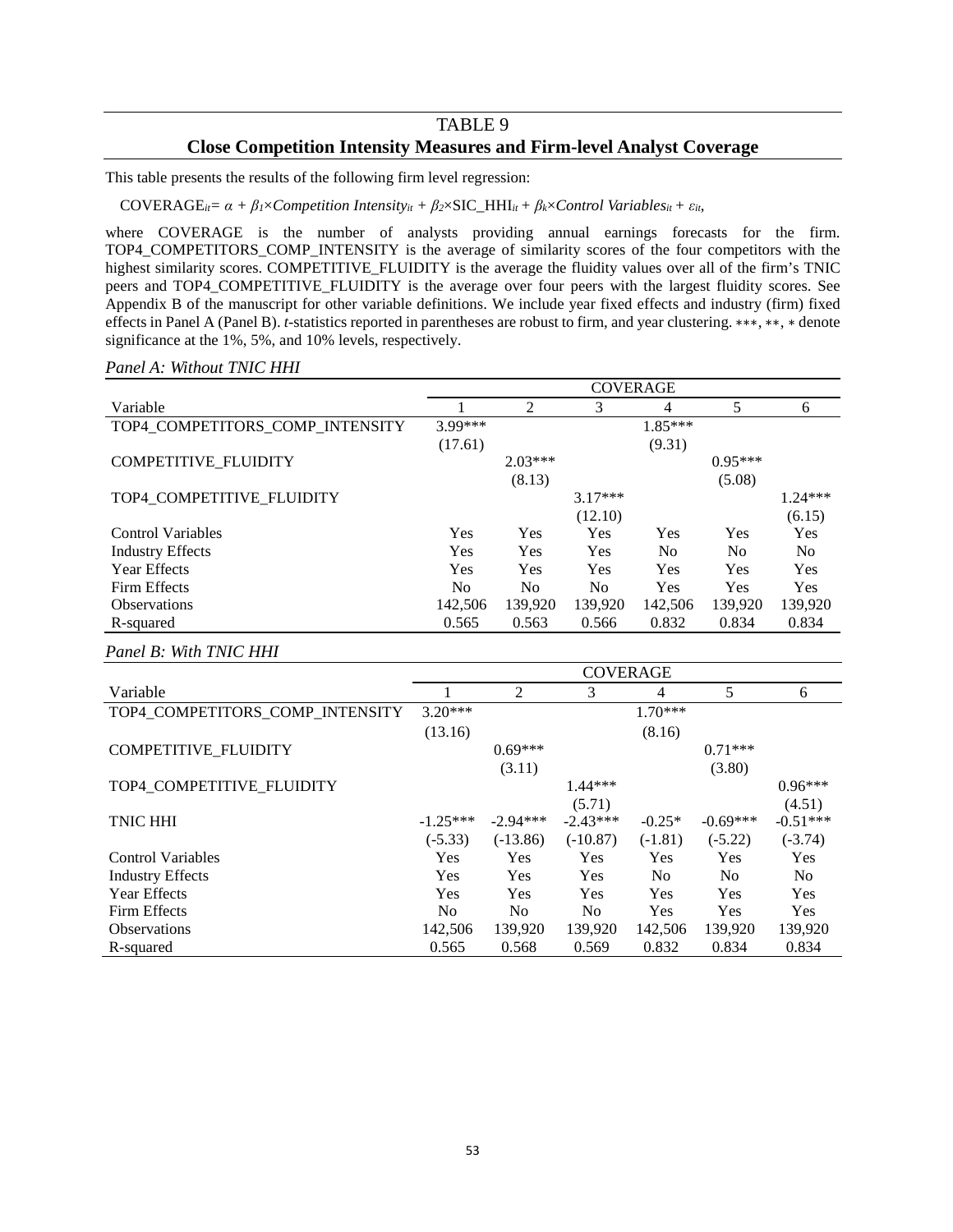# TABLE 9

## Close Competition Intensity Measures and Firm-level Analyst Coverage

This table presents the results of the following firm level regression:

$$COVERAGE_{it} = \alpha + \beta_1 \times Competition\ Intensity_{it} + \beta_2 \times SIC\_HHI_{it} + \beta_k \times Control\ Variables_{it} + \varepsilon_{it},$$

where COVERAGE is the number of analysts providing annual earnings forecasts for the firm. TOP4_COMPETITORS_COMP_INTENSITY is the average of similarity scores of the four competitors with the highest similarity scores. COMPETITIVE_FLUIDITY is the average the fluidity values over all of the firm's TNIC peers and TOP4_COMPETITIVE_FLUIDITY is the average over four peers with the largest fluidity scores. See Appendix B of the manuscript for other variable definitions. We include year fixed effects and industry (firm) fixed effects in Panel A (Panel B). *t*-statistics reported in parentheses are robust to firm, and year clustering. ***, **, * denote significance at the 1%, 5%, and 10% levels, respectively.

*Panel A: Without TNIC HHI*

| | COVERAGE | | | | | |
|---|---|---|---|---|---|---|
| Variable | 1 | 2 | 3 | 4 | 5 | 6 |
| TOP4_COMPETITORS_COMP_INTENSITY | 3.99*** | | | 1.85*** | | |
| | (17.61) | | | (9.31) | | |
| COMPETITIVE_FLUIDITY | | 2.03*** | | | 0.95*** | |
| | | (8.13) | | | (5.08) | |
| TOP4_COMPETITIVE_FLUIDITY | | | 3.17*** | | | 1.24*** |
| | | | (12.10) | | | (6.15) |
| Control Variables | Yes | Yes | Yes | Yes | Yes | Yes |
| Industry Effects | Yes | Yes | Yes | No | No | No |
| Year Effects | Yes | Yes | Yes | Yes | Yes | Yes |
| Firm Effects | No | No | No | Yes | Yes | Yes |
| Observations | 142,506 | 139,920 | 139,920 | 142,506 | 139,920 | 139,920 |
| R-squared | 0.565 | 0.563 | 0.566 | 0.832 | 0.834 | 0.834 |

*Panel B: With TNIC HHI*

| | COVERAGE | | | | | |
|---|---|---|---|---|---|---|
| Variable | 1 | 2 | 3 | 4 | 5 | 6 |
| TOP4_COMPETITORS_COMP_INTENSITY | 3.20*** | | | 1.70*** | | |
| | (13.16) | | | (8.16) | | |
| COMPETITIVE_FLUIDITY | | 0.69*** | | | 0.71*** | |
| | | (3.11) | | | (3.80) | |
| TOP4_COMPETITIVE_FLUIDITY | | | 1.44*** | | | 0.96*** |
| | | | (5.71) | | | (4.51) |
| TNIC HHI | -1.25*** | -2.94*** | -2.43*** | -0.25* | -0.69*** | -0.51*** |
| | (-5.33) | (-13.86) | (-10.87) | (-1.81) | (-5.22) | (-3.74) |
| Control Variables | Yes | Yes | Yes | Yes | Yes | Yes |
| Industry Effects | Yes | Yes | Yes | No | No | No |
| Year Effects | Yes | Yes | Yes | Yes | Yes | Yes |
| Firm Effects | No | No | No | Yes | Yes | Yes |
| Observations | 142,506 | 139,920 | 139,920 | 142,506 | 139,920 | 139,920 |
| R-squared | 0.565 | 0.568 | 0.569 | 0.832 | 0.834 | 0.834 |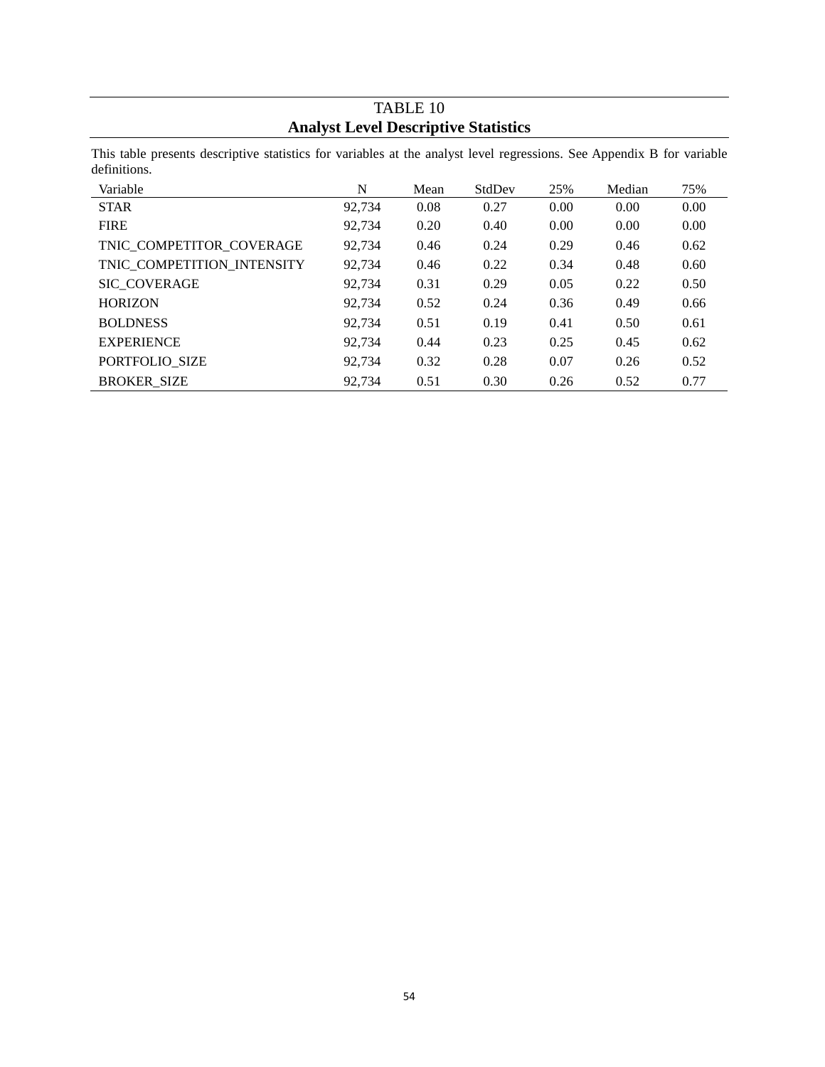# TABLE 10

## Analyst Level Descriptive Statistics

This table presents descriptive statistics for variables at the analyst level regressions. See Appendix B for variable definitions.

| Variable | N | Mean | StdDev | 25% | Median | 75% |
|---|---|---|---|---|---|---|
| STAR | 92,734 | 0.08 | 0.27 | 0.00 | 0.00 | 0.00 |
| FIRE | 92,734 | 0.20 | 0.40 | 0.00 | 0.00 | 0.00 |
| TNIC_COMPETITOR_COVERAGE | 92,734 | 0.46 | 0.24 | 0.29 | 0.46 | 0.62 |
| TNIC_COMPETITION_INTENSITY | 92,734 | 0.46 | 0.22 | 0.34 | 0.48 | 0.60 |
| SIC_COVERAGE | 92,734 | 0.31 | 0.29 | 0.05 | 0.22 | 0.50 |
| HORIZON | 92,734 | 0.52 | 0.24 | 0.36 | 0.49 | 0.66 |
| BOLDNESS | 92,734 | 0.51 | 0.19 | 0.41 | 0.50 | 0.61 |
| EXPERIENCE | 92,734 | 0.44 | 0.23 | 0.25 | 0.45 | 0.62 |
| PORTFOLIO_SIZE | 92,734 | 0.32 | 0.28 | 0.07 | 0.26 | 0.52 |
| BROKER_SIZE | 92,734 | 0.51 | 0.30 | 0.26 | 0.52 | 0.77 |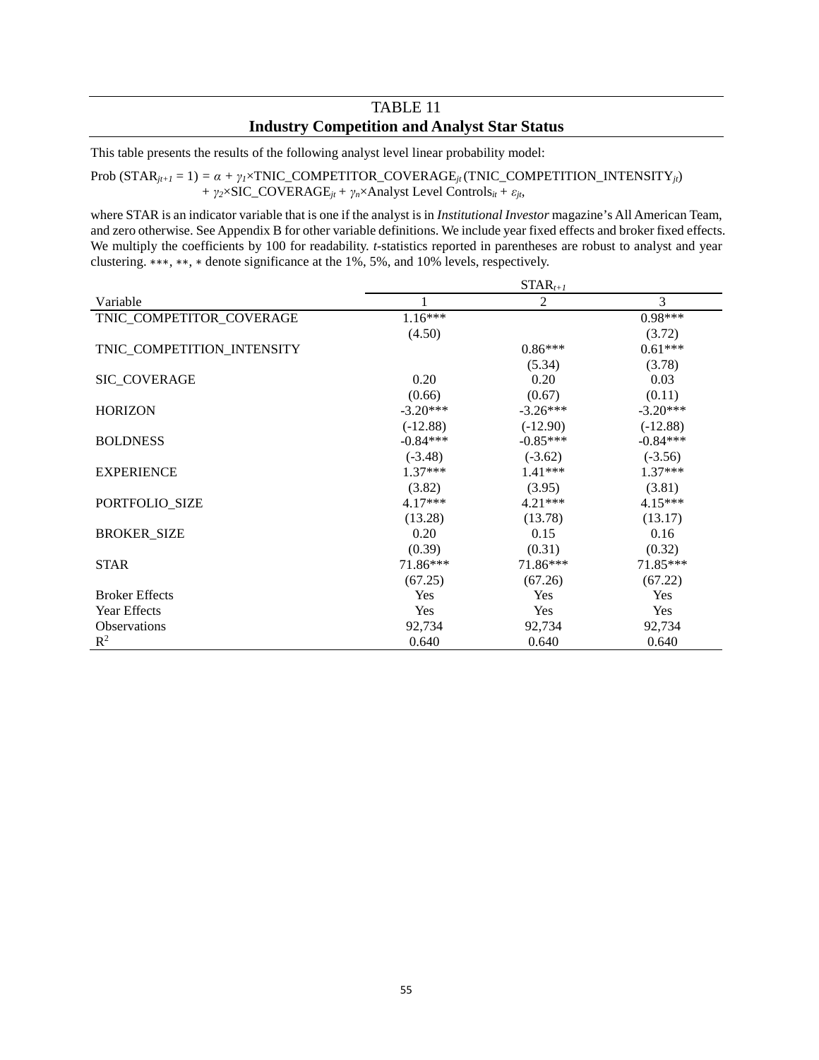# TABLE 11

## Industry Competition and Analyst Star Status

This table presents the results of the following analyst level linear probability model:

$$\text{Prob}\,(\text{STAR}_{jt+1} = 1) = \alpha + \gamma_1 \times \text{TNIC\_COMPETITOR\_COVERAGE}_{jt}\,(\text{TNIC\_COMPETITION\_INTENSITY}_{jt}) + \gamma_2 \times \text{SIC\_COVERAGE}_{jt} + \gamma_n \times \text{Analyst Level Controls}_{it} + \varepsilon_{jt},$$

where STAR is an indicator variable that is one if the analyst is in *Institutional Investor* magazine's All American Team, and zero otherwise. See Appendix B for other variable definitions. We include year fixed effects and broker fixed effects. We multiply the coefficients by 100 for readability. *t*-statistics reported in parentheses are robust to analyst and year clustering. ∗∗∗, ∗∗, ∗ denote significance at the 1%, 5%, and 10% levels, respectively.

| | $STAR_{t+1}$ | | |
|---|---|---|---|
| Variable | 1 | 2 | 3 |
| TNIC_COMPETITOR_COVERAGE | 1.16*** | | 0.98*** |
| | (4.50) | | (3.72) |
| TNIC_COMPETITION_INTENSITY | | 0.86*** | 0.61*** |
| | | (5.34) | (3.78) |
| SIC_COVERAGE | 0.20 | 0.20 | 0.03 |
| | (0.66) | (0.67) | (0.11) |
| HORIZON | -3.20*** | -3.26*** | -3.20*** |
| | (-12.88) | (-12.90) | (-12.88) |
| BOLDNESS | -0.84*** | -0.85*** | -0.84*** |
| | (-3.48) | (-3.62) | (-3.56) |
| EXPERIENCE | 1.37*** | 1.41*** | 1.37*** |
| | (3.82) | (3.95) | (3.81) |
| PORTFOLIO_SIZE | 4.17*** | 4.21*** | 4.15*** |
| | (13.28) | (13.78) | (13.17) |
| BROKER_SIZE | 0.20 | 0.15 | 0.16 |
| | (0.39) | (0.31) | (0.32) |
| STAR | 71.86*** | 71.86*** | 71.85*** |
| | (67.25) | (67.26) | (67.22) |
| Broker Effects | Yes | Yes | Yes |
| Year Effects | Yes | Yes | Yes |
| Observations | 92,734 | 92,734 | 92,734 |
| $R^2$ | 0.640 | 0.640 | 0.640 |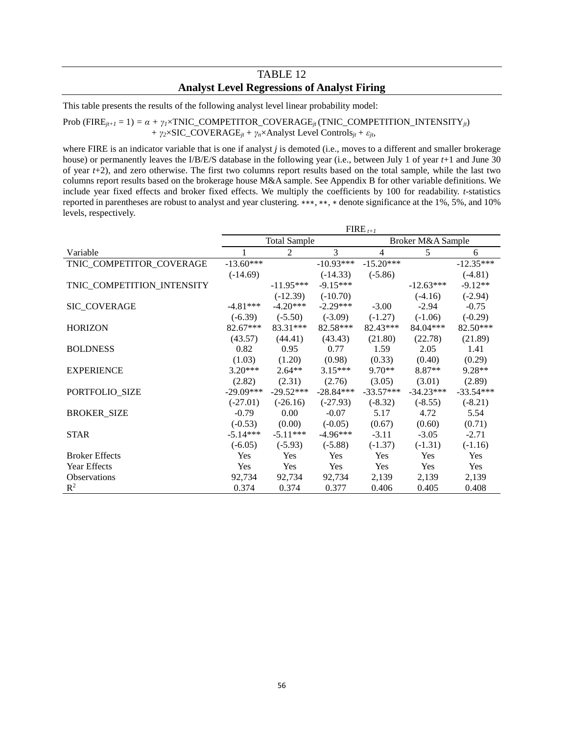# TABLE 12

## Analyst Level Regressions of Analyst Firing

This table presents the results of the following analyst level linear probability model:

$$\text{Prob}(\text{FIRE}_{jt+1} = 1) = \alpha + \gamma_1 \times \text{TNIC\_COMPETITOR\_COVERAGE}_{jt}\,(\text{TNIC\_COMPETITION\_INTENSITY}_{jt}) + \gamma_2 \times \text{SIC\_COVERAGE}_{jt} + \gamma_n \times \text{Analyst Level Controls}_{jt} + \varepsilon_{jt},$$

where FIRE is an indicator variable that is one if analyst *j* is demoted (i.e., moves to a different and smaller brokerage house) or permanently leaves the I/B/E/S database in the following year (i.e., between July 1 of year *t*+1 and June 30 of year *t*+2), and zero otherwise. The first two columns report results based on the total sample, while the last two columns report results based on the brokerage house M&A sample. See Appendix B for other variable definitions. We include year fixed effects and broker fixed effects. We multiply the coefficients by 100 for readability. *t*-statistics reported in parentheses are robust to analyst and year clustering. ∗∗∗, ∗∗, ∗ denote significance at the 1%, 5%, and 10% levels, respectively.

| | $\text{FIRE}_{t+1}$ | | | | | |
|---|---|---|---|---|---|---|
| | Total Sample | | | Broker M&A Sample | | |
| Variable | 1 | 2 | 3 | 4 | 5 | 6 |
| TNIC_COMPETITOR_COVERAGE | -13.60*** | | -10.93*** | -15.20*** | | -12.35*** |
| | (-14.69) | | (-14.33) | (-5.86) | | (-4.81) |
| TNIC_COMPETITION_INTENSITY | | -11.95*** | -9.15*** | | -12.63*** | -9.12** |
| | | (-12.39) | (-10.70) | | (-4.16) | (-2.94) |
| SIC_COVERAGE | -4.81*** | -4.20*** | -2.29*** | -3.00 | -2.94 | -0.75 |
| | (-6.39) | (-5.50) | (-3.09) | (-1.27) | (-1.06) | (-0.29) |
| HORIZON | 82.67*** | 83.31*** | 82.58*** | 82.43*** | 84.04*** | 82.50*** |
| | (43.57) | (44.41) | (43.43) | (21.80) | (22.78) | (21.89) |
| BOLDNESS | 0.82 | 0.95 | 0.77 | 1.59 | 2.05 | 1.41 |
| | (1.03) | (1.20) | (0.98) | (0.33) | (0.40) | (0.29) |
| EXPERIENCE | 3.20*** | 2.64** | 3.15*** | 9.70** | 8.87** | 9.28** |
| | (2.82) | (2.31) | (2.76) | (3.05) | (3.01) | (2.89) |
| PORTFOLIO_SIZE | -29.09*** | -29.52*** | -28.84*** | -33.57*** | -34.23*** | -33.54*** |
| | (-27.01) | (-26.16) | (-27.93) | (-8.32) | (-8.55) | (-8.21) |
| BROKER_SIZE | -0.79 | 0.00 | -0.07 | 5.17 | 4.72 | 5.54 |
| | (-0.53) | (0.00) | (-0.05) | (0.67) | (0.60) | (0.71) |
| STAR | -5.14*** | -5.11*** | -4.96*** | -3.11 | -3.05 | -2.71 |
| | (-6.05) | (-5.93) | (-5.88) | (-1.37) | (-1.31) | (-1.16) |
| Broker Effects | Yes | Yes | Yes | Yes | Yes | Yes |
| Year Effects | Yes | Yes | Yes | Yes | Yes | Yes |
| Observations | 92,734 | 92,734 | 92,734 | 2,139 | 2,139 | 2,139 |
| $R^2$ | 0.374 | 0.374 | 0.377 | 0.406 | 0.405 | 0.408 |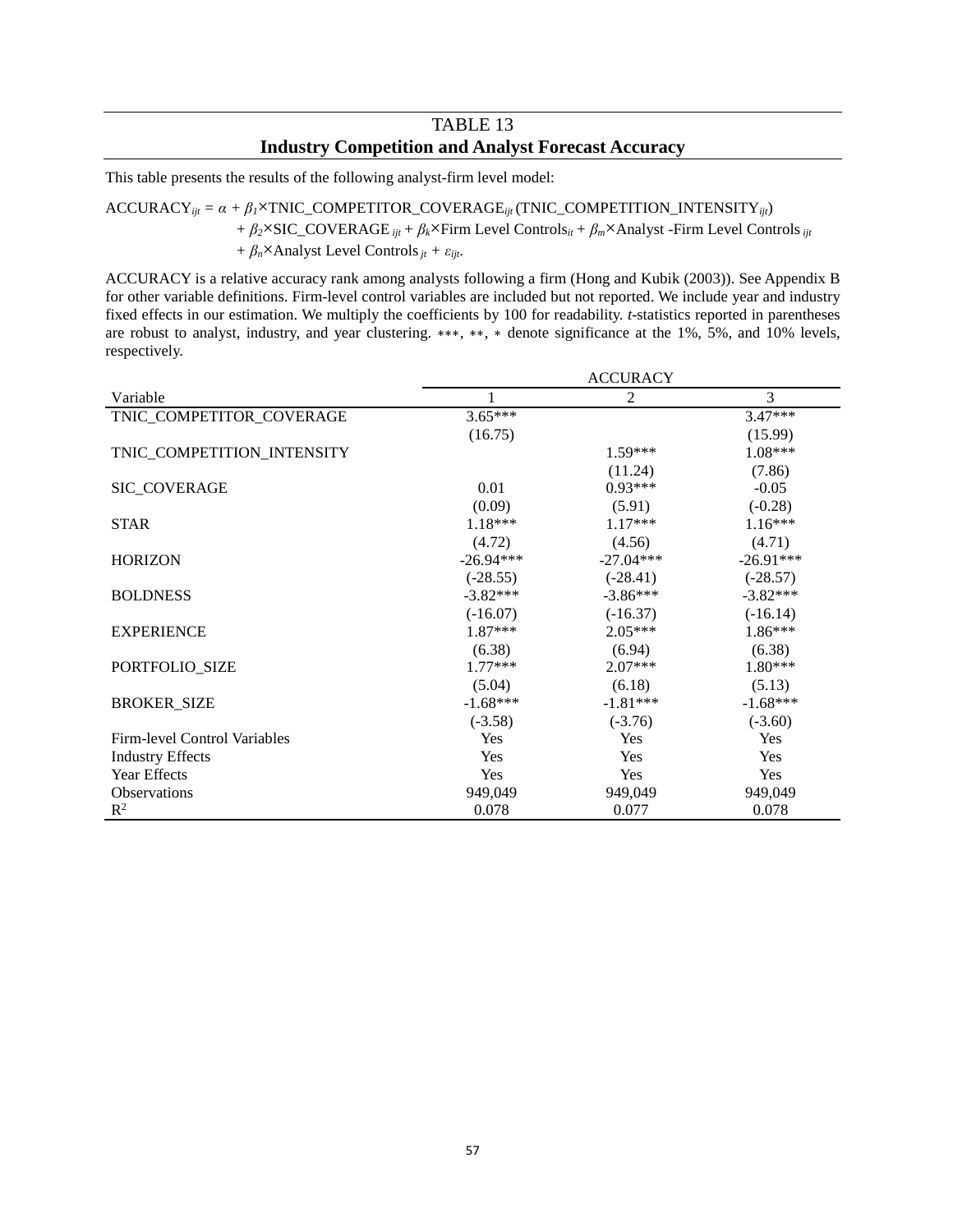## TABLE 13
## Industry Competition and Analyst Forecast Accuracy

This table presents the results of the following analyst-firm level model:

$$
\begin{aligned}
ACCURACY_{ijt} = \alpha &+ \beta_1 \times TNIC\_COMPETITOR\_COVERAGE_{ijt}\,(TNIC\_COMPETITION\_INTENSITY_{ijt}) \\
&+ \beta_2 \times SIC\_COVERAGE_{ijt} + \beta_k \times \text{Firm Level Controls}_{it} + \beta_m \times \text{Analyst -Firm Level Controls}_{ijt} \\
&+ \beta_n \times \text{Analyst Level Controls}_{jt} + \varepsilon_{ijt}.
\end{aligned}
$$

ACCURACY is a relative accuracy rank among analysts following a firm (Hong and Kubik (2003)). See Appendix B for other variable definitions. Firm-level control variables are included but not reported. We include year and industry fixed effects in our estimation. We multiply the coefficients by 100 for readability. *t*-statistics reported in parentheses are robust to analyst, industry, and year clustering. ∗∗∗, ∗∗, ∗ denote significance at the 1%, 5%, and 10% levels, respectively.

| | ACCURACY | | |
|---|---|---|---|
| Variable | 1 | 2 | 3 |
| TNIC_COMPETITOR_COVERAGE | 3.65*** | | 3.47*** |
| | (16.75) | | (15.99) |
| TNIC_COMPETITION_INTENSITY | | 1.59*** | 1.08*** |
| | | (11.24) | (7.86) |
| SIC_COVERAGE | 0.01 | 0.93*** | -0.05 |
| | (0.09) | (5.91) | (-0.28) |
| STAR | 1.18*** | 1.17*** | 1.16*** |
| | (4.72) | (4.56) | (4.71) |
| HORIZON | -26.94*** | -27.04*** | -26.91*** |
| | (-28.55) | (-28.41) | (-28.57) |
| BOLDNESS | -3.82*** | -3.86*** | -3.82*** |
| | (-16.07) | (-16.37) | (-16.14) |
| EXPERIENCE | 1.87*** | 2.05*** | 1.86*** |
| | (6.38) | (6.94) | (6.38) |
| PORTFOLIO_SIZE | 1.77*** | 2.07*** | 1.80*** |
| | (5.04) | (6.18) | (5.13) |
| BROKER_SIZE | -1.68*** | -1.81*** | -1.68*** |
| | (-3.58) | (-3.76) | (-3.60) |
| Firm-level Control Variables | Yes | Yes | Yes |
| Industry Effects | Yes | Yes | Yes |
| Year Effects | Yes | Yes | Yes |
| Observations | 949,049 | 949,049 | 949,049 |
| $R^2$ | 0.078 | 0.077 | 0.078 |